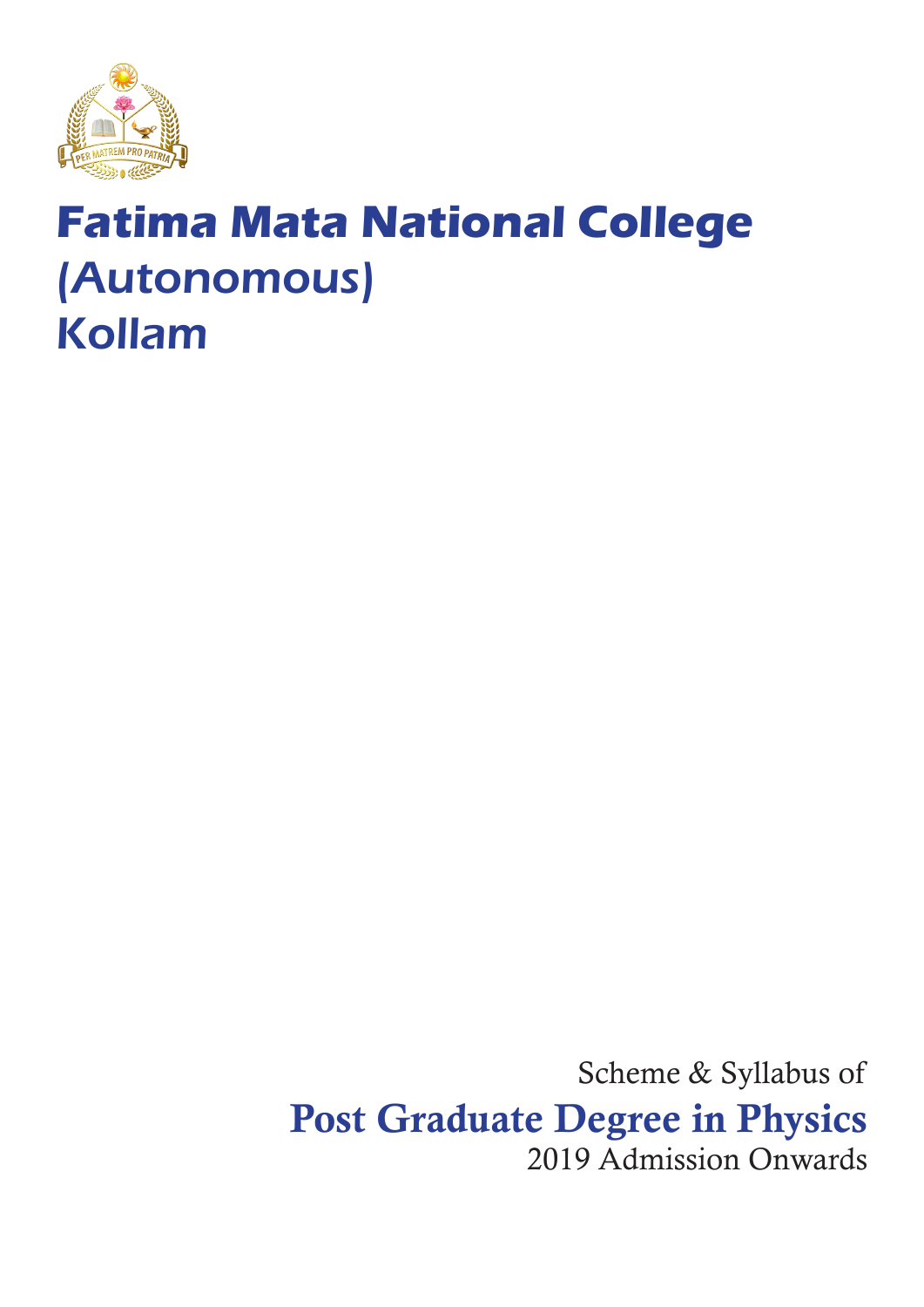# Fatima Mata National College
## (Autonomous)
## Kollam

Scheme & Syllabus of

## Post Graduate Degree in Physics

2019 Admission Onwards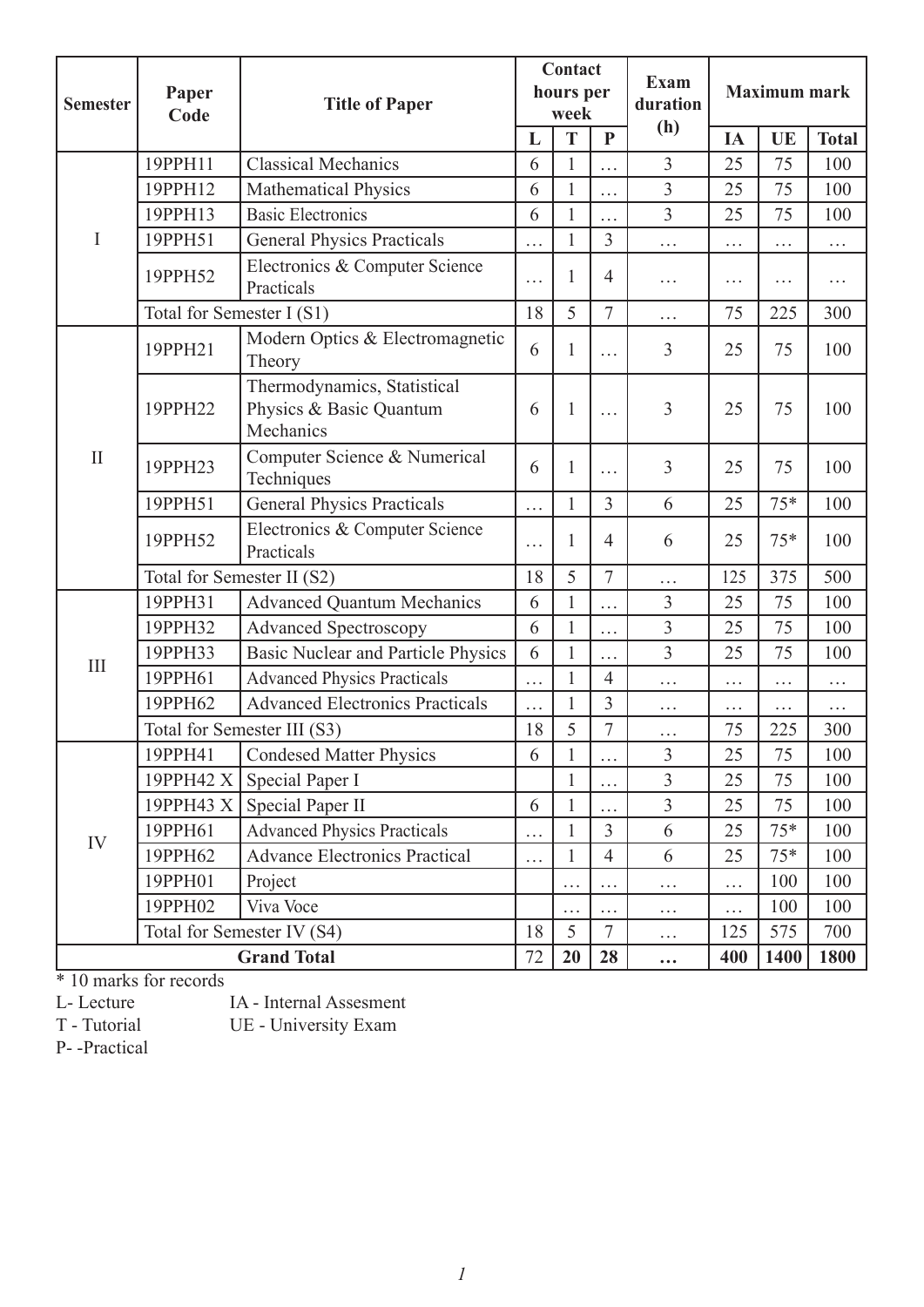| Semester | Paper Code | Title of Paper | Contact hours per week | | | Exam duration (h) | Maximum mark | | |
|---|---|---|---|---|---|---|---|---|---|
| | | | L | T | P | | IA | UE | Total |
| I | 19PPH11 | Classical Mechanics | 6 | 1 | … | 3 | 25 | 75 | 100 |
| | 19PPH12 | Mathematical Physics | 6 | 1 | … | 3 | 25 | 75 | 100 |
| | 19PPH13 | Basic Electronics | 6 | 1 | … | 3 | 25 | 75 | 100 |
| | 19PPH51 | General Physics Practicals | … | 1 | 3 | … | … | … | … |
| | 19PPH52 | Electronics & Computer Science Practicals | … | 1 | 4 | … | … | … | … |
| | Total for Semester I (S1) | | 18 | 5 | 7 | … | 75 | 225 | 300 |
| II | 19PPH21 | Modern Optics & Electromagnetic Theory | 6 | 1 | … | 3 | 25 | 75 | 100 |
| | 19PPH22 | Thermodynamics, Statistical Physics & Basic Quantum Mechanics | 6 | 1 | … | 3 | 25 | 75 | 100 |
| | 19PPH23 | Computer Science & Numerical Techniques | 6 | 1 | … | 3 | 25 | 75 | 100 |
| | 19PPH51 | General Physics Practicals | … | 1 | 3 | 6 | 25 | 75* | 100 |
| | 19PPH52 | Electronics & Computer Science Practicals | … | 1 | 4 | 6 | 25 | 75* | 100 |
| | Total for Semester II (S2) | | 18 | 5 | 7 | … | 125 | 375 | 500 |
| III | 19PPH31 | Advanced Quantum Mechanics | 6 | 1 | … | 3 | 25 | 75 | 100 |
| | 19PPH32 | Advanced Spectroscopy | 6 | 1 | … | 3 | 25 | 75 | 100 |
| | 19PPH33 | Basic Nuclear and Particle Physics | 6 | 1 | … | 3 | 25 | 75 | 100 |
| | 19PPH61 | Advanced Physics Practicals | … | 1 | 4 | … | … | … | … |
| | 19PPH62 | Advanced Electronics Practicals | … | 1 | 3 | … | … | … | … |
| | Total for Semester III (S3) | | 18 | 5 | 7 | … | 75 | 225 | 300 |
| IV | 19PPH41 | Condesed Matter Physics | 6 | 1 | … | 3 | 25 | 75 | 100 |
| | 19PPH42 X | Special Paper I | | 1 | … | 3 | 25 | 75 | 100 |
| | 19PPH43 X | Special Paper II | 6 | 1 | … | 3 | 25 | 75 | 100 |
| | 19PPH61 | Advanced Physics Practicals | … | 1 | 3 | 6 | 25 | 75* | 100 |
| | 19PPH62 | Advance Electronics Practical | … | 1 | 4 | 6 | 25 | 75* | 100 |
| | 19PPH01 | Project | | … | … | … | … | 100 | 100 |
| | 19PPH02 | Viva Voce | | … | … | … | … | 100 | 100 |
| | Total for Semester IV (S4) | | 18 | 5 | 7 | … | 125 | 575 | 700 |
| **Grand Total** | | | 72 | **20** | **28** | **…** | **400** | **1400** | **1800** |

* 10 marks for records

L- Lecture IA - Internal Assesment

T - Tutorial UE - University Exam

P- -Practical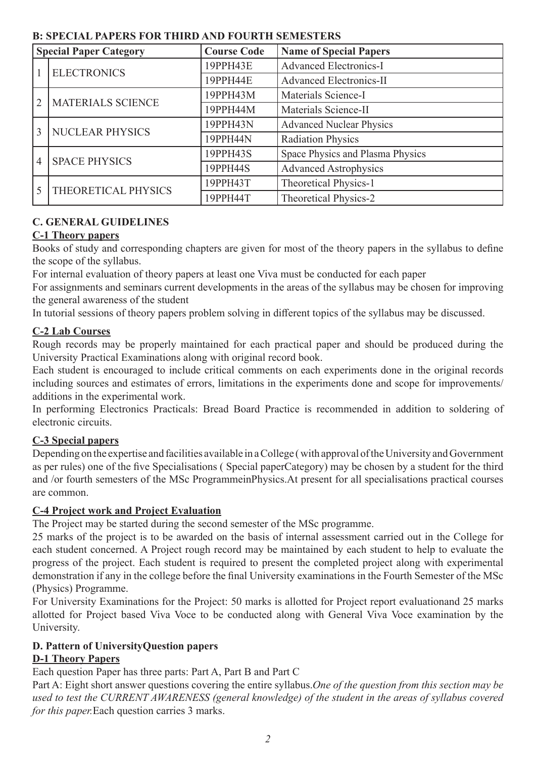### B: SPECIAL PAPERS FOR THIRD AND FOURTH SEMESTERS

| Special Paper Category | | Course Code | Name of Special Papers |
|---|---|---|---|
| 1 | ELECTRONICS | 19PPH43E | Advanced Electronics-I |
| | | 19PPH44E | Advanced Electronics-II |
| 2 | MATERIALS SCIENCE | 19PPH43M | Materials Science-I |
| | | 19PPH44M | Materials Science-II |
| 3 | NUCLEAR PHYSICS | 19PPH43N | Advanced Nuclear Physics |
| | | 19PPH44N | Radiation Physics |
| 4 | SPACE PHYSICS | 19PPH43S | Space Physics and Plasma Physics |
| | | 19PPH44S | Advanced Astrophysics |
| 5 | THEORETICAL PHYSICS | 19PPH43T | Theoretical Physics-1 |
| | | 19PPH44T | Theoretical Physics-2 |

### C. GENERAL GUIDELINES

#### C-1 Theory papers

Books of study and corresponding chapters are given for most of the theory papers in the syllabus to define the scope of the syllabus.

For internal evaluation of theory papers at least one Viva must be conducted for each paper

For assignments and seminars current developments in the areas of the syllabus may be chosen for improving the general awareness of the student

In tutorial sessions of theory papers problem solving in different topics of the syllabus may be discussed.

#### C-2 Lab Courses

Rough records may be properly maintained for each practical paper and should be produced during the University Practical Examinations along with original record book.

Each student is encouraged to include critical comments on each experiments done in the original records including sources and estimates of errors, limitations in the experiments done and scope for improvements/ additions in the experimental work.

In performing Electronics Practicals: Bread Board Practice is recommended in addition to soldering of electronic circuits.

#### C-3 Special papers

Depending on the expertise and facilities available in a College ( with approval of the University and Government as per rules) one of the five Specialisations ( Special paperCategory) may be chosen by a student for the third and /or fourth semesters of the MSc ProgrammeinPhysics.At present for all specialisations practical courses are common.

#### C-4 Project work and Project Evaluation

The Project may be started during the second semester of the MSc programme.

25 marks of the project is to be awarded on the basis of internal assessment carried out in the College for each student concerned. A Project rough record may be maintained by each student to help to evaluate the progress of the project. Each student is required to present the completed project along with experimental demonstration if any in the college before the final University examinations in the Fourth Semester of the MSc (Physics) Programme.

For University Examinations for the Project: 50 marks is allotted for Project report evaluationand 25 marks allotted for Project based Viva Voce to be conducted along with General Viva Voce examination by the University.

### D. Pattern of UniversityQuestion papers

#### D-1 Theory Papers

Each question Paper has three parts: Part A, Part B and Part C

Part A: Eight short answer questions covering the entire syllabus.*One of the question from this section may be used to test the CURRENT AWARENESS (general knowledge) of the student in the areas of syllabus covered for this paper.*Each question carries 3 marks.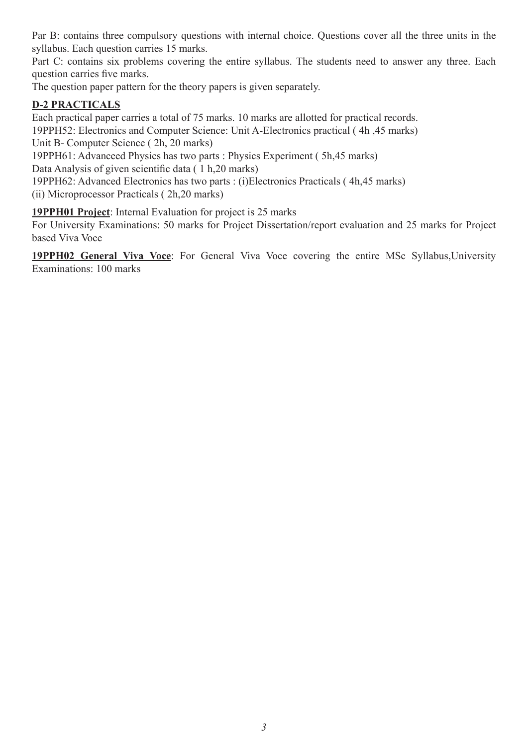Par B: contains three compulsory questions with internal choice. Questions cover all the three units in the syllabus. Each question carries 15 marks.

Part C: contains six problems covering the entire syllabus. The students need to answer any three. Each question carries five marks.

The question paper pattern for the theory papers is given separately.

**D-2 PRACTICALS**

Each practical paper carries a total of 75 marks. 10 marks are allotted for practical records.

19PPH52: Electronics and Computer Science: Unit A-Electronics practical ( 4h ,45 marks)

Unit B- Computer Science ( 2h, 20 marks)

19PPH61: Advanceed Physics has two parts : Physics Experiment ( 5h,45 marks)

Data Analysis of given scientific data ( 1 h,20 marks)

19PPH62: Advanced Electronics has two parts : (i)Electronics Practicals ( 4h,45 marks)

(ii) Microprocessor Practicals ( 2h,20 marks)

**19PPH01 Project**: Internal Evaluation for project is 25 marks

For University Examinations: 50 marks for Project Dissertation/report evaluation and 25 marks for Project based Viva Voce

**19PPH02 General Viva Voce**: For General Viva Voce covering the entire MSc Syllabus,University Examinations: 100 marks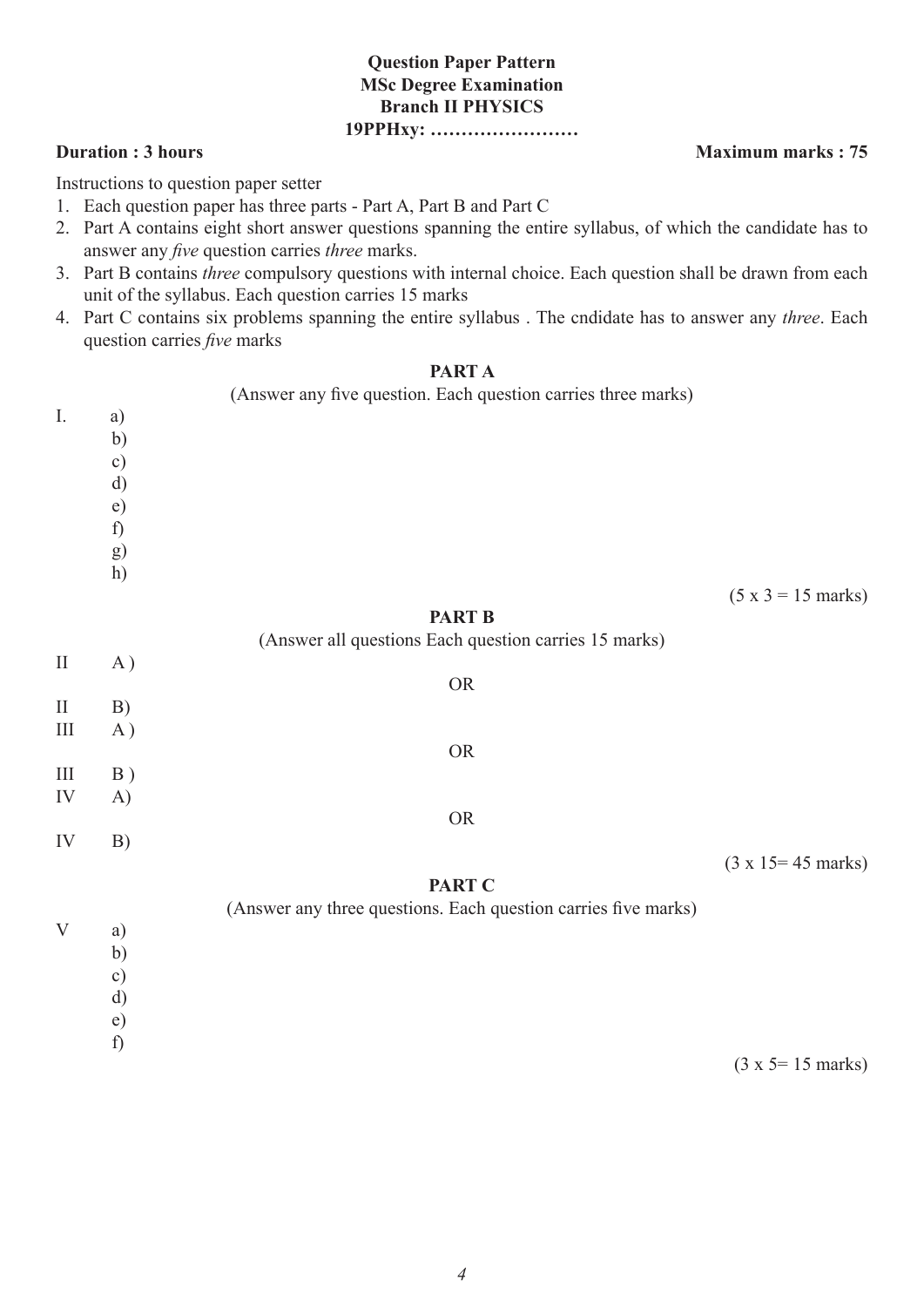**Question Paper Pattern**
**MSc Degree Examination**
**Branch II PHYSICS**
**19PPHxy: ……………………**

**Duration : 3 hours** **Maximum marks : 75**

Instructions to question paper setter

1. Each question paper has three parts - Part A, Part B and Part C
2. Part A contains eight short answer questions spanning the entire syllabus, of which the candidate has to answer any *five* question carries *three* marks.
3. Part B contains *three* compulsory questions with internal choice. Each question shall be drawn from each unit of the syllabus. Each question carries 15 marks
4. Part C contains six problems spanning the entire syllabus . The cndidate has to answer any *three*. Each question carries *five* marks

**PART A**

(Answer any five question. Each question carries three marks)

I. a)
 b)
 c)
 d)
 e)
 f)
 g)
 h)

(5 x 3 = 15 marks)

**PART B**

(Answer all questions Each question carries 15 marks)

II A )

OR

II B)

III A )

OR

III B )

IV A)

OR

IV B)

(3 x 15= 45 marks)

**PART C**

(Answer any three questions. Each question carries five marks)

V a)
 b)
 c)
 d)
 e)
 f)

(3 x 5= 15 marks)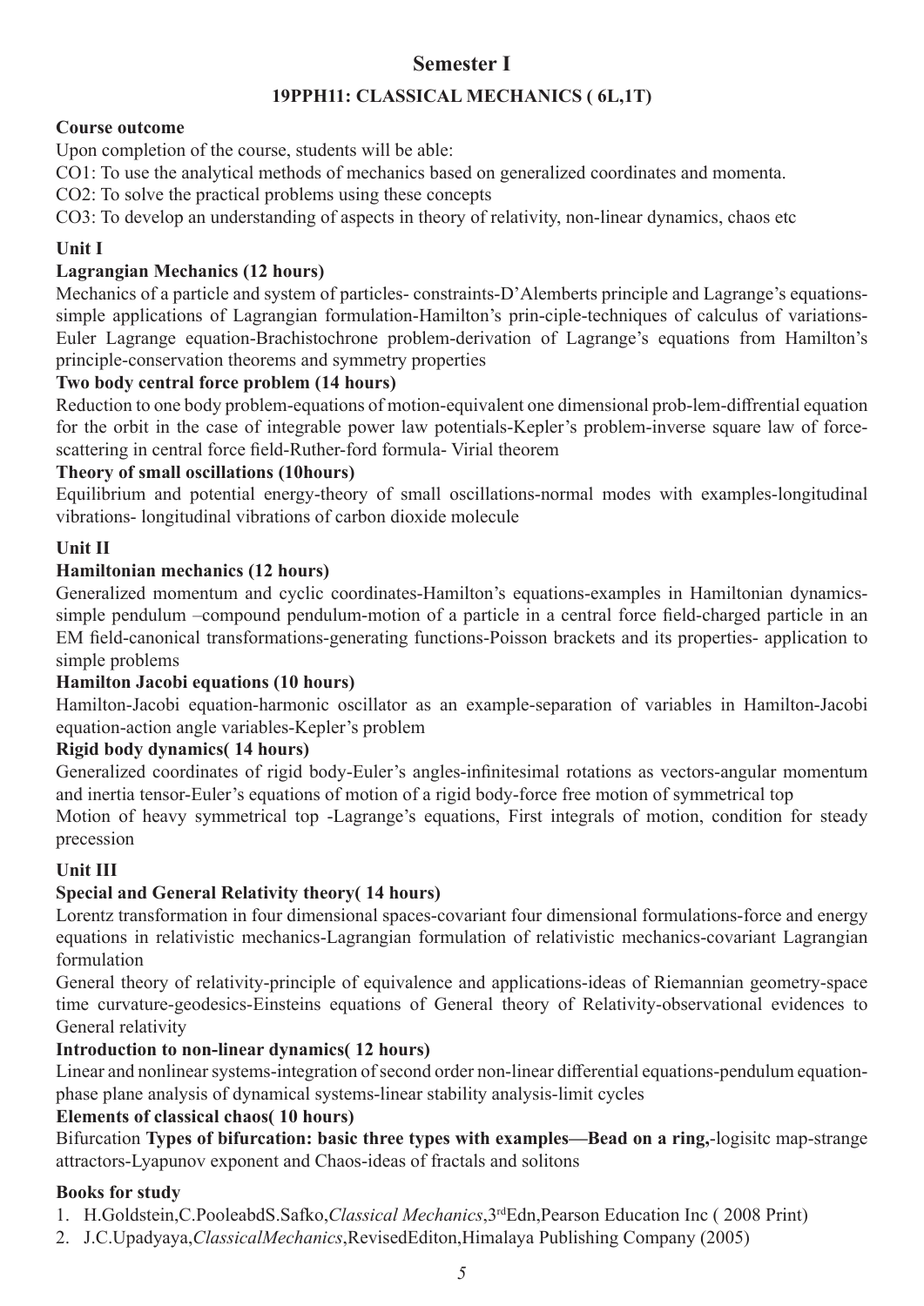## Semester I

### 19PPH11: CLASSICAL MECHANICS ( 6L,1T)

**Course outcome**

Upon completion of the course, students will be able:

CO1: To use the analytical methods of mechanics based on generalized coordinates and momenta.

CO2: To solve the practical problems using these concepts

CO3: To develop an understanding of aspects in theory of relativity, non-linear dynamics, chaos etc

**Unit I**

**Lagrangian Mechanics (12 hours)**

Mechanics of a particle and system of particles- constraints-D'Alemberts principle and Lagrange's equations-simple applications of Lagrangian formulation-Hamilton's prin-ciple-techniques of calculus of variations-Euler Lagrange equation-Brachistochrone problem-derivation of Lagrange's equations from Hamilton's principle-conservation theorems and symmetry properties

**Two body central force problem (14 hours)**

Reduction to one body problem-equations of motion-equivalent one dimensional prob-lem-diffrential equation for the orbit in the case of integrable power law potentials-Kepler's problem-inverse square law of force-scattering in central force field-Ruther-ford formula- Virial theorem

**Theory of small oscillations (10hours)**

Equilibrium and potential energy-theory of small oscillations-normal modes with examples-longitudinal vibrations- longitudinal vibrations of carbon dioxide molecule

**Unit II**

**Hamiltonian mechanics (12 hours)**

Generalized momentum and cyclic coordinates-Hamilton's equations-examples in Hamiltonian dynamics-simple pendulum –compound pendulum-motion of a particle in a central force field-charged particle in an EM field-canonical transformations-generating functions-Poisson brackets and its properties- application to simple problems

**Hamilton Jacobi equations (10 hours)**

Hamilton-Jacobi equation-harmonic oscillator as an example-separation of variables in Hamilton-Jacobi equation-action angle variables-Kepler's problem

**Rigid body dynamics( 14 hours)**

Generalized coordinates of rigid body-Euler's angles-infinitesimal rotations as vectors-angular momentum and inertia tensor-Euler's equations of motion of a rigid body-force free motion of symmetrical top

Motion of heavy symmetrical top -Lagrange's equations, First integrals of motion, condition for steady precession

**Unit III**

**Special and General Relativity theory( 14 hours)**

Lorentz transformation in four dimensional spaces-covariant four dimensional formulations-force and energy equations in relativistic mechanics-Lagrangian formulation of relativistic mechanics-covariant Lagrangian formulation

General theory of relativity-principle of equivalence and applications-ideas of Riemannian geometry-space time curvature-geodesics-Einsteins equations of General theory of Relativity-observational evidences to General relativity

**Introduction to non-linear dynamics( 12 hours)**

Linear and nonlinear systems-integration of second order non-linear differential equations-pendulum equation-phase plane analysis of dynamical systems-linear stability analysis-limit cycles

**Elements of classical chaos( 10 hours)**

Bifurcation **Types of bifurcation: basic three types with examples—Bead on a ring,**-logisitc map-strange attractors-Lyapunov exponent and Chaos-ideas of fractals and solitons

**Books for study**

1. H.Goldstein,C.PooleabdS.Safko,*Classical Mechanics*,3rdEdn,Pearson Education Inc ( 2008 Print)
2. J.C.Upadyaya,*ClassicalMechanics*,RevisedEditon,Himalaya Publishing Company (2005)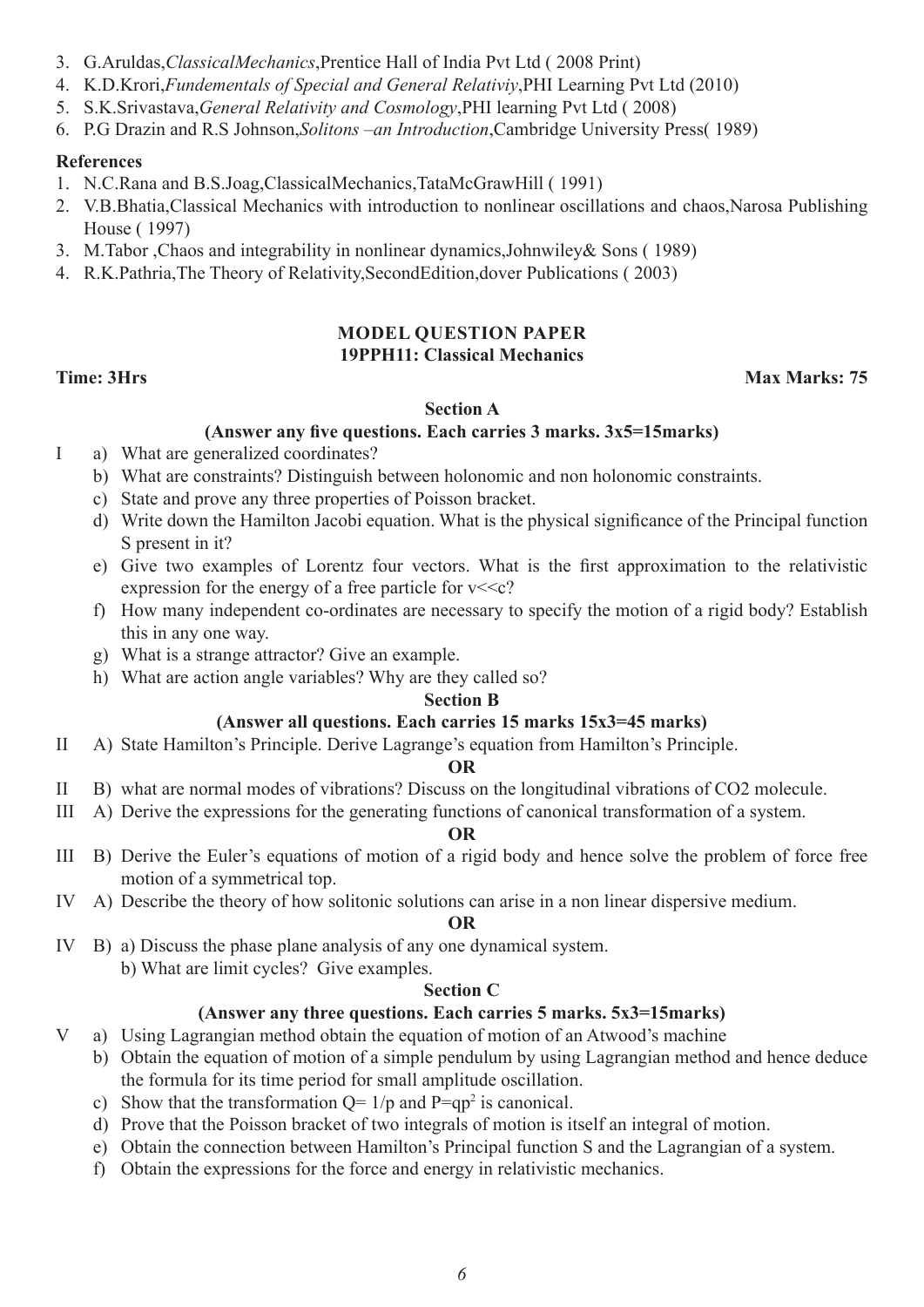3. G.Aruldas,*ClassicalMechanics*,Prentice Hall of India Pvt Ltd ( 2008 Print)
4. K.D.Krori,*Fundementals of Special and General Relativiy*,PHI Learning Pvt Ltd (2010)
5. S.K.Srivastava,*General Relativity and Cosmology*,PHI learning Pvt Ltd ( 2008)
6. P.G Drazin and R.S Johnson,*Solitons –an Introduction*,Cambridge University Press( 1989)

**References**

1. N.C.Rana and B.S.Joag,ClassicalMechanics,TataMcGrawHill ( 1991)
2. V.B.Bhatia,Classical Mechanics with introduction to nonlinear oscillations and chaos,Narosa Publishing House ( 1997)
3. M.Tabor ,Chaos and integrability in nonlinear dynamics,Johnwiley& Sons ( 1989)
4. R.K.Pathria,The Theory of Relativity,SecondEdition,dover Publications ( 2003)

## MODEL QUESTION PAPER
## 19PPH11: Classical Mechanics

**Time: 3Hrs** **Max Marks: 75**

### Section A

**(Answer any five questions. Each carries 3 marks. 3x5=15marks)**

I a) What are generalized coordinates?

b) What are constraints? Distinguish between holonomic and non holonomic constraints.

c) State and prove any three properties of Poisson bracket.

d) Write down the Hamilton Jacobi equation. What is the physical significance of the Principal function S present in it?

e) Give two examples of Lorentz four vectors. What is the first approximation to the relativistic expression for the energy of a free particle for $v<<c$?

f) How many independent co-ordinates are necessary to specify the motion of a rigid body? Establish this in any one way.

g) What is a strange attractor? Give an example.

h) What are action angle variables? Why are they called so?

### Section B

**(Answer all questions. Each carries 15 marks 15x3=45 marks)**

II A) State Hamilton's Principle. Derive Lagrange's equation from Hamilton's Principle.

**OR**

II B) what are normal modes of vibrations? Discuss on the longitudinal vibrations of $CO_2$ molecule.

III A) Derive the expressions for the generating functions of canonical transformation of a system.

**OR**

III B) Derive the Euler's equations of motion of a rigid body and hence solve the problem of force free motion of a symmetrical top.

IV A) Describe the theory of how solitonic solutions can arise in a non linear dispersive medium.

**OR**

IV B) a) Discuss the phase plane analysis of any one dynamical system.

b) What are limit cycles? Give examples.

### Section C

**(Answer any three questions. Each carries 5 marks. 5x3=15marks)**

V a) Using Lagrangian method obtain the equation of motion of an Atwood's machine

b) Obtain the equation of motion of a simple pendulum by using Lagrangian method and hence deduce the formula for its time period for small amplitude oscillation.

c) Show that the transformation $Q= 1/p$ and $P=qp^2$ is canonical.

d) Prove that the Poisson bracket of two integrals of motion is itself an integral of motion.

e) Obtain the connection between Hamilton's Principal function S and the Lagrangian of a system.

f) Obtain the expressions for the force and energy in relativistic mechanics.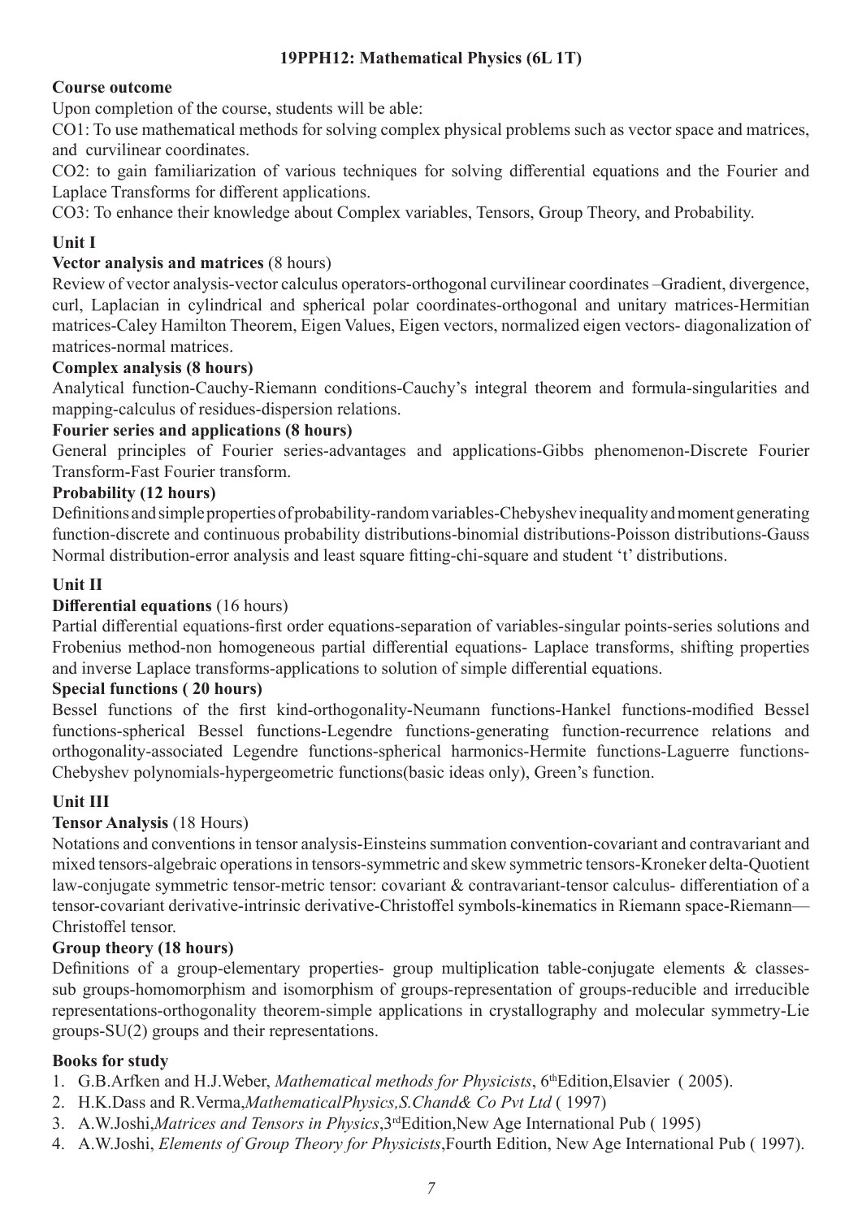## 19PPH12: Mathematical Physics (6L 1T)

**Course outcome**

Upon completion of the course, students will be able:

CO1: To use mathematical methods for solving complex physical problems such as vector space and matrices, and curvilinear coordinates.

CO2: to gain familiarization of various techniques for solving differential equations and the Fourier and Laplace Transforms for different applications.

CO3: To enhance their knowledge about Complex variables, Tensors, Group Theory, and Probability.

### Unit I

**Vector analysis and matrices** (8 hours)

Review of vector analysis-vector calculus operators-orthogonal curvilinear coordinates –Gradient, divergence, curl, Laplacian in cylindrical and spherical polar coordinates-orthogonal and unitary matrices-Hermitian matrices-Caley Hamilton Theorem, Eigen Values, Eigen vectors, normalized eigen vectors- diagonalization of matrices-normal matrices.

**Complex analysis (8 hours)**

Analytical function-Cauchy-Riemann conditions-Cauchy's integral theorem and formula-singularities and mapping-calculus of residues-dispersion relations.

**Fourier series and applications (8 hours)**

General principles of Fourier series-advantages and applications-Gibbs phenomenon-Discrete Fourier Transform-Fast Fourier transform.

**Probability (12 hours)**

Definitions and simple properties of probability-random variables-Chebyshev inequality and moment generating function-discrete and continuous probability distributions-binomial distributions-Poisson distributions-Gauss Normal distribution-error analysis and least square fitting-chi-square and student 't' distributions.

### Unit II

**Differential equations** (16 hours)

Partial differential equations-first order equations-separation of variables-singular points-series solutions and Frobenius method-non homogeneous partial differential equations- Laplace transforms, shifting properties and inverse Laplace transforms-applications to solution of simple differential equations.

**Special functions ( 20 hours)**

Bessel functions of the first kind-orthogonality-Neumann functions-Hankel functions-modified Bessel functions-spherical Bessel functions-Legendre functions-generating function-recurrence relations and orthogonality-associated Legendre functions-spherical harmonics-Hermite functions-Laguerre functions-Chebyshev polynomials-hypergeometric functions(basic ideas only), Green's function.

### Unit III

**Tensor Analysis** (18 Hours)

Notations and conventions in tensor analysis-Einsteins summation convention-covariant and contravariant and mixed tensors-algebraic operations in tensors-symmetric and skew symmetric tensors-Kroneker delta-Quotient law-conjugate symmetric tensor-metric tensor: covariant & contravariant-tensor calculus- differentiation of a tensor-covariant derivative-intrinsic derivative-Christoffel symbols-kinematics in Riemann space-Riemann—Christoffel tensor.

**Group theory (18 hours)**

Definitions of a group-elementary properties- group multiplication table-conjugate elements & classes-sub groups-homomorphism and isomorphism of groups-representation of groups-reducible and irreducible representations-orthogonality theorem-simple applications in crystallography and molecular symmetry-Lie groups-SU(2) groups and their representations.

**Books for study**

1. G.B.Arfken and H.J.Weber, *Mathematical methods for Physicists*, 6th Edition,Elsavier ( 2005).
2. H.K.Dass and R.Verma,*MathematicalPhysics,S.Chand& Co Pvt Ltd* ( 1997)
3. A.W.Joshi,*Matrices and Tensors in Physics*,3rd Edition,New Age International Pub ( 1995)
4. A.W.Joshi, *Elements of Group Theory for Physicists*,Fourth Edition, New Age International Pub ( 1997).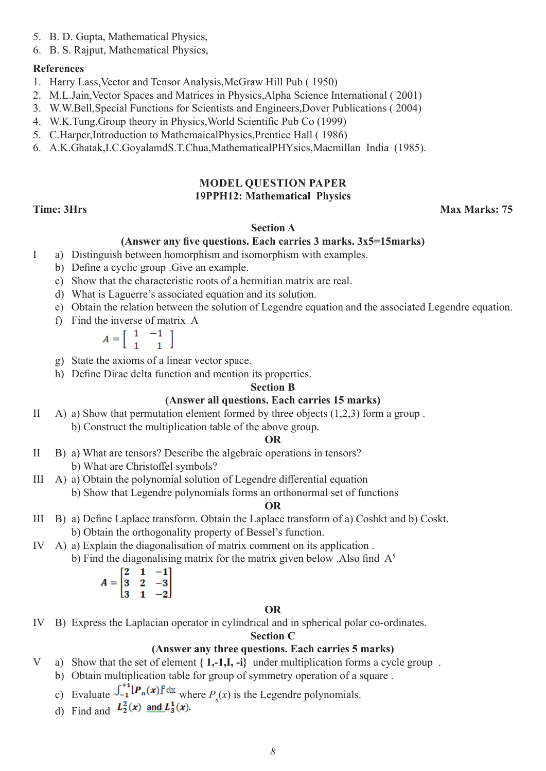5. B. D. Gupta, Mathematical Physics,
6. B. S. Rajput, Mathematical Physics,

**References**

1. Harry Lass,Vector and Tensor Analysis,McGraw Hill Pub ( 1950)
2. M.L.Jain,Vector Spaces and Matrices in Physics,Alpha Science International ( 2001)
3. W.W.Bell,Special Functions for Scientists and Engineers,Dover Publications ( 2004)
4. W.K.Tung,Group theory in Physics,World Scientific Pub Co (1999)
5. C.Harper,Introduction to MathemaicalPhysics,Prentice Hall ( 1986)
6. A.K.Ghatak,I.C.GoyalamdS.T.Chua,MathematicalPHYsics,Macmillan India (1985).

## MODEL QUESTION PAPER

### 19PPH12: Mathematical Physics

**Time: 3Hrs** **Max Marks: 75**

### Section A

**(Answer any five questions. Each carries 3 marks. 3x5=15marks)**

I
a) Distinguish between homorphism and isomorphism with examples.
b) Define a cyclic group .Give an example.
c) Show that the characteristic roots of a hermitian matrix are real.
d) What is Laguerre's associated equation and its solution.
e) Obtain the relation between the solution of Legendre equation and the associated Legendre equation.
f) Find the inverse of matrix A

$$A = \begin{bmatrix} 1 & -1 \\ 1 & 1 \end{bmatrix}$$

g) State the axioms of a linear vector space.
h) Define Dirac delta function and mention its properties.

### Section B

**(Answer all questions. Each carries 15 marks)**

II A) a) Show that permutation element formed by three objects (1,2,3) form a group .
b) Construct the multiplication table of the above group.

**OR**

II B) a) What are tensors? Describe the algebraic operations in tensors?
b) What are Christoffel symbols?

III A) a) Obtain the polynomial solution of Legendre differential equation
b) Show that Legendre polynomials forms an orthonormal set of functions

**OR**

III B) a) Define Laplace transform. Obtain the Laplace transform of a) Coshkt and b) Coskt.
b) Obtain the orthogonality property of Bessel's function.

IV A) a) Explain the diagonalisation of matrix comment on its application .
b) Find the diagonalising matrix for the matrix given below .Also find $A^5$

$$A = \begin{bmatrix} 2 & 1 & -1 \\ 3 & 2 & -3 \\ 3 & 1 & -2 \end{bmatrix}$$

**OR**

IV B) Express the Laplacian operator in cylindrical and in spherical polar co-ordinates.

### Section C

**(Answer any three questions. Each carries 5 marks)**

V
a) Show that the set of element **{ 1,-1,I, -i}** under multiplication forms a cycle group .
b) Obtain multiplication table for group of symmetry operation of a square .
c) Evaluate $\int_{-1}^{+1} [P_n(x)]^2 dx$ where $P_n(x)$ is the Legendre polynomials.
d) Find and $L_2^2(x)$ and $L_3^1(x)$.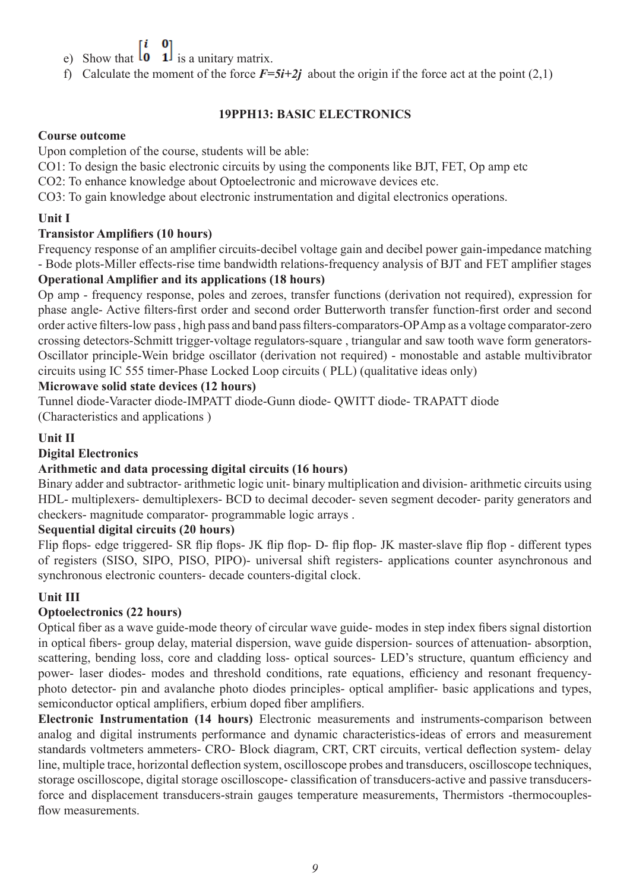e) Show that $\begin{bmatrix} i & 0 \\ 0 & 1 \end{bmatrix}$ is a unitary matrix.

f) Calculate the moment of the force $F=5i+2j$ about the origin if the force act at the point (2,1)

## 19PPH13: BASIC ELECTRONICS

**Course outcome**

Upon completion of the course, students will be able:

CO1: To design the basic electronic circuits by using the components like BJT, FET, Op amp etc

CO2: To enhance knowledge about Optoelectronic and microwave devices etc.

CO3: To gain knowledge about electronic instrumentation and digital electronics operations.

### Unit I

**Transistor Amplifiers (10 hours)**

Frequency response of an amplifier circuits-decibel voltage gain and decibel power gain-impedance matching - Bode plots-Miller effects-rise time bandwidth relations-frequency analysis of BJT and FET amplifier stages

**Operational Amplifier and its applications (18 hours)**

Op amp - frequency response, poles and zeroes, transfer functions (derivation not required), expression for phase angle- Active filters-first order and second order Butterworth transfer function-first order and second order active filters-low pass , high pass and band pass filters-comparators-OP Amp as a voltage comparator-zero crossing detectors-Schmitt trigger-voltage regulators-square , triangular and saw tooth wave form generators-Oscillator principle-Wein bridge oscillator (derivation not required) - monostable and astable multivibrator circuits using IC 555 timer-Phase Locked Loop circuits ( PLL) (qualitative ideas only)

**Microwave solid state devices (12 hours)**

Tunnel diode-Varacter diode-IMPATT diode-Gunn diode- QWITT diode- TRAPATT diode (Characteristics and applications )

### Unit II

**Digital Electronics**

**Arithmetic and data processing digital circuits (16 hours)**

Binary adder and subtractor- arithmetic logic unit- binary multiplication and division- arithmetic circuits using HDL- multiplexers- demultiplexers- BCD to decimal decoder- seven segment decoder- parity generators and checkers- magnitude comparator- programmable logic arrays .

**Sequential digital circuits (20 hours)**

Flip flops- edge triggered- SR flip flops- JK flip flop- D- flip flop- JK master-slave flip flop - different types of registers (SISO, SIPO, PISO, PIPO)- universal shift registers- applications counter asynchronous and synchronous electronic counters- decade counters-digital clock.

### Unit III

**Optoelectronics (22 hours)**

Optical fiber as a wave guide-mode theory of circular wave guide- modes in step index fibers signal distortion in optical fibers- group delay, material dispersion, wave guide dispersion- sources of attenuation- absorption, scattering, bending loss, core and cladding loss- optical sources- LED's structure, quantum efficiency and power- laser diodes- modes and threshold conditions, rate equations, efficiency and resonant frequency-photo detector- pin and avalanche photo diodes principles- optical amplifier- basic applications and types, semiconductor optical amplifiers, erbium doped fiber amplifiers.

**Electronic Instrumentation (14 hours)** Electronic measurements and instruments-comparison between analog and digital instruments performance and dynamic characteristics-ideas of errors and measurement standards voltmeters ammeters- CRO- Block diagram, CRT, CRT circuits, vertical deflection system- delay line, multiple trace, horizontal deflection system, oscilloscope probes and transducers, oscilloscope techniques, storage oscilloscope, digital storage oscilloscope- classification of transducers-active and passive transducers-force and displacement transducers-strain gauges temperature measurements, Thermistors -thermocouples-flow measurements.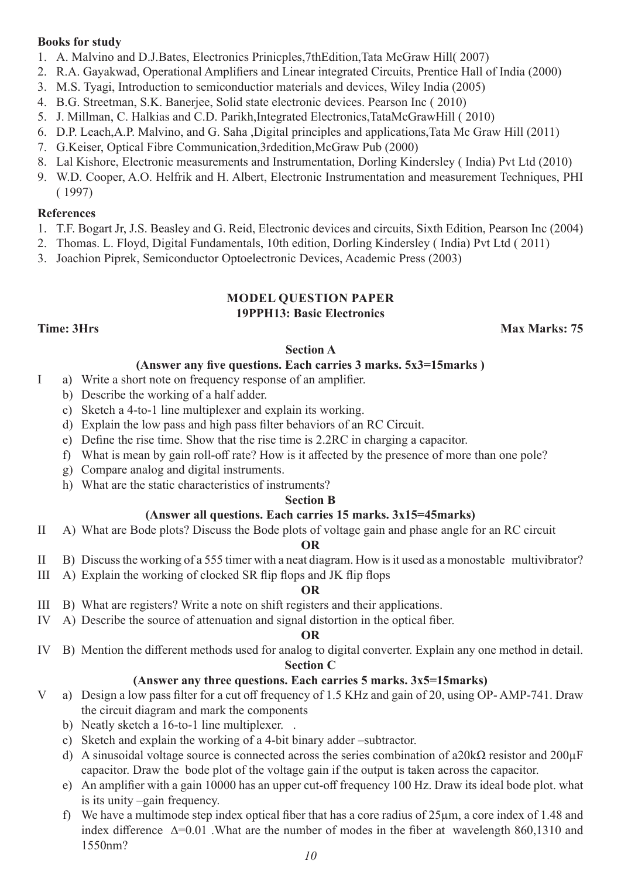**Books for study**

1. A. Malvino and D.J.Bates, Electronics Prinicples,7thEdition,Tata McGraw Hill( 2007)
2. R.A. Gayakwad, Operational Amplifiers and Linear integrated Circuits, Prentice Hall of India (2000)
3. M.S. Tyagi, Introduction to semiconductior materials and devices, Wiley India (2005)
4. B.G. Streetman, S.K. Banerjee, Solid state electronic devices. Pearson Inc ( 2010)
5. J. Millman, C. Halkias and C.D. Parikh,Integrated Electronics,TataMcGrawHill ( 2010)
6. D.P. Leach,A.P. Malvino, and G. Saha ,Digital principles and applications,Tata Mc Graw Hill (2011)
7. G.Keiser, Optical Fibre Communication,3rdedition,McGraw Pub (2000)
8. Lal Kishore, Electronic measurements and Instrumentation, Dorling Kindersley ( India) Pvt Ltd (2010)
9. W.D. Cooper, A.O. Helfrik and H. Albert, Electronic Instrumentation and measurement Techniques, PHI ( 1997)

**References**

1. T.F. Bogart Jr, J.S. Beasley and G. Reid, Electronic devices and circuits, Sixth Edition, Pearson Inc (2004)
2. Thomas. L. Floyd, Digital Fundamentals, 10th edition, Dorling Kindersley ( India) Pvt Ltd ( 2011)
3. Joachion Piprek, Semiconductor Optoelectronic Devices, Academic Press (2003)

## MODEL QUESTION PAPER
### 19PPH13: Basic Electronics

**Time: 3Hrs** **Max Marks: 75**

**Section A**

**(Answer any five questions. Each carries 3 marks. 5x3=15marks )**

I a) Write a short note on frequency response of an amplifier.
b) Describe the working of a half adder.
c) Sketch a 4-to-1 line multiplexer and explain its working.
d) Explain the low pass and high pass filter behaviors of an RC Circuit.
e) Define the rise time. Show that the rise time is 2.2RC in charging a capacitor.
f) What is mean by gain roll-off rate? How is it affected by the presence of more than one pole?
g) Compare analog and digital instruments.
h) What are the static characteristics of instruments?

**Section B**

**(Answer all questions. Each carries 15 marks. 3x15=45marks)**

II A) What are Bode plots? Discuss the Bode plots of voltage gain and phase angle for an RC circuit

**OR**

II B) Discuss the working of a 555 timer with a neat diagram. How is it used as a monostable multivibrator?

III A) Explain the working of clocked SR flip flops and JK flip flops

**OR**

III B) What are registers? Write a note on shift registers and their applications.

IV A) Describe the source of attenuation and signal distortion in the optical fiber.

**OR**

IV B) Mention the different methods used for analog to digital converter. Explain any one method in detail.

**Section C**

**(Answer any three questions. Each carries 5 marks. 3x5=15marks)**

V a) Design a low pass filter for a cut off frequency of 1.5 KHz and gain of 20, using OP- AMP-741. Draw the circuit diagram and mark the components
b) Neatly sketch a 16-to-1 line multiplexer. .
c) Sketch and explain the working of a 4-bit binary adder –subtractor.
d) A sinusoidal voltage source is connected across the series combination of a20kΩ resistor and 200μF capacitor. Draw the bode plot of the voltage gain if the output is taken across the capacitor.
e) An amplifier with a gain 10000 has an upper cut-off frequency 100 Hz. Draw its ideal bode plot. what is its unity –gain frequency.
f) We have a multimode step index optical fiber that has a core radius of 25μm, a core index of 1.48 and index difference $\Delta$=0.01 .What are the number of modes in the fiber at wavelength 860,1310 and 1550nm?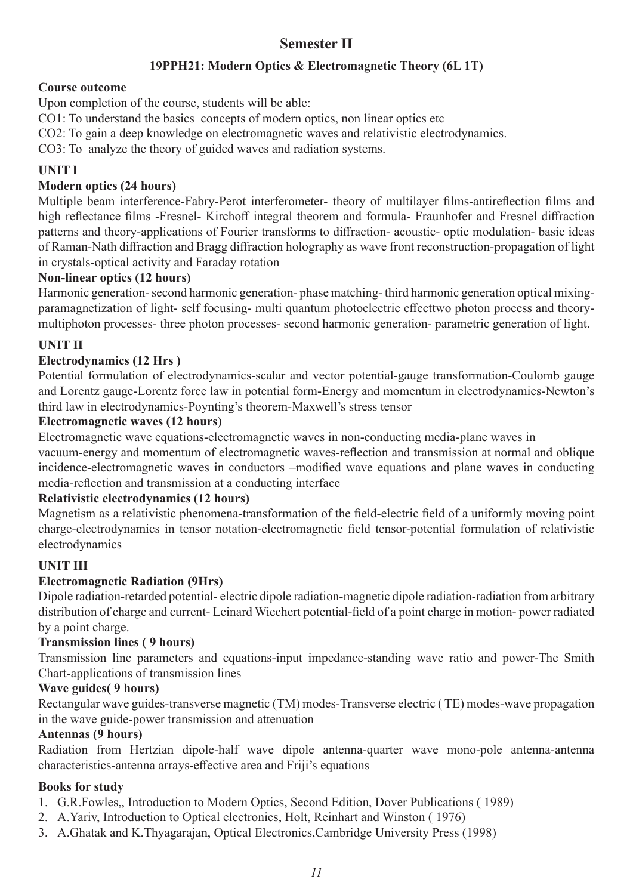# Semester II

## 19PPH21: Modern Optics & Electromagnetic Theory (6L 1T)

**Course outcome**

Upon completion of the course, students will be able:

CO1: To understand the basics concepts of modern optics, non linear optics etc

CO2: To gain a deep knowledge on electromagnetic waves and relativistic electrodynamics.

CO3: To analyze the theory of guided waves and radiation systems.

**UNIT l**

**Modern optics (24 hours)**

Multiple beam interference-Fabry-Perot interferometer- theory of multilayer films-antireflection films and high reflectance films -Fresnel- Kirchoff integral theorem and formula- Fraunhofer and Fresnel diffraction patterns and theory-applications of Fourier transforms to diffraction- acoustic- optic modulation- basic ideas of Raman-Nath diffraction and Bragg diffraction holography as wave front reconstruction-propagation of light in crystals-optical activity and Faraday rotation

**Non-linear optics (12 hours)**

Harmonic generation- second harmonic generation- phase matching- third harmonic generation optical mixing-paramagnetization of light- self focusing- multi quantum photoelectric effecttwo photon process and theory-multiphoton processes- three photon processes- second harmonic generation- parametric generation of light.

**UNIT II**

**Electrodynamics (12 Hrs )**

Potential formulation of electrodynamics-scalar and vector potential-gauge transformation-Coulomb gauge and Lorentz gauge-Lorentz force law in potential form-Energy and momentum in electrodynamics-Newton's third law in electrodynamics-Poynting's theorem-Maxwell's stress tensor

**Electromagnetic waves (12 hours)**

Electromagnetic wave equations-electromagnetic waves in non-conducting media-plane waves in vacuum-energy and momentum of electromagnetic waves-reflection and transmission at normal and oblique incidence-electromagnetic waves in conductors –modified wave equations and plane waves in conducting media-reflection and transmission at a conducting interface

**Relativistic electrodynamics (12 hours)**

Magnetism as a relativistic phenomena-transformation of the field-electric field of a uniformly moving point charge-electrodynamics in tensor notation-electromagnetic field tensor-potential formulation of relativistic electrodynamics

**UNIT III**

**Electromagnetic Radiation (9Hrs)**

Dipole radiation-retarded potential- electric dipole radiation-magnetic dipole radiation-radiation from arbitrary distribution of charge and current- Leinard Wiechert potential-field of a point charge in motion- power radiated by a point charge.

**Transmission lines ( 9 hours)**

Transmission line parameters and equations-input impedance-standing wave ratio and power-The Smith Chart-applications of transmission lines

**Wave guides( 9 hours)**

Rectangular wave guides-transverse magnetic (TM) modes-Transverse electric ( TE) modes-wave propagation in the wave guide-power transmission and attenuation

**Antennas (9 hours)**

Radiation from Hertzian dipole-half wave dipole antenna-quarter wave mono-pole antenna-antenna characteristics-antenna arrays-effective area and Friji's equations

**Books for study**

1. G.R.Fowles,, Introduction to Modern Optics, Second Edition, Dover Publications ( 1989)
2. A.Yariv, Introduction to Optical electronics, Holt, Reinhart and Winston ( 1976)
3. A.Ghatak and K.Thyagarajan, Optical Electronics,Cambridge University Press (1998)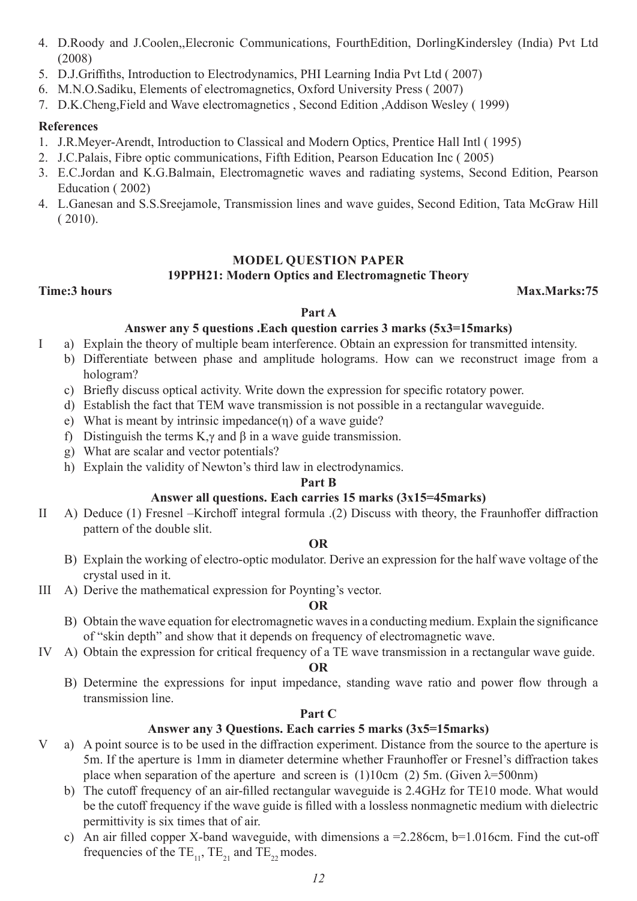4. D.Roody and J.Coolen,,Elecronic Communications, FourthEdition, DorlingKindersley (India) Pvt Ltd (2008)
5. D.J.Griffiths, Introduction to Electrodynamics, PHI Learning India Pvt Ltd ( 2007)
6. M.N.O.Sadiku, Elements of electromagnetics, Oxford University Press ( 2007)
7. D.K.Cheng,Field and Wave electromagnetics , Second Edition ,Addison Wesley ( 1999)

**References**

1. J.R.Meyer-Arendt, Introduction to Classical and Modern Optics, Prentice Hall Intl ( 1995)
2. J.C.Palais, Fibre optic communications, Fifth Edition, Pearson Education Inc ( 2005)
3. E.C.Jordan and K.G.Balmain, Electromagnetic waves and radiating systems, Second Edition, Pearson Education ( 2002)
4. L.Ganesan and S.S.Sreejamole, Transmission lines and wave guides, Second Edition, Tata McGraw Hill ( 2010).

## MODEL QUESTION PAPER

### 19PPH21: Modern Optics and Electromagnetic Theory

**Time:3 hours** **Max.Marks:75**

**Part A**

**Answer any 5 questions .Each question carries 3 marks (5x3=15marks)**

I a) Explain the theory of multiple beam interference. Obtain an expression for transmitted intensity.

b) Differentiate between phase and amplitude holograms. How can we reconstruct image from a hologram?

c) Briefly discuss optical activity. Write down the expression for specific rotatory power.

d) Establish the fact that TEM wave transmission is not possible in a rectangular waveguide.

e) What is meant by intrinsic impedance($\eta$) of a wave guide?

f) Distinguish the terms K,$\gamma$ and $\beta$ in a wave guide transmission.

g) What are scalar and vector potentials?

h) Explain the validity of Newton's third law in electrodynamics.

**Part B**

**Answer all questions. Each carries 15 marks (3x15=45marks)**

II A) Deduce (1) Fresnel –Kirchoff integral formula .(2) Discuss with theory, the Fraunhoffer diffraction pattern of the double slit.

**OR**

B) Explain the working of electro-optic modulator. Derive an expression for the half wave voltage of the crystal used in it.

III A) Derive the mathematical expression for Poynting's vector.

**OR**

B) Obtain the wave equation for electromagnetic waves in a conducting medium. Explain the significance of "skin depth" and show that it depends on frequency of electromagnetic wave.

IV A) Obtain the expression for critical frequency of a TE wave transmission in a rectangular wave guide.

**OR**

B) Determine the expressions for input impedance, standing wave ratio and power flow through a transmission line.

**Part C**

**Answer any 3 Questions. Each carries 5 marks (3x5=15marks)**

V a) A point source is to be used in the diffraction experiment. Distance from the source to the aperture is 5m. If the aperture is 1mm in diameter determine whether Fraunhoffer or Fresnel's diffraction takes place when separation of the aperture and screen is (1)10cm (2) 5m. (Given $\lambda$=500nm)

b) The cutoff frequency of an air-filled rectangular waveguide is 2.4GHz for TE10 mode. What would be the cutoff frequency if the wave guide is filled with a lossless nonmagnetic medium with dielectric permittivity is six times that of air.

c) An air filled copper X-band waveguide, with dimensions a =2.286cm, b=1.016cm. Find the cut-off frequencies of the $TE_{11}$, $TE_{21}$ and $TE_{22}$ modes.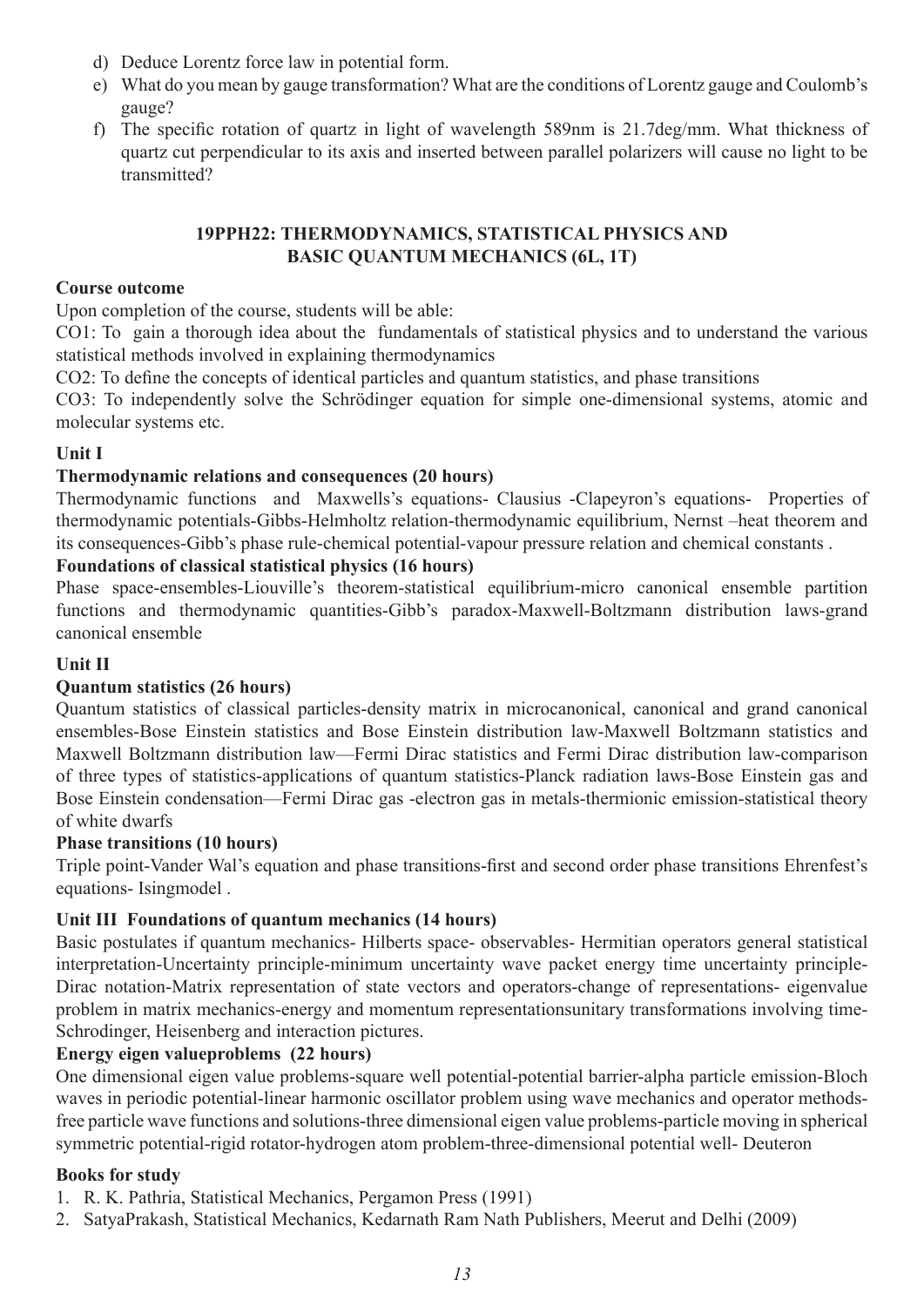d) Deduce Lorentz force law in potential form.
e) What do you mean by gauge transformation? What are the conditions of Lorentz gauge and Coulomb's gauge?
f) The specific rotation of quartz in light of wavelength 589nm is 21.7deg/mm. What thickness of quartz cut perpendicular to its axis and inserted between parallel polarizers will cause no light to be transmitted?

## 19PPH22: THERMODYNAMICS, STATISTICAL PHYSICS AND BASIC QUANTUM MECHANICS (6L, 1T)

**Course outcome**

Upon completion of the course, students will be able:

CO1: To gain a thorough idea about the fundamentals of statistical physics and to understand the various statistical methods involved in explaining thermodynamics

CO2: To define the concepts of identical particles and quantum statistics, and phase transitions

CO3: To independently solve the Schrödinger equation for simple one-dimensional systems, atomic and molecular systems etc.

**Unit I**

**Thermodynamic relations and consequences (20 hours)**

Thermodynamic functions and Maxwells's equations- Clausius -Clapeyron's equations- Properties of thermodynamic potentials-Gibbs-Helmholtz relation-thermodynamic equilibrium, Nernst –heat theorem and its consequences-Gibb's phase rule-chemical potential-vapour pressure relation and chemical constants .

**Foundations of classical statistical physics (16 hours)**

Phase space-ensembles-Liouville's theorem-statistical equilibrium-micro canonical ensemble partition functions and thermodynamic quantities-Gibb's paradox-Maxwell-Boltzmann distribution laws-grand canonical ensemble

**Unit II**

**Quantum statistics (26 hours)**

Quantum statistics of classical particles-density matrix in microcanonical, canonical and grand canonical ensembles-Bose Einstein statistics and Bose Einstein distribution law-Maxwell Boltzmann statistics and Maxwell Boltzmann distribution law—Fermi Dirac statistics and Fermi Dirac distribution law-comparison of three types of statistics-applications of quantum statistics-Planck radiation laws-Bose Einstein gas and Bose Einstein condensation—Fermi Dirac gas -electron gas in metals-thermionic emission-statistical theory of white dwarfs

**Phase transitions (10 hours)**

Triple point-Vander Wal's equation and phase transitions-first and second order phase transitions Ehrenfest's equations- Isingmodel .

**Unit III Foundations of quantum mechanics (14 hours)**

Basic postulates if quantum mechanics- Hilberts space- observables- Hermitian operators general statistical interpretation-Uncertainty principle-minimum uncertainty wave packet energy time uncertainty principle-Dirac notation-Matrix representation of state vectors and operators-change of representations- eigenvalue problem in matrix mechanics-energy and momentum representationsunitary transformations involving time-Schrodinger, Heisenberg and interaction pictures.

**Energy eigen valueproblems (22 hours)**

One dimensional eigen value problems-square well potential-potential barrier-alpha particle emission-Bloch waves in periodic potential-linear harmonic oscillator problem using wave mechanics and operator methods-free particle wave functions and solutions-three dimensional eigen value problems-particle moving in spherical symmetric potential-rigid rotator-hydrogen atom problem-three-dimensional potential well- Deuteron

**Books for study**

1. R. K. Pathria, Statistical Mechanics, Pergamon Press (1991)
2. SatyaPrakash, Statistical Mechanics, Kedarnath Ram Nath Publishers, Meerut and Delhi (2009)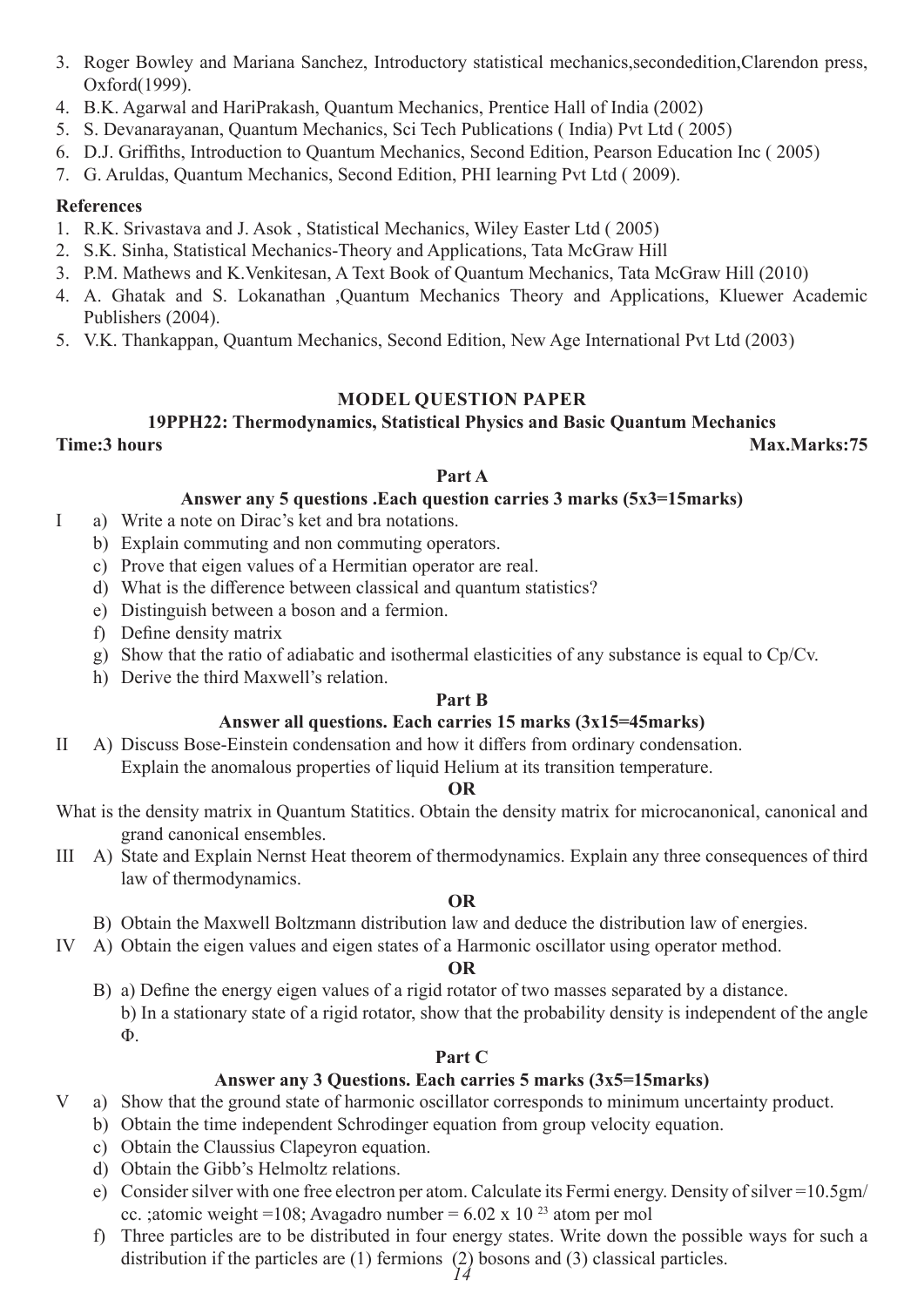3. Roger Bowley and Mariana Sanchez, Introductory statistical mechanics,secondedition,Clarendon press, Oxford(1999).
4. B.K. Agarwal and HariPrakash, Quantum Mechanics, Prentice Hall of India (2002)
5. S. Devanarayanan, Quantum Mechanics, Sci Tech Publications ( India) Pvt Ltd ( 2005)
6. D.J. Griffiths, Introduction to Quantum Mechanics, Second Edition, Pearson Education Inc ( 2005)
7. G. Aruldas, Quantum Mechanics, Second Edition, PHI learning Pvt Ltd ( 2009).

**References**

1. R.K. Srivastava and J. Asok , Statistical Mechanics, Wiley Easter Ltd ( 2005)
2. S.K. Sinha, Statistical Mechanics-Theory and Applications, Tata McGraw Hill
3. P.M. Mathews and K.Venkitesan, A Text Book of Quantum Mechanics, Tata McGraw Hill (2010)
4. A. Ghatak and S. Lokanathan ,Quantum Mechanics Theory and Applications, Kluewer Academic Publishers (2004).
5. V.K. Thankappan, Quantum Mechanics, Second Edition, New Age International Pvt Ltd (2003)

## MODEL QUESTION PAPER

### 19PPH22: Thermodynamics, Statistical Physics and Basic Quantum Mechanics

**Time:3 hours** **Max.Marks:75**

**Part A**

**Answer any 5 questions .Each question carries 3 marks (5x3=15marks)**

I
- a) Write a note on Dirac's ket and bra notations.
- b) Explain commuting and non commuting operators.
- c) Prove that eigen values of a Hermitian operator are real.
- d) What is the difference between classical and quantum statistics?
- e) Distinguish between a boson and a fermion.
- f) Define density matrix
- g) Show that the ratio of adiabatic and isothermal elasticities of any substance is equal to Cp/Cv.
- h) Derive the third Maxwell's relation.

**Part B**

**Answer all questions. Each carries 15 marks (3x15=45marks)**

II A) Discuss Bose-Einstein condensation and how it differs from ordinary condensation. Explain the anomalous properties of liquid Helium at its transition temperature.

**OR**

What is the density matrix in Quantum Statitics. Obtain the density matrix for microcanonical, canonical and grand canonical ensembles.

III A) State and Explain Nernst Heat theorem of thermodynamics. Explain any three consequences of third law of thermodynamics.

**OR**

B) Obtain the Maxwell Boltzmann distribution law and deduce the distribution law of energies.

IV A) Obtain the eigen values and eigen states of a Harmonic oscillator using operator method.

**OR**

B) a) Define the energy eigen values of a rigid rotator of two masses separated by a distance.
b) In a stationary state of a rigid rotator, show that the probability density is independent of the angle $\Phi$.

**Part C**

**Answer any 3 Questions. Each carries 5 marks (3x5=15marks)**

V
- a) Show that the ground state of harmonic oscillator corresponds to minimum uncertainty product.
- b) Obtain the time independent Schrodinger equation from group velocity equation.
- c) Obtain the Claussius Clapeyron equation.
- d) Obtain the Gibb's Helmoltz relations.
- e) Consider silver with one free electron per atom. Calculate its Fermi energy. Density of silver =10.5gm/cc. ;atomic weight =108; Avagadro number = $6.02 \times 10^{23}$ atom per mol
- f) Three particles are to be distributed in four energy states. Write down the possible ways for such a distribution if the particles are (1) fermions (2) bosons and (3) classical particles.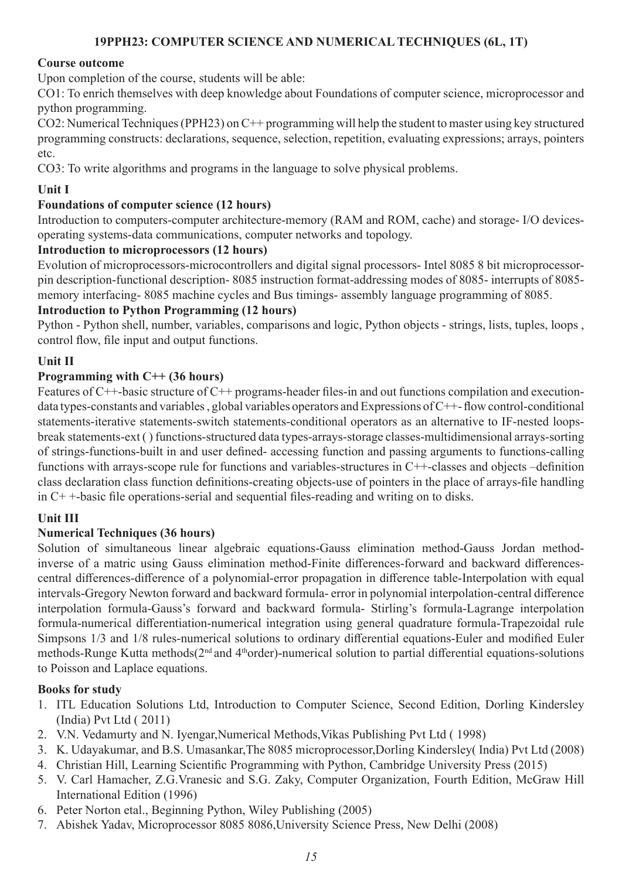## 19PPH23: COMPUTER SCIENCE AND NUMERICAL TECHNIQUES (6L, 1T)

**Course outcome**

Upon completion of the course, students will be able:

CO1: To enrich themselves with deep knowledge about Foundations of computer science, microprocessor and python programming.

CO2: Numerical Techniques (PPH23) on C++ programming will help the student to master using key structured programming constructs: declarations, sequence, selection, repetition, evaluating expressions; arrays, pointers etc.

CO3: To write algorithms and programs in the language to solve physical problems.

**Unit I**

**Foundations of computer science (12 hours)**

Introduction to computers-computer architecture-memory (RAM and ROM, cache) and storage- I/O devices-operating systems-data communications, computer networks and topology.

**Introduction to microprocessors (12 hours)**

Evolution of microprocessors-microcontrollers and digital signal processors- Intel 8085 8 bit microprocessor-pin description-functional description- 8085 instruction format-addressing modes of 8085- interrupts of 8085-memory interfacing- 8085 machine cycles and Bus timings- assembly language programming of 8085.

**Introduction to Python Programming (12 hours)**

Python - Python shell, number, variables, comparisons and logic, Python objects - strings, lists, tuples, loops , control flow, file input and output functions.

**Unit II**

**Programming with C++ (36 hours)**

Features of C++-basic structure of C++ programs-header files-in and out functions compilation and execution-data types-constants and variables , global variables operators and Expressions of C++- flow control-conditional statements-iterative statements-switch statements-conditional operators as an alternative to IF-nested loops-break statements-ext ( ) functions-structured data types-arrays-storage classes-multidimensional arrays-sorting of strings-functions-built in and user defined- accessing function and passing arguments to functions-calling functions with arrays-scope rule for functions and variables-structures in C++-classes and objects –definition class declaration class function definitions-creating objects-use of pointers in the place of arrays-file handling in C+ +-basic file operations-serial and sequential files-reading and writing on to disks.

**Unit III**

**Numerical Techniques (36 hours)**

Solution of simultaneous linear algebraic equations-Gauss elimination method-Gauss Jordan method-inverse of a matric using Gauss elimination method-Finite differences-forward and backward differences-central differences-difference of a polynomial-error propagation in difference table-Interpolation with equal intervals-Gregory Newton forward and backward formula- error in polynomial interpolation-central difference interpolation formula-Gauss's forward and backward formula- Stirling's formula-Lagrange interpolation formula-numerical differentiation-numerical integration using general quadrature formula-Trapezoidal rule Simpsons 1/3 and 1/8 rules-numerical solutions to ordinary differential equations-Euler and modified Euler methods-Runge Kutta methods($2^{nd}$ and $4^{th}$order)-numerical solution to partial differential equations-solutions to Poisson and Laplace equations.

**Books for study**

1. ITL Education Solutions Ltd, Introduction to Computer Science, Second Edition, Dorling Kindersley (India) Pvt Ltd ( 2011)
2. V.N. Vedamurty and N. Iyengar,Numerical Methods,Vikas Publishing Pvt Ltd ( 1998)
3. K. Udayakumar, and B.S. Umasankar,The 8085 microprocessor,Dorling Kindersley( India) Pvt Ltd (2008)
4. Christian Hill, Learning Scientific Programming with Python, Cambridge University Press (2015)
5. V. Carl Hamacher, Z.G.Vranesic and S.G. Zaky, Computer Organization, Fourth Edition, McGraw Hill International Edition (1996)
6. Peter Norton etal., Beginning Python, Wiley Publishing (2005)
7. Abishek Yadav, Microprocessor 8085 8086,University Science Press, New Delhi (2008)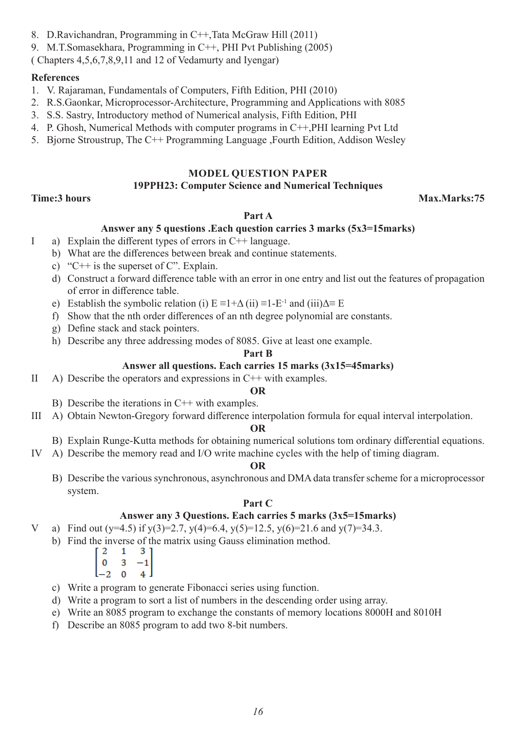8. D.Ravichandran, Programming in C++,Tata McGraw Hill (2011)
9. M.T.Somasekhara, Programming in C++, PHI Pvt Publishing (2005)

( Chapters 4,5,6,7,8,9,11 and 12 of Vedamurty and Iyengar)

**References**

1. V. Rajaraman, Fundamentals of Computers, Fifth Edition, PHI (2010)
2. R.S.Gaonkar, Microprocessor-Architecture, Programming and Applications with 8085
3. S.S. Sastry, Introductory method of Numerical analysis, Fifth Edition, PHI
4. P. Ghosh, Numerical Methods with computer programs in C++,PHI learning Pvt Ltd
5. Bjorne Stroustrup, The C++ Programming Language ,Fourth Edition, Addison Wesley

## MODEL QUESTION PAPER

### 19PPH23: Computer Science and Numerical Techniques

**Time:3 hours** **Max.Marks:75**

**Part A**

**Answer any 5 questions .Each question carries 3 marks (5x3=15marks)**

I a) Explain the different types of errors in C++ language.

b) What are the differences between break and continue statements.

c) "C++ is the superset of C". Explain.

d) Construct a forward difference table with an error in one entry and list out the features of propagation of error in difference table.

e) Establish the symbolic relation (i) $E \equiv 1+\Delta$ (ii) $\equiv 1-E^{-1}$ and (iii)$\Delta \equiv E$

f) Show that the nth order differences of an nth degree polynomial are constants.

g) Define stack and stack pointers.

h) Describe any three addressing modes of 8085. Give at least one example.

**Part B**

**Answer all questions. Each carries 15 marks (3x15=45marks)**

II A) Describe the operators and expressions in C++ with examples.

**OR**

B) Describe the iterations in C++ with examples.

III A) Obtain Newton-Gregory forward difference interpolation formula for equal interval interpolation.

**OR**

B) Explain Runge-Kutta methods for obtaining numerical solutions tom ordinary differential equations.

IV A) Describe the memory read and I/O write machine cycles with the help of timing diagram.

**OR**

B) Describe the various synchronous, asynchronous and DMA data transfer scheme for a microprocessor system.

**Part C**

**Answer any 3 Questions. Each carries 5 marks (3x5=15marks)**

V a) Find out (y=4.5) if y(3)=2.7, y(4)=6.4, y(5)=12.5, y(6)=21.6 and y(7)=34.3.

b) Find the inverse of the matrix using Gauss elimination method.

$$\begin{bmatrix} 2 & 1 & 3 \\ 0 & 3 & -1 \\ -2 & 0 & 4 \end{bmatrix}$$

c) Write a program to generate Fibonacci series using function.

d) Write a program to sort a list of numbers in the descending order using array.

e) Write an 8085 program to exchange the constants of memory locations 8000H and 8010H

f) Describe an 8085 program to add two 8-bit numbers.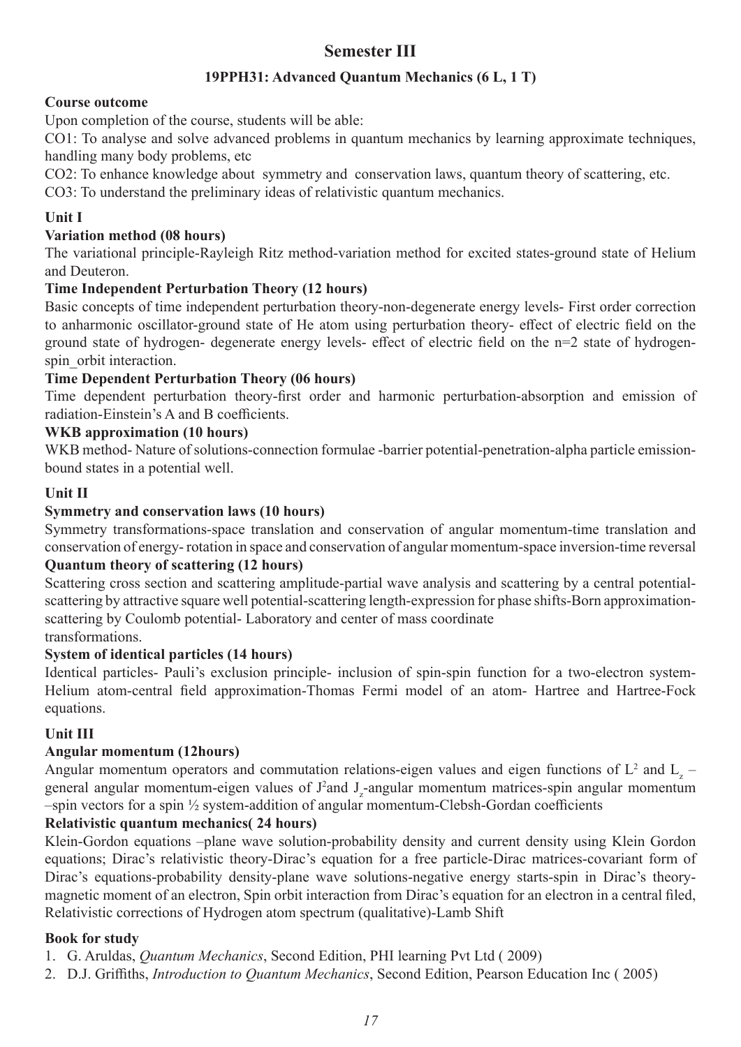# Semester III

## 19PPH31: Advanced Quantum Mechanics (6 L, 1 T)

**Course outcome**

Upon completion of the course, students will be able:

CO1: To analyse and solve advanced problems in quantum mechanics by learning approximate techniques, handling many body problems, etc

CO2: To enhance knowledge about symmetry and conservation laws, quantum theory of scattering, etc.

CO3: To understand the preliminary ideas of relativistic quantum mechanics.

**Unit I**

**Variation method (08 hours)**

The variational principle-Rayleigh Ritz method-variation method for excited states-ground state of Helium and Deuteron.

**Time Independent Perturbation Theory (12 hours)**

Basic concepts of time independent perturbation theory-non-degenerate energy levels- First order correction to anharmonic oscillator-ground state of He atom using perturbation theory- effect of electric field on the ground state of hydrogen- degenerate energy levels- effect of electric field on the n=2 state of hydrogen-spin_orbit interaction.

**Time Dependent Perturbation Theory (06 hours)**

Time dependent perturbation theory-first order and harmonic perturbation-absorption and emission of radiation-Einstein's A and B coefficients.

**WKB approximation (10 hours)**

WKB method- Nature of solutions-connection formulae -barrier potential-penetration-alpha particle emission-bound states in a potential well.

**Unit II**

**Symmetry and conservation laws (10 hours)**

Symmetry transformations-space translation and conservation of angular momentum-time translation and conservation of energy- rotation in space and conservation of angular momentum-space inversion-time reversal

**Quantum theory of scattering (12 hours)**

Scattering cross section and scattering amplitude-partial wave analysis and scattering by a central potential-scattering by attractive square well potential-scattering length-expression for phase shifts-Born approximation-scattering by Coulomb potential- Laboratory and center of mass coordinate transformations.

**System of identical particles (14 hours)**

Identical particles- Pauli's exclusion principle- inclusion of spin-spin function for a two-electron system-Helium atom-central field approximation-Thomas Fermi model of an atom- Hartree and Hartree-Fock equations.

**Unit III**

**Angular momentum (12hours)**

Angular momentum operators and commutation relations-eigen values and eigen functions of $L^2$ and $L_z$ –general angular momentum-eigen values of $J^2$and $J_z$-angular momentum matrices-spin angular momentum –spin vectors for a spin ½ system-addition of angular momentum-Clebsh-Gordan coefficients

**Relativistic quantum mechanics( 24 hours)**

Klein-Gordon equations –plane wave solution-probability density and current density using Klein Gordon equations; Dirac's relativistic theory-Dirac's equation for a free particle-Dirac matrices-covariant form of Dirac's equations-probability density-plane wave solutions-negative energy starts-spin in Dirac's theory-magnetic moment of an electron, Spin orbit interaction from Dirac's equation for an electron in a central filed, Relativistic corrections of Hydrogen atom spectrum (qualitative)-Lamb Shift

**Book for study**

1. G. Aruldas, *Quantum Mechanics*, Second Edition, PHI learning Pvt Ltd ( 2009)
2. D.J. Griffiths, *Introduction to Quantum Mechanics*, Second Edition, Pearson Education Inc ( 2005)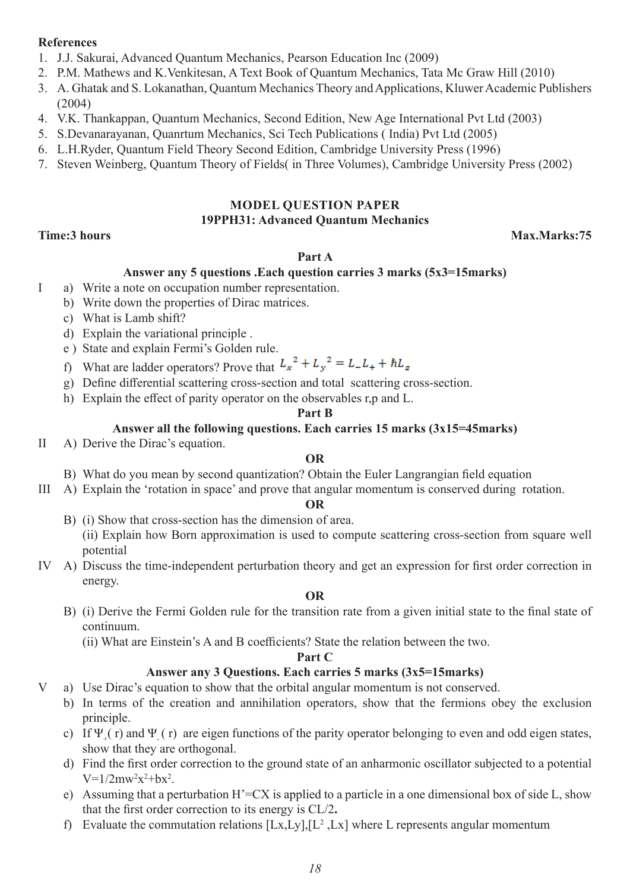**References**

1. J.J. Sakurai, Advanced Quantum Mechanics, Pearson Education Inc (2009)
2. P.M. Mathews and K.Venkitesan, A Text Book of Quantum Mechanics, Tata Mc Graw Hill (2010)
3. A. Ghatak and S. Lokanathan, Quantum Mechanics Theory and Applications, Kluwer Academic Publishers (2004)
4. V.K. Thankappan, Quantum Mechanics, Second Edition, New Age International Pvt Ltd (2003)
5. S.Devanarayanan, Quanrtum Mechanics, Sci Tech Publications ( India) Pvt Ltd (2005)
6. L.H.Ryder, Quantum Field Theory Second Edition, Cambridge University Press (1996)
7. Steven Weinberg, Quantum Theory of Fields( in Three Volumes), Cambridge University Press (2002)

## MODEL QUESTION PAPER

### 19PPH31: Advanced Quantum Mechanics

**Time:3 hours** **Max.Marks:75**

**Part A**

**Answer any 5 questions .Each question carries 3 marks (5x3=15marks)**

I
- a) Write a note on occupation number representation.
- b) Write down the properties of Dirac matrices.
- c) What is Lamb shift?
- d) Explain the variational principle .
- e ) State and explain Fermi's Golden rule.
- f) What are ladder operators? Prove that $L_x^2 + L_y^2 = L_- L_+ + \hbar L_z$
- g) Define differential scattering cross-section and total scattering cross-section.
- h) Explain the effect of parity operator on the observables r,p and L.

**Part B**

**Answer all the following questions. Each carries 15 marks (3x15=45marks)**

II A) Derive the Dirac's equation.

**OR**

B) What do you mean by second quantization? Obtain the Euler Langrangian field equation

III A) Explain the 'rotation in space' and prove that angular momentum is conserved during rotation.

**OR**

B) (i) Show that cross-section has the dimension of area.

(ii) Explain how Born approximation is used to compute scattering cross-section from square well potential

IV A) Discuss the time-independent perturbation theory and get an expression for first order correction in energy.

**OR**

B) (i) Derive the Fermi Golden rule for the transition rate from a given initial state to the final state of continuum.

(ii) What are Einstein's A and B coefficients? State the relation between the two.

**Part C**

**Answer any 3 Questions. Each carries 5 marks (3x5=15marks)**

V
- a) Use Dirac's equation to show that the orbital angular momentum is not conserved.
- b) In terms of the creation and annihilation operators, show that the fermions obey the exclusion principle.
- c) If $\Psi_+(r)$ and $\Psi_-(r)$ are eigen functions of the parity operator belonging to even and odd eigen states, show that they are orthogonal.
- d) Find the first order correction to the ground state of an anharmonic oscillator subjected to a potential $V=1/2mw^2x^2+bx^2$.
- e) Assuming that a perturbation H'=CX is applied to a particle in a one dimensional box of side L, show that the first order correction to its energy is CL/2**.**
- f) Evaluate the commutation relations $[L_x,L_y]$,$[L^2, L_x]$ where L represents angular momentum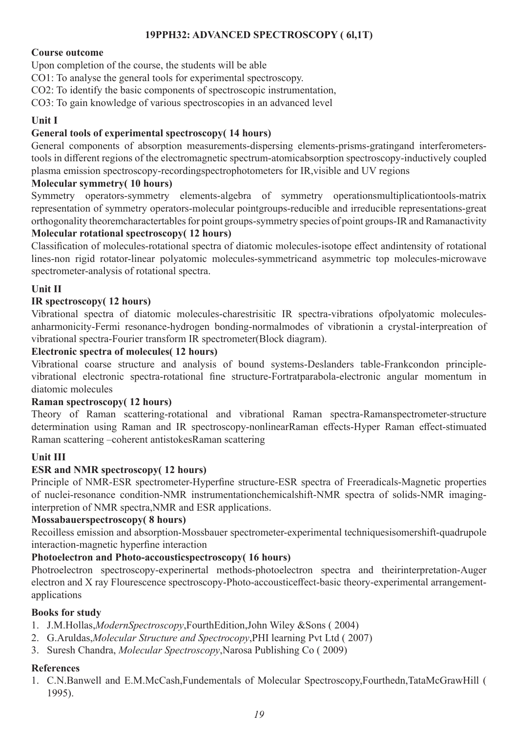## 19PPH32: ADVANCED SPECTROSCOPY ( 6l,1T)

**Course outcome**

Upon completion of the course, the students will be able

CO1: To analyse the general tools for experimental spectroscopy.

CO2: To identify the basic components of spectroscopic instrumentation,

CO3: To gain knowledge of various spectroscopies in an advanced level

### Unit I

**General tools of experimental spectroscopy( 14 hours)**

General components of absorption measurements-dispersing elements-prisms-gratingand interferometers-tools in different regions of the electromagnetic spectrum-atomicabsorption spectroscopy-inductively coupled plasma emission spectroscopy-recordingspectrophotometers for IR,visible and UV regions

**Molecular symmetry( 10 hours)**

Symmetry operators-symmetry elements-algebra of symmetry operationsmultiplicationtools-matrix representation of symmetry operators-molecular pointgroups-reducible and irreducible representations-great orthogonality theoremcharactertables for point groups-symmetry species of point groups-IR and Ramanactivity

**Molecular rotational spectroscopy( 12 hours)**

Classification of molecules-rotational spectra of diatomic molecules-isotope effect andintensity of rotational lines-non rigid rotator-linear polyatomic molecules-symmetricand asymmetric top molecules-microwave spectrometer-analysis of rotational spectra.

### Unit II

**IR spectroscopy( 12 hours)**

Vibrational spectra of diatomic molecules-charestrisitic IR spectra-vibrations ofpolyatomic molecules-anharmonicity-Fermi resonance-hydrogen bonding-normalmodes of vibrationin a crystal-interpreation of vibrational spectra-Fourier transform IR spectrometer(Block diagram).

**Electronic spectra of molecules( 12 hours)**

Vibrational coarse structure and analysis of bound systems-Deslanders table-Frankcondon principle-vibrational electronic spectra-rotational fine structure-Fortratparabola-electronic angular momentum in diatomic molecules

**Raman spectroscopy( 12 hours)**

Theory of Raman scattering-rotational and vibrational Raman spectra-Ramanspectrometer-structure determination using Raman and IR spectroscopy-nonlinearRaman effects-Hyper Raman effect-stimuated Raman scattering –coherent antistokesRaman scattering

### Unit III

**ESR and NMR spectroscopy( 12 hours)**

Principle of NMR-ESR spectrometer-Hyperfine structure-ESR spectra of Freeradicals-Magnetic properties of nuclei-resonance condition-NMR instrumentationchemicalshift-NMR spectra of solids-NMR imaging-interpretion of NMR spectra,NMR and ESR applications.

**Mossabauerspectroscopy( 8 hours)**

Recoilless emission and absorption-Mossbauer spectrometer-experimental techniquesisomershift-quadrupole interaction-magnetic hyperfine interaction

**Photoelectron and Photo-accousticspectroscopy( 16 hours)**

Photroelectron spectroscopy-experinertal methods-photoelectron spectra and theirinterpretation-Auger electron and X ray Flourescence spectroscopy-Photo-accousticeffect-basic theory-experimental arrangement-applications

**Books for study**

1. J.M.Hollas,*ModernSpectroscopy*,FourthEdition,John Wiley &Sons ( 2004)
2. G.Aruldas,*Molecular Structure and Spectrocopy*,PHI learning Pvt Ltd ( 2007)
3. Suresh Chandra, *Molecular Spectroscopy*,Narosa Publishing Co ( 2009)

**References**

1. C.N.Banwell and E.M.McCash,Fundementals of Molecular Spectroscopy,Fourthedn,TataMcGrawHill ( 1995).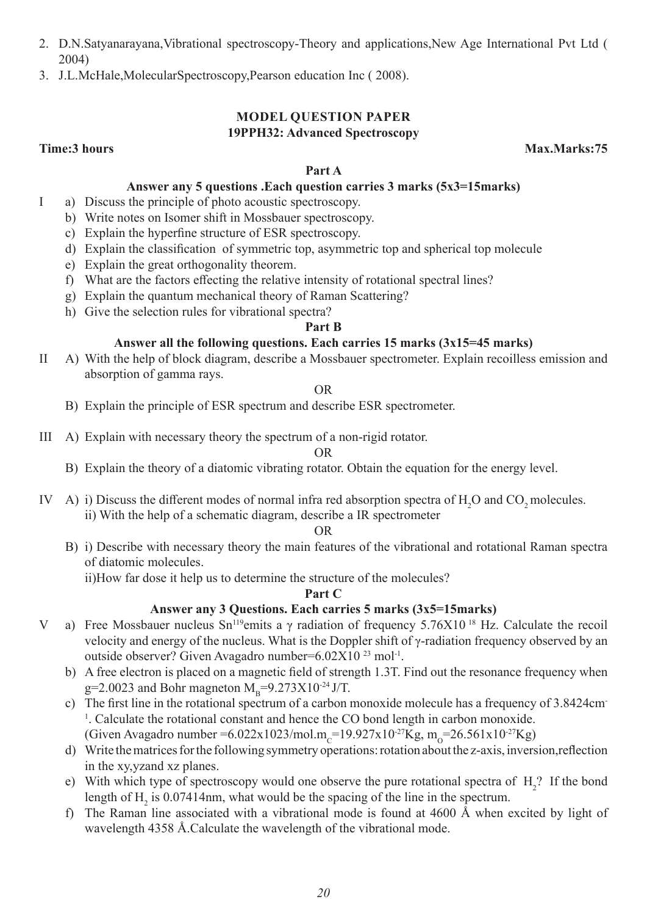2. D.N.Satyanarayana,Vibrational spectroscopy-Theory and applications,New Age International Pvt Ltd ( 2004)
3. J.L.McHale,MolecularSpectroscopy,Pearson education Inc ( 2008).

## MODEL QUESTION PAPER

### 19PPH32: Advanced Spectroscopy

**Time:3 hours** **Max.Marks:75**

**Part A**

**Answer any 5 questions .Each question carries 3 marks (5x3=15marks)**

I a) Discuss the principle of photo acoustic spectroscopy.

b) Write notes on Isomer shift in Mossbauer spectroscopy.

c) Explain the hyperfine structure of ESR spectroscopy.

d) Explain the classification of symmetric top, asymmetric top and spherical top molecule

e) Explain the great orthogonality theorem.

f) What are the factors effecting the relative intensity of rotational spectral lines?

g) Explain the quantum mechanical theory of Raman Scattering?

h) Give the selection rules for vibrational spectra?

**Part B**

**Answer all the following questions. Each carries 15 marks (3x15=45 marks)**

II A) With the help of block diagram, describe a Mossbauer spectrometer. Explain recoilless emission and absorption of gamma rays.

OR

B) Explain the principle of ESR spectrum and describe ESR spectrometer.

III A) Explain with necessary theory the spectrum of a non-rigid rotator.

OR

B) Explain the theory of a diatomic vibrating rotator. Obtain the equation for the energy level.

IV A) i) Discuss the different modes of normal infra red absorption spectra of $H_2O$ and $CO_2$ molecules.

ii) With the help of a schematic diagram, describe a IR spectrometer

OR

B) i) Describe with necessary theory the main features of the vibrational and rotational Raman spectra of diatomic molecules.

ii)How far dose it help us to determine the structure of the molecules?

**Part C**

**Answer any 3 Questions. Each carries 5 marks (3x5=15marks)**

V a) Free Mossbauer nucleus $Sn^{119}$emits a γ radiation of frequency $5.76X10^{18}$ Hz. Calculate the recoil velocity and energy of the nucleus. What is the Doppler shift of γ-radiation frequency observed by an outside observer? Given Avagadro number=$6.02X10^{23}$ $mol^{-1}$.

b) A free electron is placed on a magnetic field of strength 1.3T. Find out the resonance frequency when g=2.0023 and Bohr magneton $M_B$=$9.273X10^{-24}$ J/T.

c) The first line in the rotational spectrum of a carbon monoxide molecule has a frequency of 3.8424$cm^{-1}$. Calculate the rotational constant and hence the CO bond length in carbon monoxide. (Given Avagadro number =6.022x1023/mol.$m_C$=19.927x$10^{-27}$Kg, $m_O$=26.561x$10^{-27}$Kg)

d) Write the matrices for the following symmetry operations: rotation about the z-axis, inversion,reflection in the xy,yzand xz planes.

e) With which type of spectroscopy would one observe the pure rotational spectra of $H_2$? If the bond length of $H_2$ is 0.07414nm, what would be the spacing of the line in the spectrum.

f) The Raman line associated with a vibrational mode is found at 4600 Å when excited by light of wavelength 4358 Å.Calculate the wavelength of the vibrational mode.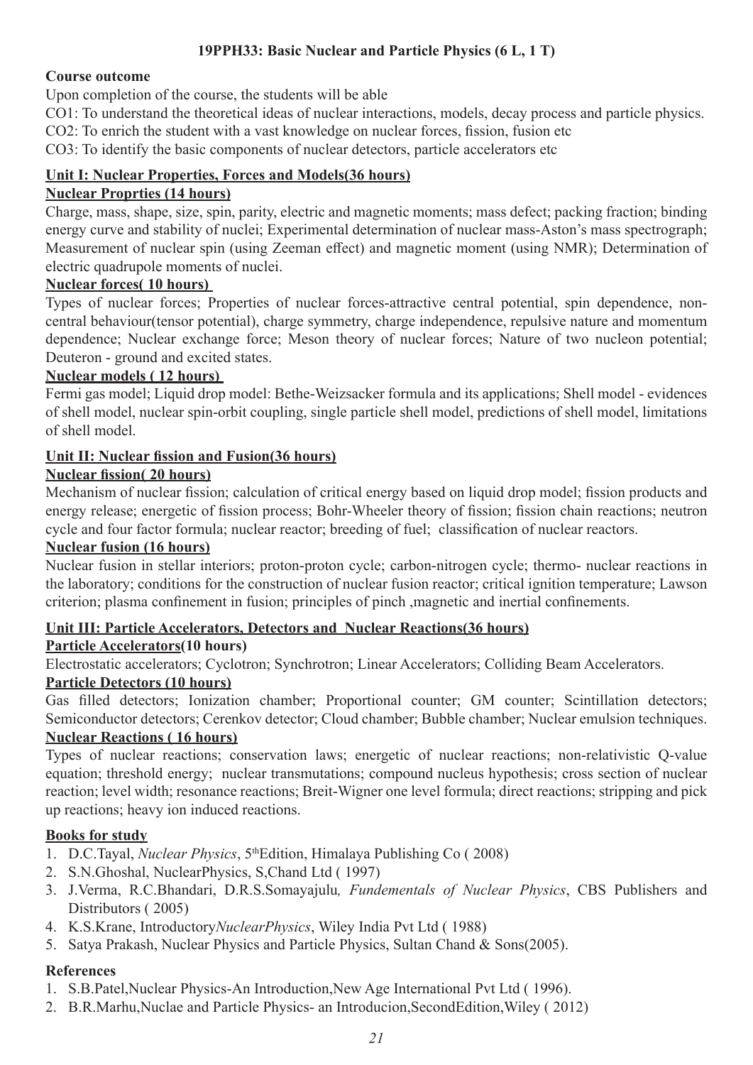**19PPH33: Basic Nuclear and Particle Physics (6 L, 1 T)**

**Course outcome**

Upon completion of the course, the students will be able

CO1: To understand the theoretical ideas of nuclear interactions, models, decay process and particle physics.

CO2: To enrich the student with a vast knowledge on nuclear forces, fission, fusion etc

CO3: To identify the basic components of nuclear detectors, particle accelerators etc

**Unit I: Nuclear Properties, Forces and Models(36 hours)**

**Nuclear Proprties (14 hours)**

Charge, mass, shape, size, spin, parity, electric and magnetic moments; mass defect; packing fraction; binding energy curve and stability of nuclei; Experimental determination of nuclear mass-Aston's mass spectrograph; Measurement of nuclear spin (using Zeeman effect) and magnetic moment (using NMR); Determination of electric quadrupole moments of nuclei.

**Nuclear forces( 10 hours)**

Types of nuclear forces; Properties of nuclear forces-attractive central potential, spin dependence, non-central behaviour(tensor potential), charge symmetry, charge independence, repulsive nature and momentum dependence; Nuclear exchange force; Meson theory of nuclear forces; Nature of two nucleon potential; Deuteron - ground and excited states.

**Nuclear models ( 12 hours)**

Fermi gas model; Liquid drop model: Bethe-Weizsacker formula and its applications; Shell model - evidences of shell model, nuclear spin-orbit coupling, single particle shell model, predictions of shell model, limitations of shell model.

**Unit II: Nuclear fission and Fusion(36 hours)**

**Nuclear fission( 20 hours)**

Mechanism of nuclear fission; calculation of critical energy based on liquid drop model; fission products and energy release; energetic of fission process; Bohr-Wheeler theory of fission; fission chain reactions; neutron cycle and four factor formula; nuclear reactor; breeding of fuel; classification of nuclear reactors.

**Nuclear fusion (16 hours)**

Nuclear fusion in stellar interiors; proton-proton cycle; carbon-nitrogen cycle; thermo- nuclear reactions in the laboratory; conditions for the construction of nuclear fusion reactor; critical ignition temperature; Lawson criterion; plasma confinement in fusion; principles of pinch ,magnetic and inertial confinements.

**Unit III: Particle Accelerators, Detectors and Nuclear Reactions(36 hours)**

**Particle Accelerators(10 hours)**

Electrostatic accelerators; Cyclotron; Synchrotron; Linear Accelerators; Colliding Beam Accelerators.

**Particle Detectors (10 hours)**

Gas filled detectors; Ionization chamber; Proportional counter; GM counter; Scintillation detectors; Semiconductor detectors; Cerenkov detector; Cloud chamber; Bubble chamber; Nuclear emulsion techniques.

**Nuclear Reactions ( 16 hours)**

Types of nuclear reactions; conservation laws; energetic of nuclear reactions; non-relativistic Q-value equation; threshold energy; nuclear transmutations; compound nucleus hypothesis; cross section of nuclear reaction; level width; resonance reactions; Breit-Wigner one level formula; direct reactions; stripping and pick up reactions; heavy ion induced reactions.

**Books for study**

1. D.C.Tayal, *Nuclear Physics*, 5th Edition, Himalaya Publishing Co ( 2008)
2. S.N.Ghoshal, NuclearPhysics, S,Chand Ltd ( 1997)
3. J.Verma, R.C.Bhandari, D.R.S.Somayajulu*, Fundementals of Nuclear Physics*, CBS Publishers and Distributors ( 2005)
4. K.S.Krane, Introductory*NuclearPhysics*, Wiley India Pvt Ltd ( 1988)
5. Satya Prakash, Nuclear Physics and Particle Physics, Sultan Chand & Sons(2005).

**References**

1. S.B.Patel,Nuclear Physics-An Introduction,New Age International Pvt Ltd ( 1996).
2. B.R.Marhu,Nuclae and Particle Physics- an Introducion,SecondEdition,Wiley ( 2012)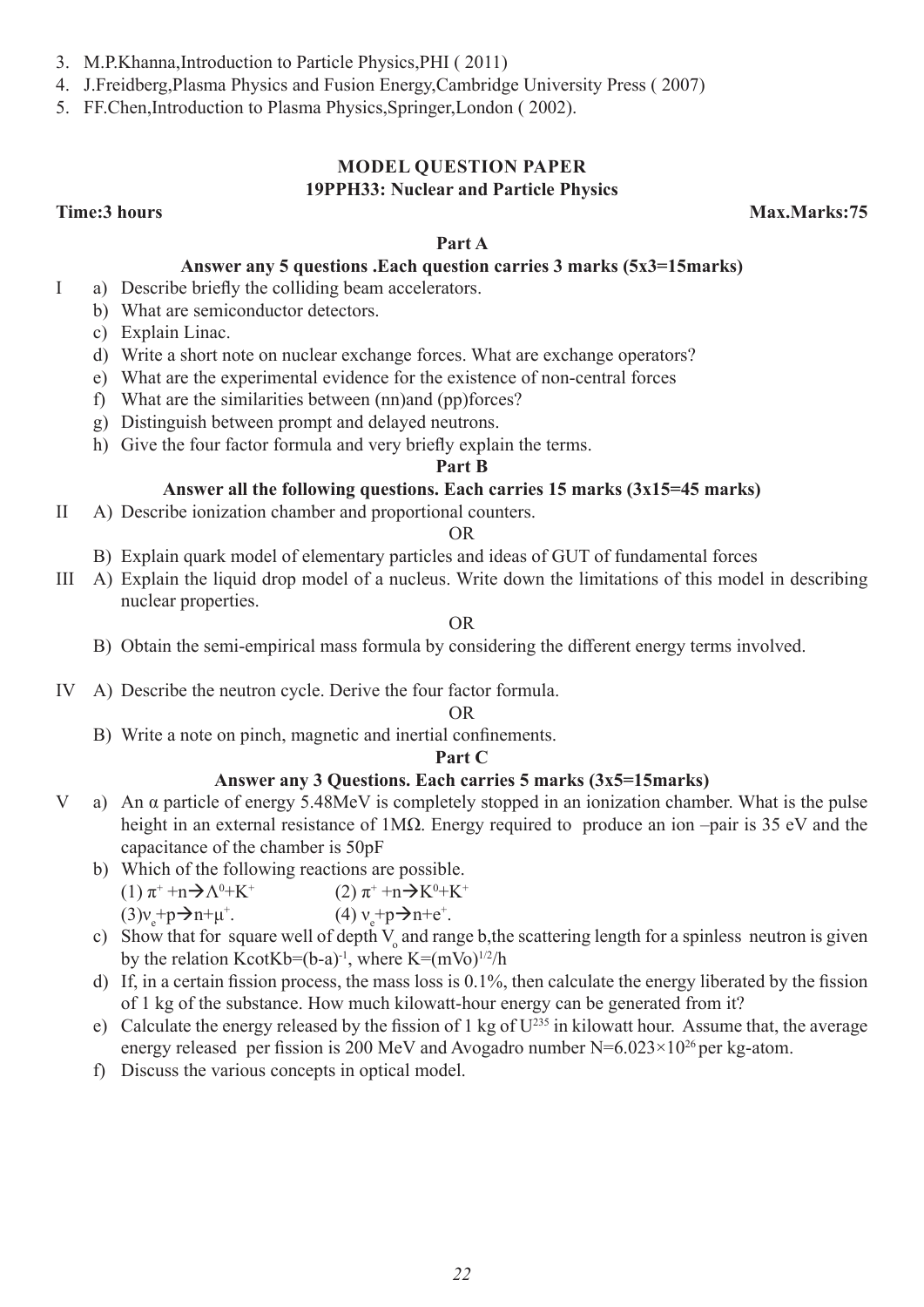3. M.P.Khanna,Introduction to Particle Physics,PHI ( 2011)
4. J.Freidberg,Plasma Physics and Fusion Energy,Cambridge University Press ( 2007)
5. FF.Chen,Introduction to Plasma Physics,Springer,London ( 2002).

## MODEL QUESTION PAPER

### 19PPH33: Nuclear and Particle Physics

**Time:3 hours** **Max.Marks:75**

### Part A

**Answer any 5 questions .Each question carries 3 marks (5x3=15marks)**

I
- a) Describe briefly the colliding beam accelerators.
- b) What are semiconductor detectors.
- c) Explain Linac.
- d) Write a short note on nuclear exchange forces. What are exchange operators?
- e) What are the experimental evidence for the existence of non-central forces
- f) What are the similarities between (nn)and (pp)forces?
- g) Distinguish between prompt and delayed neutrons.
- h) Give the four factor formula and very briefly explain the terms.

### Part B

**Answer all the following questions. Each carries 15 marks (3x15=45 marks)**

II
- A) Describe ionization chamber and proportional counters.

  OR

- B) Explain quark model of elementary particles and ideas of GUT of fundamental forces

III
- A) Explain the liquid drop model of a nucleus. Write down the limitations of this model in describing nuclear properties.

  OR

- B) Obtain the semi-empirical mass formula by considering the different energy terms involved.

IV
- A) Describe the neutron cycle. Derive the four factor formula.

  OR

- B) Write a note on pinch, magnetic and inertial confinements.

### Part C

**Answer any 3 Questions. Each carries 5 marks (3x5=15marks)**

V
- a) An α particle of energy 5.48MeV is completely stopped in an ionization chamber. What is the pulse height in an external resistance of 1MΩ. Energy required to produce an ion –pair is 35 eV and the capacitance of the chamber is 50pF
- b) Which of the following reactions are possible.

  (1) $\pi^+ + n \rightarrow \Lambda^0 + K^+$ (2) $\pi^+ + n \rightarrow K^0 + K^+$

  (3) $\nu_e + p \rightarrow n + \mu^+$. (4) $\nu_e + p \rightarrow n + e^+$.
- c) Show that for square well of depth $V_o$ and range b,the scattering length for a spinless neutron is given by the relation $K\cot Kb=(b-a)^{-1}$, where $K=(mVo)^{1/2}/h$
- d) If, in a certain fission process, the mass loss is 0.1%, then calculate the energy liberated by the fission of 1 kg of the substance. How much kilowatt-hour energy can be generated from it?
- e) Calculate the energy released by the fission of 1 kg of $U^{235}$ in kilowatt hour. Assume that, the average energy released per fission is 200 MeV and Avogadro number $N=6.023\times10^{26}$ per kg-atom.
- f) Discuss the various concepts in optical model.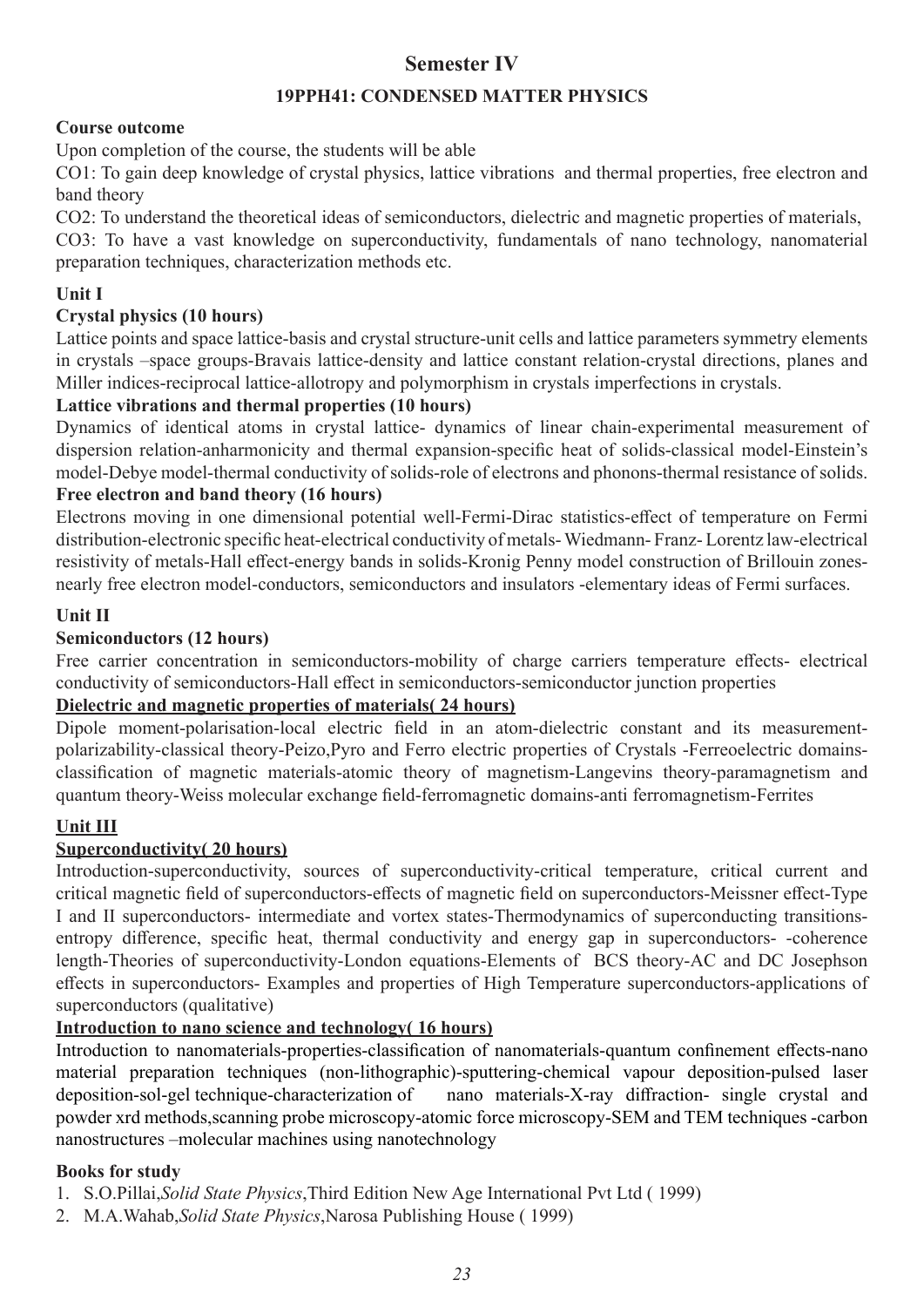# Semester IV

## 19PPH41: CONDENSED MATTER PHYSICS

**Course outcome**

Upon completion of the course, the students will be able

CO1: To gain deep knowledge of crystal physics, lattice vibrations and thermal properties, free electron and band theory

CO2: To understand the theoretical ideas of semiconductors, dielectric and magnetic properties of materials,

CO3: To have a vast knowledge on superconductivity, fundamentals of nano technology, nanomaterial preparation techniques, characterization methods etc.

**Unit I**

**Crystal physics (10 hours)**

Lattice points and space lattice-basis and crystal structure-unit cells and lattice parameters symmetry elements in crystals –space groups-Bravais lattice-density and lattice constant relation-crystal directions, planes and Miller indices-reciprocal lattice-allotropy and polymorphism in crystals imperfections in crystals.

**Lattice vibrations and thermal properties (10 hours)**

Dynamics of identical atoms in crystal lattice- dynamics of linear chain-experimental measurement of dispersion relation-anharmonicity and thermal expansion-specific heat of solids-classical model-Einstein's model-Debye model-thermal conductivity of solids-role of electrons and phonons-thermal resistance of solids.

**Free electron and band theory (16 hours)**

Electrons moving in one dimensional potential well-Fermi-Dirac statistics-effect of temperature on Fermi distribution-electronic specific heat-electrical conductivity of metals- Wiedmann- Franz- Lorentz law-electrical resistivity of metals-Hall effect-energy bands in solids-Kronig Penny model construction of Brillouin zones-nearly free electron model-conductors, semiconductors and insulators -elementary ideas of Fermi surfaces.

**Unit II**

**Semiconductors (12 hours)**

Free carrier concentration in semiconductors-mobility of charge carriers temperature effects- electrical conductivity of semiconductors-Hall effect in semiconductors-semiconductor junction properties

**<u>Dielectric and magnetic properties of materials( 24 hours)</u>**

Dipole moment-polarisation-local electric field in an atom-dielectric constant and its measurement-polarizability-classical theory-Peizo,Pyro and Ferro electric properties of Crystals -Ferreoelectric domains-classification of magnetic materials-atomic theory of magnetism-Langevins theory-paramagnetism and quantum theory-Weiss molecular exchange field-ferromagnetic domains-anti ferromagnetism-Ferrites

**<u>Unit III</u>**

**<u>Superconductivity( 20 hours)</u>**

Introduction-superconductivity, sources of superconductivity-critical temperature, critical current and critical magnetic field of superconductors-effects of magnetic field on superconductors-Meissner effect-Type I and II superconductors- intermediate and vortex states-Thermodynamics of superconducting transitions-entropy difference, specific heat, thermal conductivity and energy gap in superconductors- -coherence length-Theories of superconductivity-London equations-Elements of BCS theory-AC and DC Josephson effects in superconductors- Examples and properties of High Temperature superconductors-applications of superconductors (qualitative)

**<u>Introduction to nano science and technology( 16 hours)</u>**

Introduction to nanomaterials-properties-classification of nanomaterials-quantum confinement effects-nano material preparation techniques (non-lithographic)-sputtering-chemical vapour deposition-pulsed laser deposition-sol-gel technique-characterization of nano materials-X-ray diffraction- single crystal and powder xrd methods,scanning probe microscopy-atomic force microscopy-SEM and TEM techniques -carbon nanostructures –molecular machines using nanotechnology

**Books for study**

1. S.O.Pillai,*Solid State Physics*,Third Edition New Age International Pvt Ltd ( 1999)
2. M.A.Wahab,*Solid State Physics*,Narosa Publishing House ( 1999)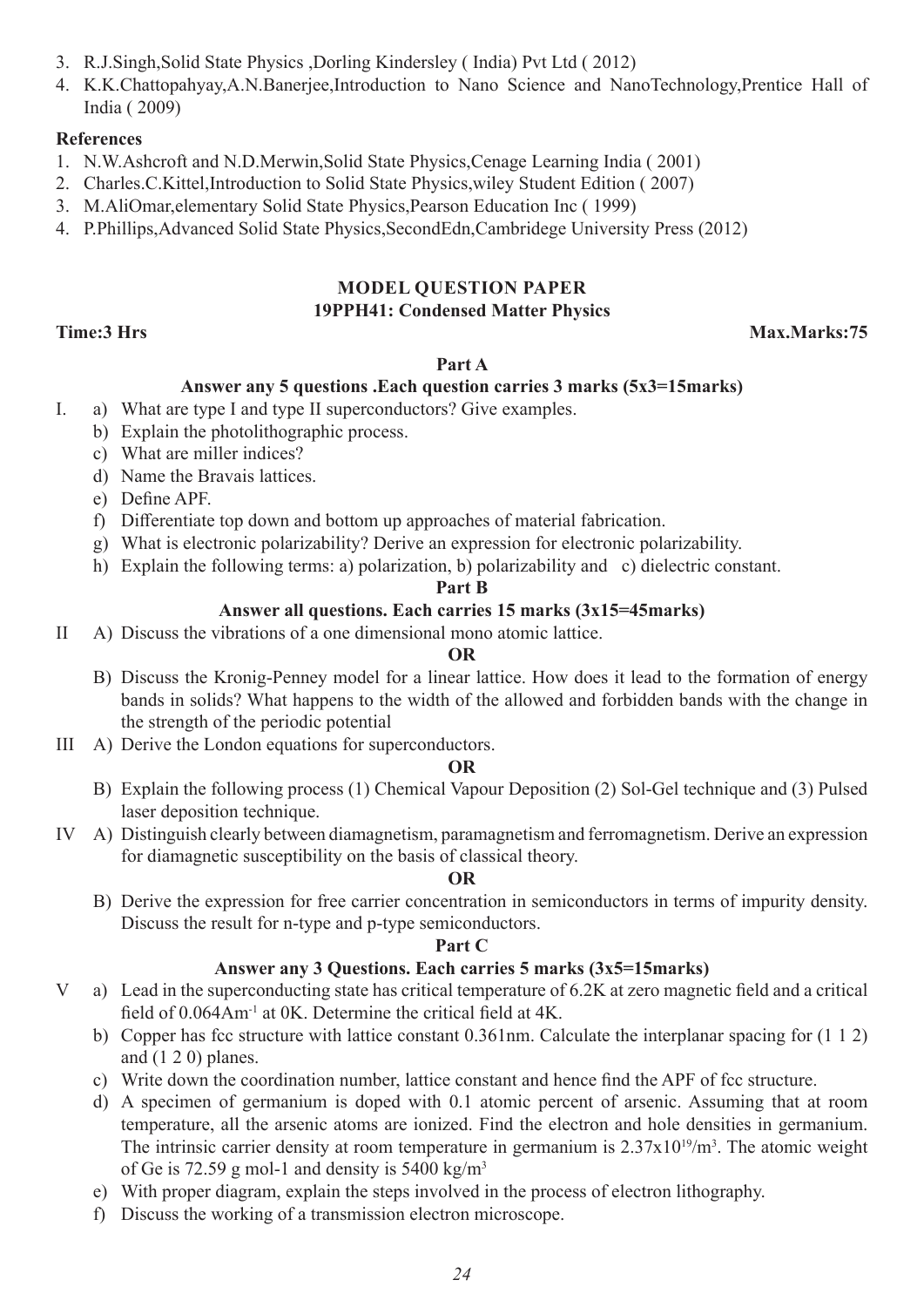3. R.J.Singh,Solid State Physics ,Dorling Kindersley ( India) Pvt Ltd ( 2012)
4. K.K.Chattopahyay,A.N.Banerjee,Introduction to Nano Science and NanoTechnology,Prentice Hall of India ( 2009)

**References**

1. N.W.Ashcroft and N.D.Merwin,Solid State Physics,Cenage Learning India ( 2001)
2. Charles.C.Kittel,Introduction to Solid State Physics,wiley Student Edition ( 2007)
3. M.AliOmar,elementary Solid State Physics,Pearson Education Inc ( 1999)
4. P.Phillips,Advanced Solid State Physics,SecondEdn,Cambridege University Press (2012)

## MODEL QUESTION PAPER

### 19PPH41: Condensed Matter Physics

**Time:3 Hrs** **Max.Marks:75**

**Part A**

**Answer any 5 questions .Each question carries 3 marks (5x3=15marks)**

I. a) What are type I and type II superconductors? Give examples.
   b) Explain the photolithographic process.
   c) What are miller indices?
   d) Name the Bravais lattices.
   e) Define APF.
   f) Differentiate top down and bottom up approaches of material fabrication.
   g) What is electronic polarizability? Derive an expression for electronic polarizability.
   h) Explain the following terms: a) polarization, b) polarizability and c) dielectric constant.

**Part B**

**Answer all questions. Each carries 15 marks (3x15=45marks)**

II A) Discuss the vibrations of a one dimensional mono atomic lattice.

**OR**

B) Discuss the Kronig-Penney model for a linear lattice. How does it lead to the formation of energy bands in solids? What happens to the width of the allowed and forbidden bands with the change in the strength of the periodic potential

III A) Derive the London equations for superconductors.

**OR**

B) Explain the following process (1) Chemical Vapour Deposition (2) Sol-Gel technique and (3) Pulsed laser deposition technique.

IV A) Distinguish clearly between diamagnetism, paramagnetism and ferromagnetism. Derive an expression for diamagnetic susceptibility on the basis of classical theory.

**OR**

B) Derive the expression for free carrier concentration in semiconductors in terms of impurity density. Discuss the result for n-type and p-type semiconductors.

**Part C**

**Answer any 3 Questions. Each carries 5 marks (3x5=15marks)**

V a) Lead in the superconducting state has critical temperature of 6.2K at zero magnetic field and a critical field of $0.064Am^{-1}$ at 0K. Determine the critical field at 4K.
  b) Copper has fcc structure with lattice constant 0.361nm. Calculate the interplanar spacing for (1 1 2) and (1 2 0) planes.
  c) Write down the coordination number, lattice constant and hence find the APF of fcc structure.
  d) A specimen of germanium is doped with 0.1 atomic percent of arsenic. Assuming that at room temperature, all the arsenic atoms are ionized. Find the electron and hole densities in germanium. The intrinsic carrier density at room temperature in germanium is $2.37x10^{19}/m^3$. The atomic weight of Ge is 72.59 g mol-1 and density is 5400 $kg/m^3$
  e) With proper diagram, explain the steps involved in the process of electron lithography.
  f) Discuss the working of a transmission electron microscope.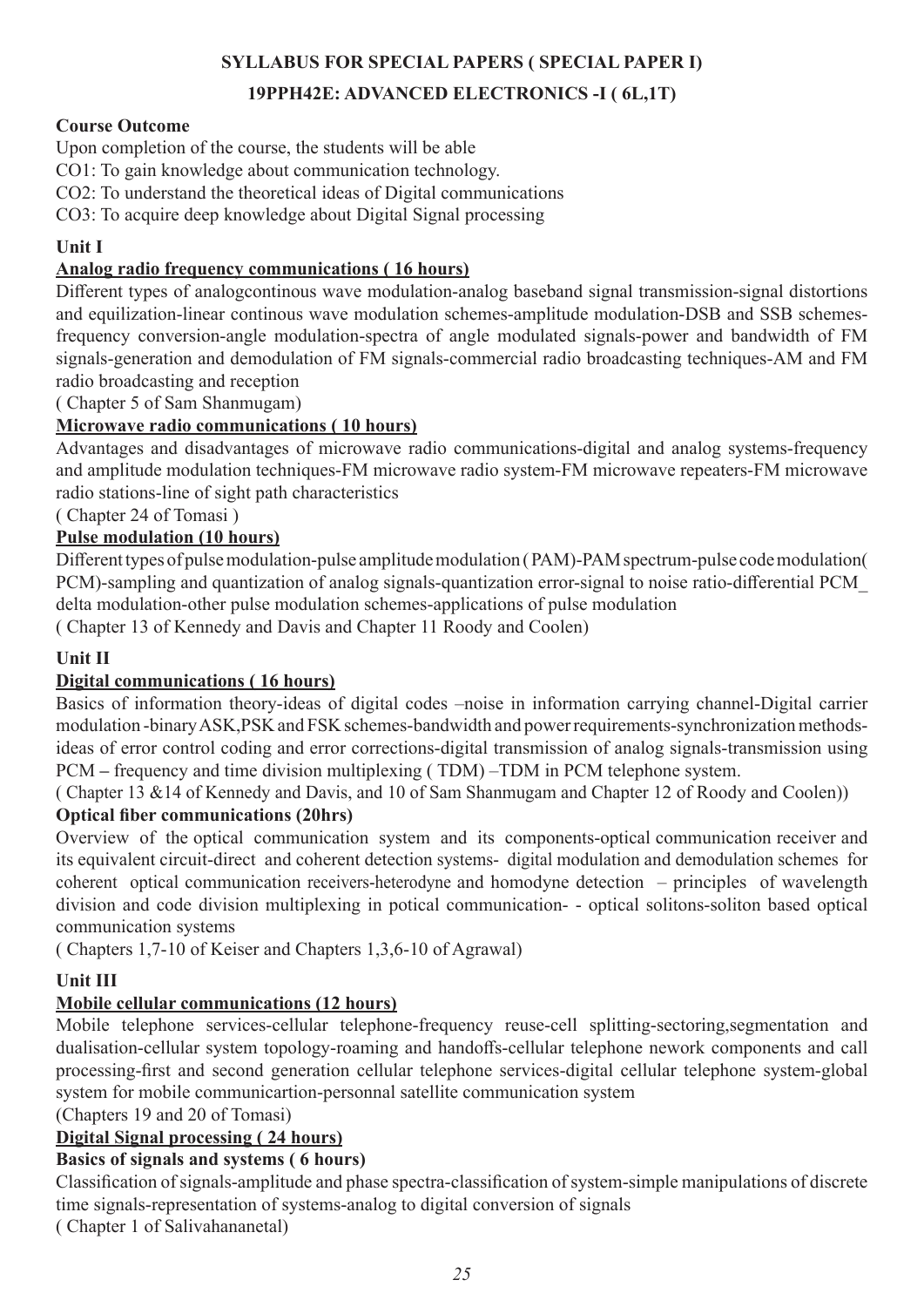**SYLLABUS FOR SPECIAL PAPERS ( SPECIAL PAPER I)**

**19PPH42E: ADVANCED ELECTRONICS -I ( 6L,1T)**

**Course Outcome**

Upon completion of the course, the students will be able

CO1: To gain knowledge about communication technology.

CO2: To understand the theoretical ideas of Digital communications

CO3: To acquire deep knowledge about Digital Signal processing

**Unit I**

**Analog radio frequency communications ( 16 hours)**

Different types of analogcontinous wave modulation-analog baseband signal transmission-signal distortions and equilization-linear continous wave modulation schemes-amplitude modulation-DSB and SSB schemes-frequency conversion-angle modulation-spectra of angle modulated signals-power and bandwidth of FM signals-generation and demodulation of FM signals-commercial radio broadcasting techniques-AM and FM radio broadcasting and reception

( Chapter 5 of Sam Shanmugam)

**Microwave radio communications ( 10 hours)**

Advantages and disadvantages of microwave radio communications-digital and analog systems-frequency and amplitude modulation techniques-FM microwave radio system-FM microwave repeaters-FM microwave radio stations-line of sight path characteristics

( Chapter 24 of Tomasi )

**Pulse modulation (10 hours)**

Different types of pulse modulation-pulse amplitude modulation ( PAM)-PAM spectrum-pulse code modulation( PCM)-sampling and quantization of analog signals-quantization error-signal to noise ratio-differential PCM_ delta modulation-other pulse modulation schemes-applications of pulse modulation

( Chapter 13 of Kennedy and Davis and Chapter 11 Roody and Coolen)

**Unit II**

**Digital communications ( 16 hours)**

Basics of information theory-ideas of digital codes –noise in information carrying channel-Digital carrier modulation -binary ASK,PSK and FSK schemes-bandwidth and power requirements-synchronization methods-ideas of error control coding and error corrections-digital transmission of analog signals-transmission using PCM – frequency and time division multiplexing ( TDM) –TDM in PCM telephone system.

( Chapter 13 &14 of Kennedy and Davis, and 10 of Sam Shanmugam and Chapter 12 of Roody and Coolen))

**Optical fiber communications (20hrs)**

Overview of the optical communication system and its components-optical communication receiver and its equivalent circuit-direct and coherent detection systems- digital modulation and demodulation schemes for coherent optical communication receivers-heterodyne and homodyne detection – principles of wavelength division and code division multiplexing in potical communication- - optical solitons-soliton based optical communication systems

( Chapters 1,7-10 of Keiser and Chapters 1,3,6-10 of Agrawal)

**Unit III**

**Mobile cellular communications (12 hours)**

Mobile telephone services-cellular telephone-frequency reuse-cell splitting-sectoring,segmentation and dualisation-cellular system topology-roaming and handoffs-cellular telephone nework components and call processing-first and second generation cellular telephone services-digital cellular telephone system-global system for mobile communicartion-personnal satellite communication system

(Chapters 19 and 20 of Tomasi)

**Digital Signal processing ( 24 hours)**

**Basics of signals and systems ( 6 hours)**

Classification of signals-amplitude and phase spectra-classification of system-simple manipulations of discrete time signals-representation of systems-analog to digital conversion of signals

( Chapter 1 of Salivahananetal)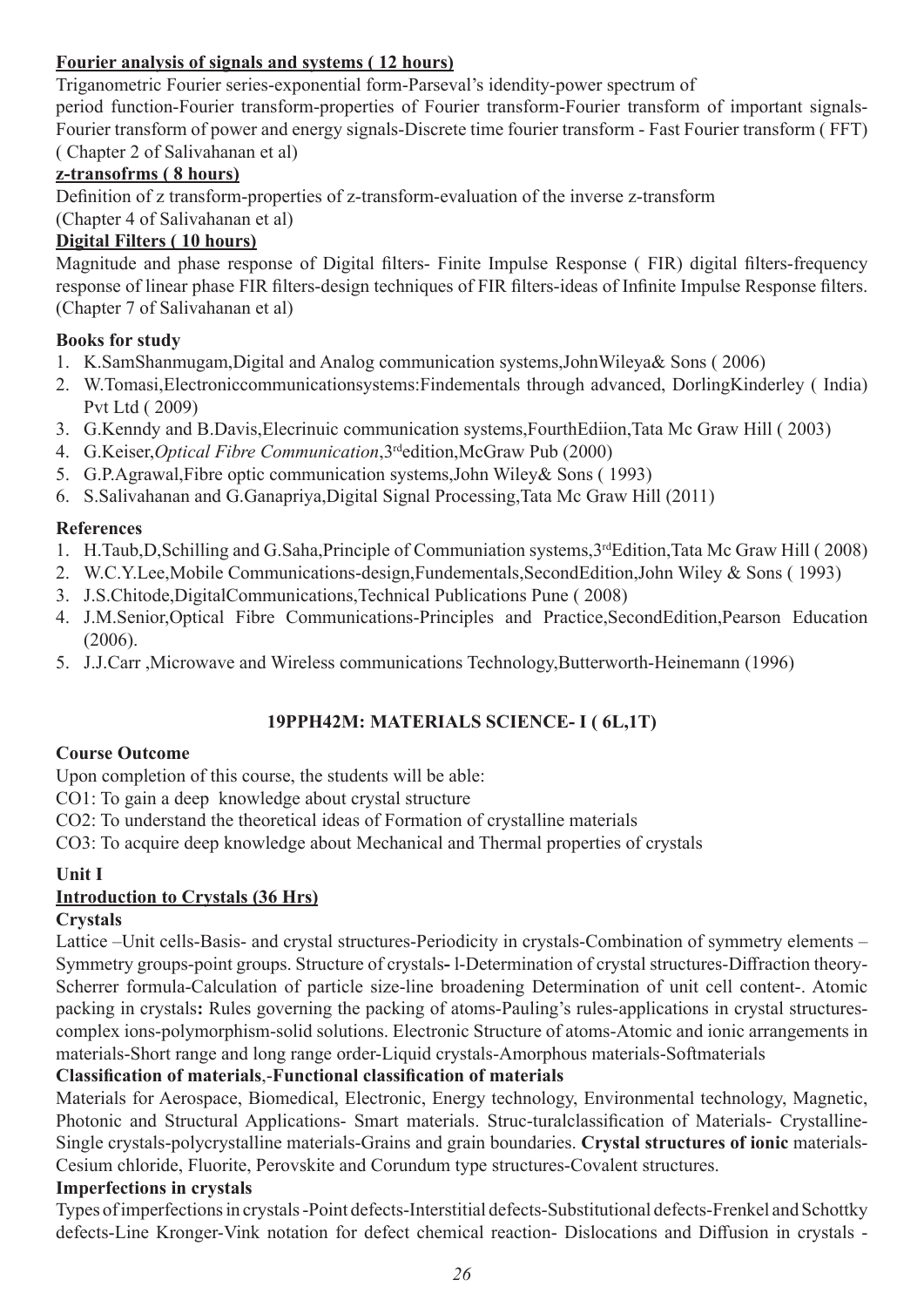**<u>Fourier analysis of signals and systems ( 12 hours)</u>**

Triganometric Fourier series-exponential form-Parseval's idendity-power spectrum of period function-Fourier transform-properties of Fourier transform-Fourier transform of important signals-Fourier transform of power and energy signals-Discrete time fourier transform - Fast Fourier transform ( FFT) ( Chapter 2 of Salivahanan et al)

**<u>z-transofrms ( 8 hours)</u>**

Definition of z transform-properties of z-transform-evaluation of the inverse z-transform (Chapter 4 of Salivahanan et al)

**<u>Digital Filters ( 10 hours)</u>**

Magnitude and phase response of Digital filters- Finite Impulse Response ( FIR) digital filters-frequency response of linear phase FIR filters-design techniques of FIR filters-ideas of Infinite Impulse Response filters. (Chapter 7 of Salivahanan et al)

**Books for study**

1. K.SamShanmugam,Digital and Analog communication systems,JohnWileya& Sons ( 2006)
2. W.Tomasi,Electroniccommunicationsystems:Findementals through advanced, DorlingKinderley ( India) Pvt Ltd ( 2009)
3. G.Kenndy and B.Davis,Elecrinuic communication systems,FourthEdiion,Tata Mc Graw Hill ( 2003)
4. G.Keiser,*Optical Fibre Communication*,3rdedition,McGraw Pub (2000)
5. G.P.Agrawal,Fibre optic communication systems,John Wiley& Sons ( 1993)
6. S.Salivahanan and G.Ganapriya,Digital Signal Processing,Tata Mc Graw Hill (2011)

**References**

1. H.Taub,D,Schilling and G.Saha,Principle of Communiation systems,3rdEdition,Tata Mc Graw Hill ( 2008)
2. W.C.Y.Lee,Mobile Communications-design,Fundementals,SecondEdition,John Wiley & Sons ( 1993)
3. J.S.Chitode,DigitalCommunications,Technical Publications Pune ( 2008)
4. J.M.Senior,Optical Fibre Communications-Principles and Practice,SecondEdition,Pearson Education (2006).
5. J.J.Carr ,Microwave and Wireless communications Technology,Butterworth-Heinemann (1996)

## 19PPH42M: MATERIALS SCIENCE- I ( 6L,1T)

**Course Outcome**

Upon completion of this course, the students will be able:

CO1: To gain a deep knowledge about crystal structure

CO2: To understand the theoretical ideas of Formation of crystalline materials

CO3: To acquire deep knowledge about Mechanical and Thermal properties of crystals

**Unit I**

**<u>Introduction to Crystals (36 Hrs)</u>**

**Crystals**

Lattice –Unit cells-Basis- and crystal structures-Periodicity in crystals-Combination of symmetry elements – Symmetry groups-point groups. Structure of crystals**-** l-Determination of crystal structures-Diffraction theory-Scherrer formula-Calculation of particle size-line broadening Determination of unit cell content-. Atomic packing in crystals**:** Rules governing the packing of atoms-Pauling's rules-applications in crystal structures-complex ions-polymorphism-solid solutions. Electronic Structure of atoms-Atomic and ionic arrangements in materials-Short range and long range order-Liquid crystals-Amorphous materials-Softmaterials

**Classification of materials**,-**Functional classification of materials**

Materials for Aerospace, Biomedical, Electronic, Energy technology, Environmental technology, Magnetic, Photonic and Structural Applications- Smart materials. Struc-turalclassification of Materials- Crystalline-Single crystals-polycrystalline materials-Grains and grain boundaries. **Crystal structures of ionic** materials-Cesium chloride, Fluorite, Perovskite and Corundum type structures-Covalent structures.

**Imperfections in crystals**

Types of imperfections in crystals -Point defects-Interstitial defects-Substitutional defects-Frenkel and Schottky defects-Line Kronger-Vink notation for defect chemical reaction- Dislocations and Diffusion in crystals -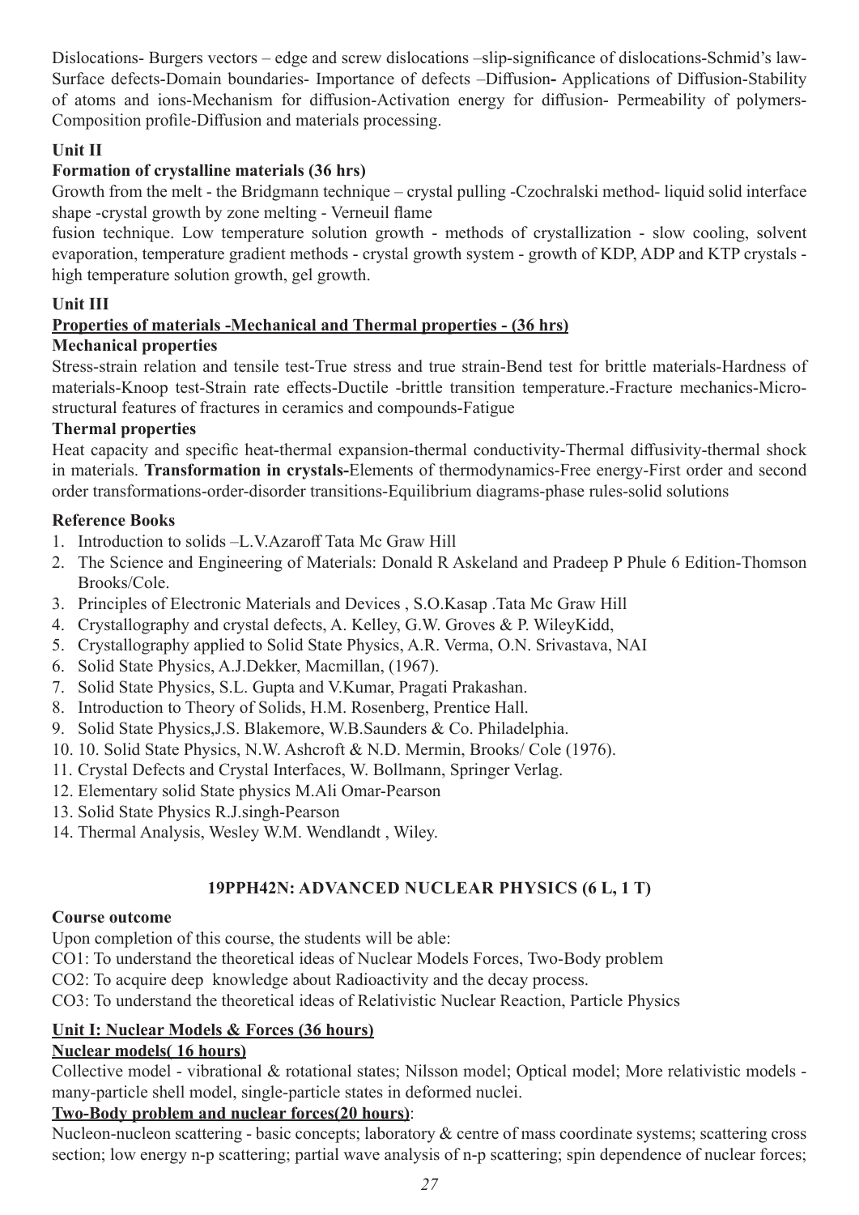Dislocations- Burgers vectors – edge and screw dislocations –slip-significance of dislocations-Schmid's law-Surface defects-Domain boundaries- Importance of defects –Diffusion- Applications of Diffusion-Stability of atoms and ions-Mechanism for diffusion-Activation energy for diffusion- Permeability of polymers-Composition profile-Diffusion and materials processing.

**Unit II**

**Formation of crystalline materials (36 hrs)**

Growth from the melt - the Bridgmann technique – crystal pulling -Czochralski method- liquid solid interface shape -crystal growth by zone melting - Verneuil flame

fusion technique. Low temperature solution growth - methods of crystallization - slow cooling, solvent evaporation, temperature gradient methods - crystal growth system - growth of KDP, ADP and KTP crystals - high temperature solution growth, gel growth.

**Unit III**

**Properties of materials -Mechanical and Thermal properties - (36 hrs)**

**Mechanical properties**

Stress-strain relation and tensile test-True stress and true strain-Bend test for brittle materials-Hardness of materials-Knoop test-Strain rate effects-Ductile -brittle transition temperature.-Fracture mechanics-Micro-structural features of fractures in ceramics and compounds-Fatigue

**Thermal properties**

Heat capacity and specific heat-thermal expansion-thermal conductivity-Thermal diffusivity-thermal shock in materials. **Transformation in crystals-**Elements of thermodynamics-Free energy-First order and second order transformations-order-disorder transitions-Equilibrium diagrams-phase rules-solid solutions

**Reference Books**

1. Introduction to solids –L.V.Azaroff Tata Mc Graw Hill
2. The Science and Engineering of Materials: Donald R Askeland and Pradeep P Phule 6 Edition-Thomson Brooks/Cole.
3. Principles of Electronic Materials and Devices , S.O.Kasap .Tata Mc Graw Hill
4. Crystallography and crystal defects, A. Kelley, G.W. Groves & P. WileyKidd,
5. Crystallography applied to Solid State Physics, A.R. Verma, O.N. Srivastava, NAI
6. Solid State Physics, A.J.Dekker, Macmillan, (1967).
7. Solid State Physics, S.L. Gupta and V.Kumar, Pragati Prakashan.
8. Introduction to Theory of Solids, H.M. Rosenberg, Prentice Hall.
9. Solid State Physics,J.S. Blakemore, W.B.Saunders & Co. Philadelphia.
10. 10. Solid State Physics, N.W. Ashcroft & N.D. Mermin, Brooks/ Cole (1976).
11. Crystal Defects and Crystal Interfaces, W. Bollmann, Springer Verlag.
12. Elementary solid State physics M.Ali Omar-Pearson
13. Solid State Physics R.J.singh-Pearson
14. Thermal Analysis, Wesley W.M. Wendlandt , Wiley.

## 19PPH42N: ADVANCED NUCLEAR PHYSICS (6 L, 1 T)

**Course outcome**

Upon completion of this course, the students will be able:

CO1: To understand the theoretical ideas of Nuclear Models Forces, Two-Body problem

CO2: To acquire deep knowledge about Radioactivity and the decay process.

CO3: To understand the theoretical ideas of Relativistic Nuclear Reaction, Particle Physics

**Unit I: Nuclear Models & Forces (36 hours)**

**Nuclear models( 16 hours)**

Collective model - vibrational & rotational states; Nilsson model; Optical model; More relativistic models - many-particle shell model, single-particle states in deformed nuclei.

**Two-Body problem and nuclear forces(20 hours)**:

Nucleon-nucleon scattering - basic concepts; laboratory & centre of mass coordinate systems; scattering cross section; low energy n-p scattering; partial wave analysis of n-p scattering; spin dependence of nuclear forces;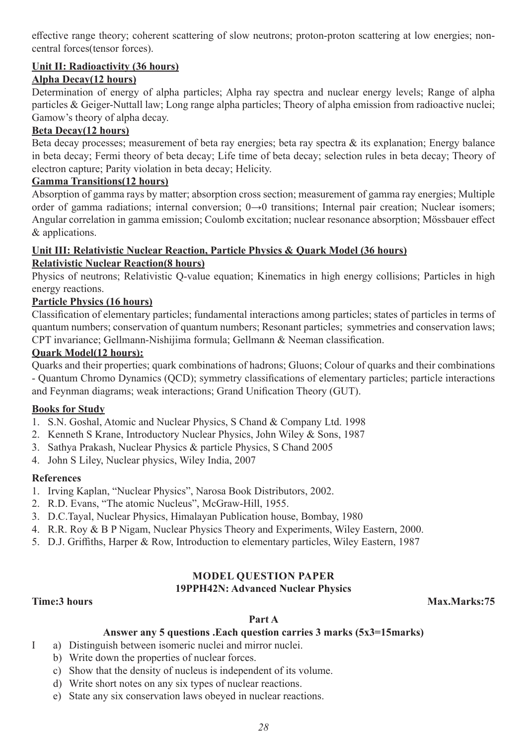effective range theory; coherent scattering of slow neutrons; proton-proton scattering at low energies; non-central forces(tensor forces).

**Unit II: Radioactivity (36 hours)**

**Alpha Decay(12 hours)**

Determination of energy of alpha particles; Alpha ray spectra and nuclear energy levels; Range of alpha particles & Geiger-Nuttall law; Long range alpha particles; Theory of alpha emission from radioactive nuclei; Gamow's theory of alpha decay.

**Beta Decay(12 hours)**

Beta decay processes; measurement of beta ray energies; beta ray spectra & its explanation; Energy balance in beta decay; Fermi theory of beta decay; Life time of beta decay; selection rules in beta decay; Theory of electron capture; Parity violation in beta decay; Helicity.

**Gamma Transitions(12 hours)**

Absorption of gamma rays by matter; absorption cross section; measurement of gamma ray energies; Multiple order of gamma radiations; internal conversion; $0\rightarrow0$ transitions; Internal pair creation; Nuclear isomers; Angular correlation in gamma emission; Coulomb excitation; nuclear resonance absorption; Mössbauer effect & applications.

**Unit III: Relativistic Nuclear Reaction, Particle Physics & Quark Model (36 hours)**

**Relativistic Nuclear Reaction(8 hours)**

Physics of neutrons; Relativistic Q-value equation; Kinematics in high energy collisions; Particles in high energy reactions.

**Particle Physics (16 hours)**

Classification of elementary particles; fundamental interactions among particles; states of particles in terms of quantum numbers; conservation of quantum numbers; Resonant particles; symmetries and conservation laws; CPT invariance; Gellmann-Nishijima formula; Gellmann & Neeman classification.

**Quark Model(12 hours):**

Quarks and their properties; quark combinations of hadrons; Gluons; Colour of quarks and their combinations - Quantum Chromo Dynamics (QCD); symmetry classifications of elementary particles; particle interactions and Feynman diagrams; weak interactions; Grand Unification Theory (GUT).

**Books for Study**

1. S.N. Goshal, Atomic and Nuclear Physics, S Chand & Company Ltd. 1998
2. Kenneth S Krane, Introductory Nuclear Physics, John Wiley & Sons, 1987
3. Sathya Prakash, Nuclear Physics & particle Physics, S Chand 2005
4. John S Liley, Nuclear physics, Wiley India, 2007

**References**

1. Irving Kaplan, "Nuclear Physics", Narosa Book Distributors, 2002.
2. R.D. Evans, "The atomic Nucleus", McGraw-Hill, 1955.
3. D.C.Tayal, Nuclear Physics, Himalayan Publication house, Bombay, 1980
4. R.R. Roy & B P Nigam, Nuclear Physics Theory and Experiments, Wiley Eastern, 2000.
5. D.J. Griffiths, Harper & Row, Introduction to elementary particles, Wiley Eastern, 1987

## MODEL QUESTION PAPER

### 19PPH42N: Advanced Nuclear Physics

**Time:3 hours** **Max.Marks:75**

**Part A**

**Answer any 5 questions .Each question carries 3 marks (5x3=15marks)**

I a) Distinguish between isomeric nuclei and mirror nuclei.

b) Write down the properties of nuclear forces.

c) Show that the density of nucleus is independent of its volume.

d) Write short notes on any six types of nuclear reactions.

e) State any six conservation laws obeyed in nuclear reactions.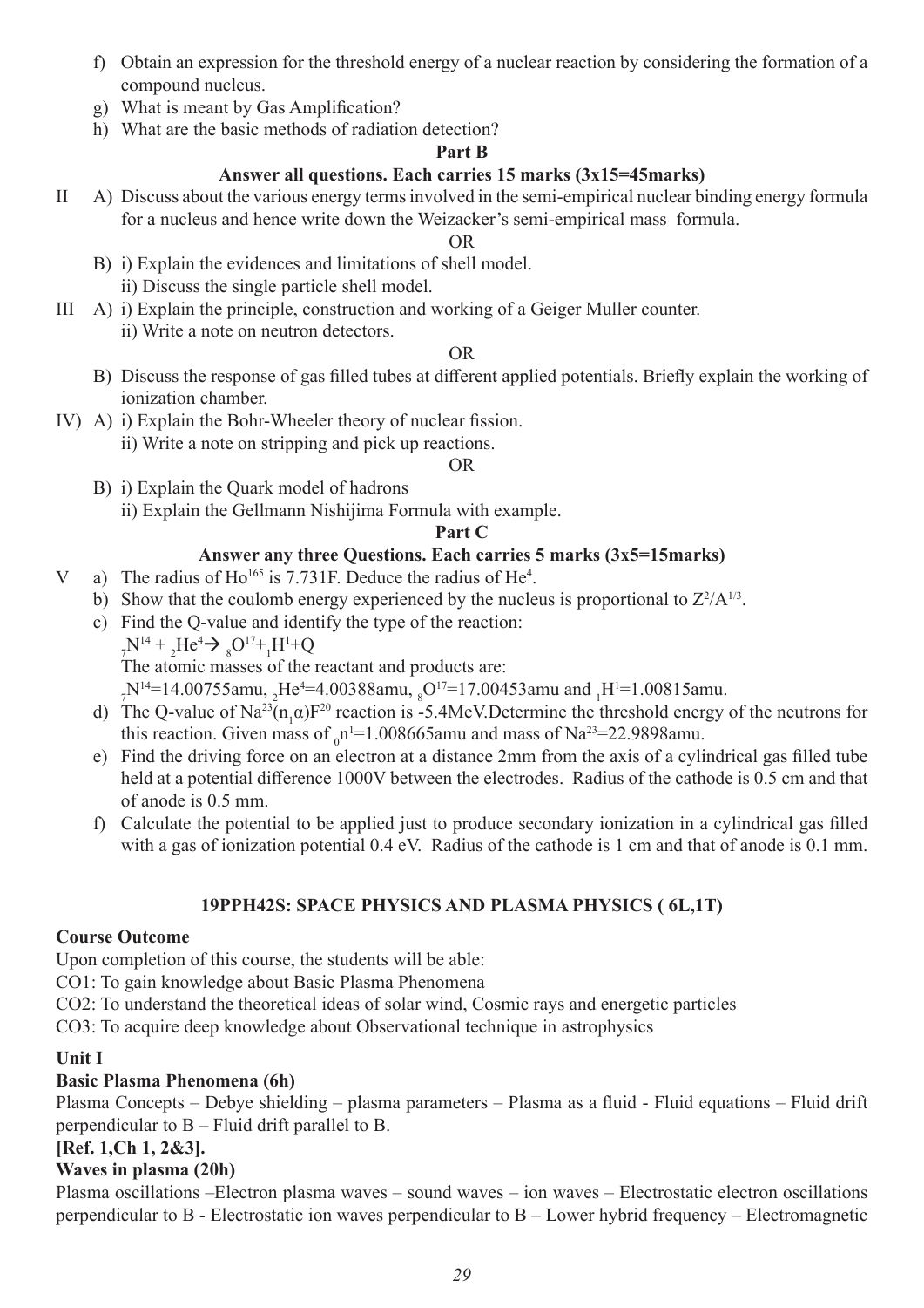f) Obtain an expression for the threshold energy of a nuclear reaction by considering the formation of a compound nucleus.

g) What is meant by Gas Amplification?

h) What are the basic methods of radiation detection?

**Part B**

**Answer all questions. Each carries 15 marks (3x15=45marks)**

II A) Discuss about the various energy terms involved in the semi-empirical nuclear binding energy formula for a nucleus and hence write down the Weizacker's semi-empirical mass formula.

OR

B) i) Explain the evidences and limitations of shell model.

ii) Discuss the single particle shell model.

III A) i) Explain the principle, construction and working of a Geiger Muller counter.

ii) Write a note on neutron detectors.

OR

B) Discuss the response of gas filled tubes at different applied potentials. Briefly explain the working of ionization chamber.

IV) A) i) Explain the Bohr-Wheeler theory of nuclear fission.

ii) Write a note on stripping and pick up reactions.

OR

B) i) Explain the Quark model of hadrons

ii) Explain the Gellmann Nishijima Formula with example.

**Part C**

**Answer any three Questions. Each carries 5 marks (3x5=15marks)**

V a) The radius of $Ho^{165}$ is 7.731F. Deduce the radius of $He^{4}$.

b) Show that the coulomb energy experienced by the nucleus is proportional to $Z^2/A^{1/3}$.

c) Find the Q-value and identify the type of the reaction:

$_{7}N^{14} + {_2}He^{4} \rightarrow {_8}O^{17} + {_1}H^{1} + Q$

The atomic masses of the reactant and products are:

$_{7}N^{14}$=14.00755amu, $_{2}He^{4}$=4.00388amu, $_{8}O^{17}$=17.00453amu and $_{1}H^{1}$=1.00815amu.

d) The Q-value of $Na^{23}(n_1\alpha)F^{20}$ reaction is -5.4MeV.Determine the threshold energy of the neutrons for this reaction. Given mass of $_{0}n^{1}$=1.008665amu and mass of $Na^{23}$=22.9898amu.

e) Find the driving force on an electron at a distance 2mm from the axis of a cylindrical gas filled tube held at a potential difference 1000V between the electrodes. Radius of the cathode is 0.5 cm and that of anode is 0.5 mm.

f) Calculate the potential to be applied just to produce secondary ionization in a cylindrical gas filled with a gas of ionization potential 0.4 eV. Radius of the cathode is 1 cm and that of anode is 0.1 mm.

## 19PPH42S: SPACE PHYSICS AND PLASMA PHYSICS ( 6L,1T)

**Course Outcome**

Upon completion of this course, the students will be able:

CO1: To gain knowledge about Basic Plasma Phenomena

CO2: To understand the theoretical ideas of solar wind, Cosmic rays and energetic particles

CO3: To acquire deep knowledge about Observational technique in astrophysics

**Unit I**

**Basic Plasma Phenomena (6h)**

Plasma Concepts – Debye shielding – plasma parameters – Plasma as a fluid - Fluid equations – Fluid drift perpendicular to B – Fluid drift parallel to B.

**[Ref. 1,Ch 1, 2&3].**

**Waves in plasma (20h)**

Plasma oscillations –Electron plasma waves – sound waves – ion waves – Electrostatic electron oscillations perpendicular to B - Electrostatic ion waves perpendicular to B – Lower hybrid frequency – Electromagnetic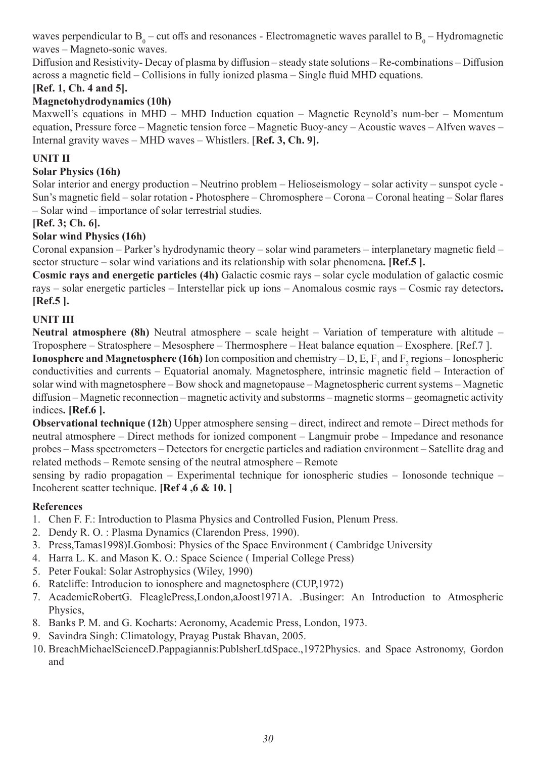waves perpendicular to $B_0$ – cut offs and resonances - Electromagnetic waves parallel to $B_0$ – Hydromagnetic waves – Magneto-sonic waves.

Diffusion and Resistivity- Decay of plasma by diffusion – steady state solutions – Re-combinations – Diffusion across a magnetic field – Collisions in fully ionized plasma – Single fluid MHD equations.

**[Ref. 1, Ch. 4 and 5].**

**Magnetohydrodynamics (10h)**

Maxwell's equations in MHD – MHD Induction equation – Magnetic Reynold's num-ber – Momentum equation, Pressure force – Magnetic tension force – Magnetic Buoy-ancy – Acoustic waves – Alfven waves – Internal gravity waves – MHD waves – Whistlers. [**Ref. 3, Ch. 9].**

## UNIT II

**Solar Physics (16h)**

Solar interior and energy production – Neutrino problem – Helioseismology – solar activity – sunspot cycle - Sun's magnetic field – solar rotation - Photosphere – Chromosphere – Corona – Coronal heating – Solar flares – Solar wind – importance of solar terrestrial studies.

**[Ref. 3; Ch. 6].**

**Solar wind Physics (16h)**

Coronal expansion – Parker's hydrodynamic theory – solar wind parameters – interplanetary magnetic field – sector structure – solar wind variations and its relationship with solar phenomena**. [Ref.5 ].**

**Cosmic rays and energetic particles (4h)** Galactic cosmic rays – solar cycle modulation of galactic cosmic rays – solar energetic particles – Interstellar pick up ions – Anomalous cosmic rays – Cosmic ray detectors**. [Ref.5 ].**

## UNIT III

**Neutral atmosphere (8h)** Neutral atmosphere – scale height – Variation of temperature with altitude – Troposphere – Stratosphere – Mesosphere – Thermosphere – Heat balance equation – Exosphere. [Ref.7 ].

**Ionosphere and Magnetosphere (16h)** Ion composition and chemistry – D, E, $F_1$ and $F_2$ regions – Ionospheric conductivities and currents – Equatorial anomaly. Magnetosphere, intrinsic magnetic field – Interaction of solar wind with magnetosphere – Bow shock and magnetopause – Magnetospheric current systems – Magnetic diffusion – Magnetic reconnection – magnetic activity and substorms – magnetic storms – geomagnetic activity indices**. [Ref.6 ].**

**Observational technique (12h)** Upper atmosphere sensing – direct, indirect and remote – Direct methods for neutral atmosphere – Direct methods for ionized component – Langmuir probe – Impedance and resonance probes – Mass spectrometers – Detectors for energetic particles and radiation environment – Satellite drag and related methods – Remote sensing of the neutral atmosphere – Remote

sensing by radio propagation – Experimental technique for ionospheric studies – Ionosonde technique – Incoherent scatter technique. **[Ref 4 ,6 & 10. ]**

**References**

1. Chen F. F.: Introduction to Plasma Physics and Controlled Fusion, Plenum Press.
2. Dendy R. O. : Plasma Dynamics (Clarendon Press, 1990).
3. Press,Tamas1998)I.Gombosi: Physics of the Space Environment ( Cambridge University
4. Harra L. K. and Mason K. O.: Space Science ( Imperial College Press)
5. Peter Foukal: Solar Astrophysics (Wiley, 1990)
6. Ratcliffe: Introducion to ionosphere and magnetosphere (CUP,1972)
7. AcademicRobertG. FleaglePress,London,aJoost1971A. .Businger: An Introduction to Atmospheric Physics,
8. Banks P. M. and G. Kocharts: Aeronomy, Academic Press, London, 1973.
9. Savindra Singh: Climatology, Prayag Pustak Bhavan, 2005.
10. BreachMichaelScienceD.Pappagiannis:PublsherLtdSpace.,1972Physics. and Space Astronomy, Gordon and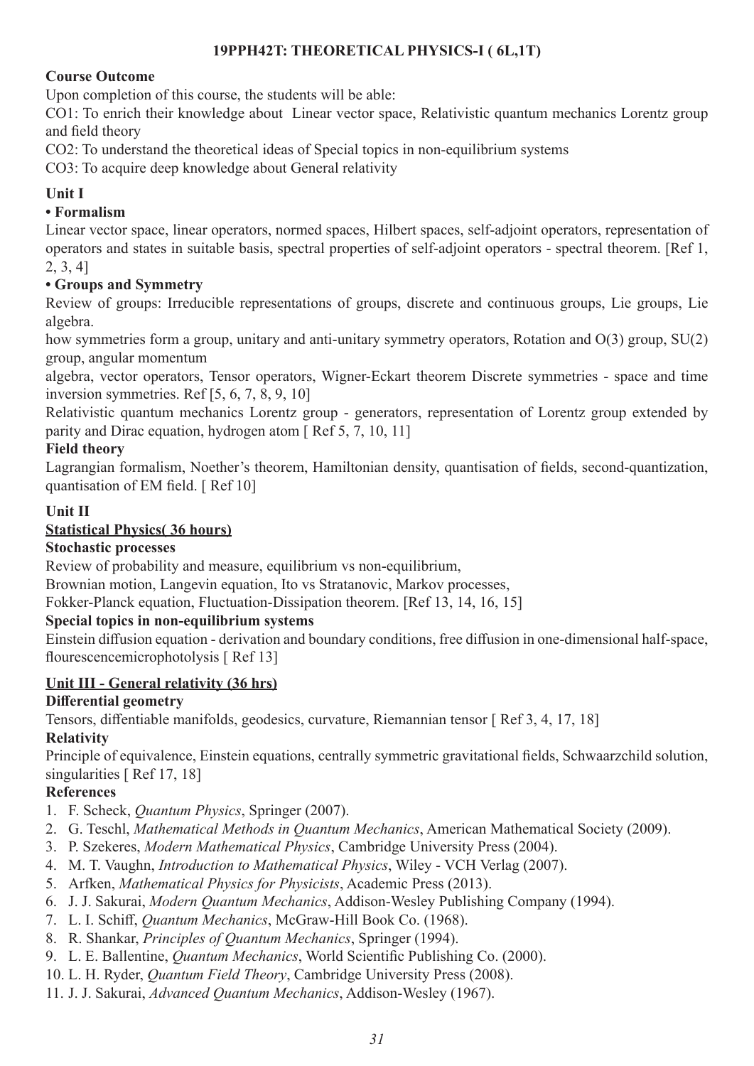## 19PPH42T: THEORETICAL PHYSICS-I ( 6L,1T)

**Course Outcome**

Upon completion of this course, the students will be able:

CO1: To enrich their knowledge about Linear vector space, Relativistic quantum mechanics Lorentz group and field theory

CO2: To understand the theoretical ideas of Special topics in non-equilibrium systems

CO3: To acquire deep knowledge about General relativity

### Unit I

**• Formalism**

Linear vector space, linear operators, normed spaces, Hilbert spaces, self-adjoint operators, representation of operators and states in suitable basis, spectral properties of self-adjoint operators - spectral theorem. [Ref 1, 2, 3, 4]

**• Groups and Symmetry**

Review of groups: Irreducible representations of groups, discrete and continuous groups, Lie groups, Lie algebra.

how symmetries form a group, unitary and anti-unitary symmetry operators, Rotation and O(3) group, SU(2) group, angular momentum

algebra, vector operators, Tensor operators, Wigner-Eckart theorem Discrete symmetries - space and time inversion symmetries. Ref [5, 6, 7, 8, 9, 10]

Relativistic quantum mechanics Lorentz group - generators, representation of Lorentz group extended by parity and Dirac equation, hydrogen atom [ Ref 5, 7, 10, 11]

**Field theory**

Lagrangian formalism, Noether's theorem, Hamiltonian density, quantisation of fields, second-quantization, quantisation of EM field. [ Ref 10]

### Unit II

**Statistical Physics( 36 hours)**

**Stochastic processes**

Review of probability and measure, equilibrium vs non-equilibrium,

Brownian motion, Langevin equation, Ito vs Stratanovic, Markov processes,

Fokker-Planck equation, Fluctuation-Dissipation theorem. [Ref 13, 14, 16, 15]

**Special topics in non-equilibrium systems**

Einstein diffusion equation - derivation and boundary conditions, free diffusion in one-dimensional half-space, flourescencemicrophotolysis [ Ref 13]

### Unit III - General relativity (36 hrs)

**Differential geometry**

Tensors, diffentiable manifolds, geodesics, curvature, Riemannian tensor [ Ref 3, 4, 17, 18]

**Relativity**

Principle of equivalence, Einstein equations, centrally symmetric gravitational fields, Schwaarzchild solution, singularities [ Ref 17, 18]

**References**

1. F. Scheck, *Quantum Physics*, Springer (2007).
2. G. Teschl, *Mathematical Methods in Quantum Mechanics*, American Mathematical Society (2009).
3. P. Szekeres, *Modern Mathematical Physics*, Cambridge University Press (2004).
4. M. T. Vaughn, *Introduction to Mathematical Physics*, Wiley - VCH Verlag (2007).
5. Arfken, *Mathematical Physics for Physicists*, Academic Press (2013).
6. J. J. Sakurai, *Modern Quantum Mechanics*, Addison-Wesley Publishing Company (1994).
7. L. I. Schiff, *Quantum Mechanics*, McGraw-Hill Book Co. (1968).
8. R. Shankar, *Principles of Quantum Mechanics*, Springer (1994).
9. L. E. Ballentine, *Quantum Mechanics*, World Scientific Publishing Co. (2000).
10. L. H. Ryder, *Quantum Field Theory*, Cambridge University Press (2008).
11. J. J. Sakurai, *Advanced Quantum Mechanics*, Addison-Wesley (1967).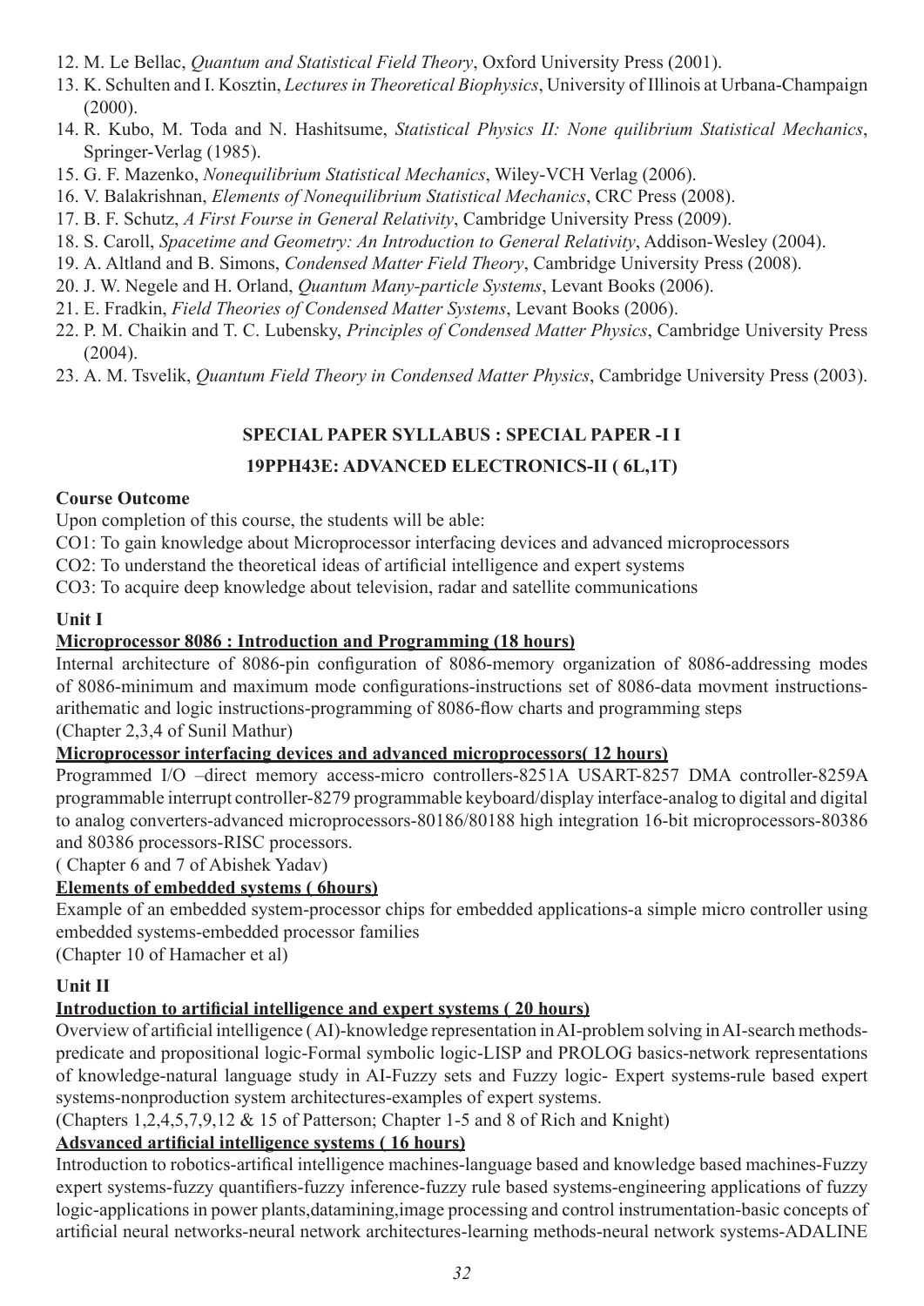12. M. Le Bellac, *Quantum and Statistical Field Theory*, Oxford University Press (2001).
13. K. Schulten and I. Kosztin, *Lectures in Theoretical Biophysics*, University of Illinois at Urbana-Champaign (2000).
14. R. Kubo, M. Toda and N. Hashitsume, *Statistical Physics II: None quilibrium Statistical Mechanics*, Springer-Verlag (1985).
15. G. F. Mazenko, *Nonequilibrium Statistical Mechanics*, Wiley-VCH Verlag (2006).
16. V. Balakrishnan, *Elements of Nonequilibrium Statistical Mechanics*, CRC Press (2008).
17. B. F. Schutz, *A First Fourse in General Relativity*, Cambridge University Press (2009).
18. S. Caroll, *Spacetime and Geometry: An Introduction to General Relativity*, Addison-Wesley (2004).
19. A. Altland and B. Simons, *Condensed Matter Field Theory*, Cambridge University Press (2008).
20. J. W. Negele and H. Orland, *Quantum Many-particle Systems*, Levant Books (2006).
21. E. Fradkin, *Field Theories of Condensed Matter Systems*, Levant Books (2006).
22. P. M. Chaikin and T. C. Lubensky, *Principles of Condensed Matter Physics*, Cambridge University Press (2004).
23. A. M. Tsvelik, *Quantum Field Theory in Condensed Matter Physics*, Cambridge University Press (2003).

## SPECIAL PAPER SYLLABUS : SPECIAL PAPER -I I

## 19PPH43E: ADVANCED ELECTRONICS-II ( 6L,1T)

**Course Outcome**

Upon completion of this course, the students will be able:

CO1: To gain knowledge about Microprocessor interfacing devices and advanced microprocessors

CO2: To understand the theoretical ideas of artificial intelligence and expert systems

CO3: To acquire deep knowledge about television, radar and satellite communications

**Unit I**

**Microprocessor 8086 : Introduction and Programming (18 hours)**

Internal architecture of 8086-pin configuration of 8086-memory organization of 8086-addressing modes of 8086-minimum and maximum mode configurations-instructions set of 8086-data movment instructions-arithematic and logic instructions-programming of 8086-flow charts and programming steps

(Chapter 2,3,4 of Sunil Mathur)

**Microprocessor interfacing devices and advanced microprocessors( 12 hours)**

Programmed I/O –direct memory access-micro controllers-8251A USART-8257 DMA controller-8259A programmable interrupt controller-8279 programmable keyboard/display interface-analog to digital and digital to analog converters-advanced microprocessors-80186/80188 high integration 16-bit microprocessors-80386 and 80386 processors-RISC processors.

( Chapter 6 and 7 of Abishek Yadav)

**Elements of embedded systems ( 6hours)**

Example of an embedded system-processor chips for embedded applications-a simple micro controller using embedded systems-embedded processor families

(Chapter 10 of Hamacher et al)

**Unit II**

**Introduction to artificial intelligence and expert systems ( 20 hours)**

Overview of artificial intelligence ( AI)-knowledge representation in AI-problem solving in AI-search methods-predicate and propositional logic-Formal symbolic logic-LISP and PROLOG basics-network representations of knowledge-natural language study in AI-Fuzzy sets and Fuzzy logic- Expert systems-rule based expert systems-nonproduction system architectures-examples of expert systems.

(Chapters 1,2,4,5,7,9,12 & 15 of Patterson; Chapter 1-5 and 8 of Rich and Knight)

**Adsvanced artificial intelligence systems ( 16 hours)**

Introduction to robotics-artifical intelligence machines-language based and knowledge based machines-Fuzzy expert systems-fuzzy quantifiers-fuzzy inference-fuzzy rule based systems-engineering applications of fuzzy logic-applications in power plants,datamining,image processing and control instrumentation-basic concepts of artificial neural networks-neural network architectures-learning methods-neural network systems-ADALINE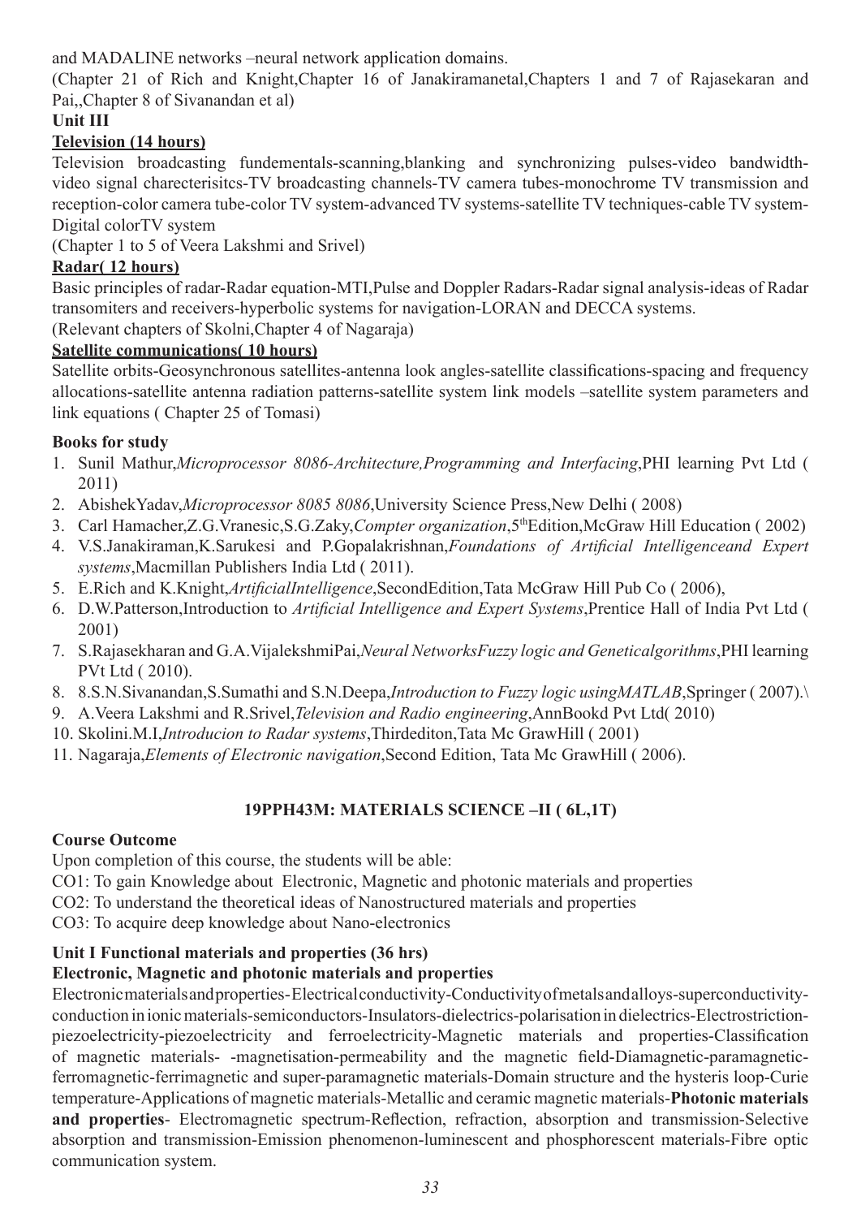and MADALINE networks –neural network application domains.

(Chapter 21 of Rich and Knight,Chapter 16 of Janakiramanetal,Chapters 1 and 7 of Rajasekaran and Pai,,Chapter 8 of Sivanandan et al)

**Unit III**

**Television (14 hours)**

Television broadcasting fundementals-scanning,blanking and synchronizing pulses-video bandwidth-video signal charecterisitcs-TV broadcasting channels-TV camera tubes-monochrome TV transmission and reception-color camera tube-color TV system-advanced TV systems-satellite TV techniques-cable TV system-Digital colorTV system

(Chapter 1 to 5 of Veera Lakshmi and Srivel)

**Radar( 12 hours)**

Basic principles of radar-Radar equation-MTI,Pulse and Doppler Radars-Radar signal analysis-ideas of Radar transomiters and receivers-hyperbolic systems for navigation-LORAN and DECCA systems.

(Relevant chapters of Skolni,Chapter 4 of Nagaraja)

**Satellite communications( 10 hours)**

Satellite orbits-Geosynchronous satellites-antenna look angles-satellite classifications-spacing and frequency allocations-satellite antenna radiation patterns-satellite system link models –satellite system parameters and link equations ( Chapter 25 of Tomasi)

**Books for study**

1. Sunil Mathur,*Microprocessor 8086-Architecture,Programming and Interfacing*,PHI learning Pvt Ltd ( 2011)
2. AbishekYadav,*Microprocessor 8085 8086*,University Science Press,New Delhi ( 2008)
3. Carl Hamacher,Z.G.Vranesic,S.G.Zaky,*Compter organization*,5thEdition,McGraw Hill Education ( 2002)
4. V.S.Janakiraman,K.Sarukesi and P.Gopalakrishnan,*Foundations of Artificial Intelligenceand Expert systems*,Macmillan Publishers India Ltd ( 2011).
5. E.Rich and K.Knight,*ArtificialIntelligence*,SecondEdition,Tata McGraw Hill Pub Co ( 2006),
6. D.W.Patterson,Introduction to *Artificial Intelligence and Expert Systems*,Prentice Hall of India Pvt Ltd ( 2001)
7. S.Rajasekharan and G.A.VijalekshmiPai,*Neural NetworksFuzzy logic and Geneticalgorithms*,PHI learning PVt Ltd ( 2010).
8. 8.S.N.Sivanandan,S.Sumathi and S.N.Deepa,*Introduction to Fuzzy logic usingMATLAB*,Springer ( 2007).\
9. A.Veera Lakshmi and R.Srivel,*Television and Radio engineering*,AnnBookd Pvt Ltd( 2010)
10. Skolini.M.I,*Introducion to Radar systems*,Thirdediton,Tata Mc GrawHill ( 2001)
11. Nagaraja,*Elements of Electronic navigation*,Second Edition, Tata Mc GrawHill ( 2006).

## 19PPH43M: MATERIALS SCIENCE –II ( 6L,1T)

**Course Outcome**

Upon completion of this course, the students will be able:

CO1: To gain Knowledge about Electronic, Magnetic and photonic materials and properties

CO2: To understand the theoretical ideas of Nanostructured materials and properties

CO3: To acquire deep knowledge about Nano-electronics

**Unit I Functional materials and properties (36 hrs)**

**Electronic, Magnetic and photonic materials and properties**

Electronicmaterialsandproperties-Electricalconductivity-Conductivityofmetalsandalloys-superconductivity-conduction in ionic materials-semiconductors-Insulators-dielectrics-polarisation in dielectrics-Electrostriction-piezoelectricity-piezoelectricity and ferroelectricity-Magnetic materials and properties-Classification of magnetic materials- -magnetisation-permeability and the magnetic field-Diamagnetic-paramagnetic-ferromagnetic-ferrimagnetic and super-paramagnetic materials-Domain structure and the hysteris loop-Curie temperature-Applications of magnetic materials-Metallic and ceramic magnetic materials-**Photonic materials and properties**- Electromagnetic spectrum-Reflection, refraction, absorption and transmission-Selective absorption and transmission-Emission phenomenon-luminescent and phosphorescent materials-Fibre optic communication system.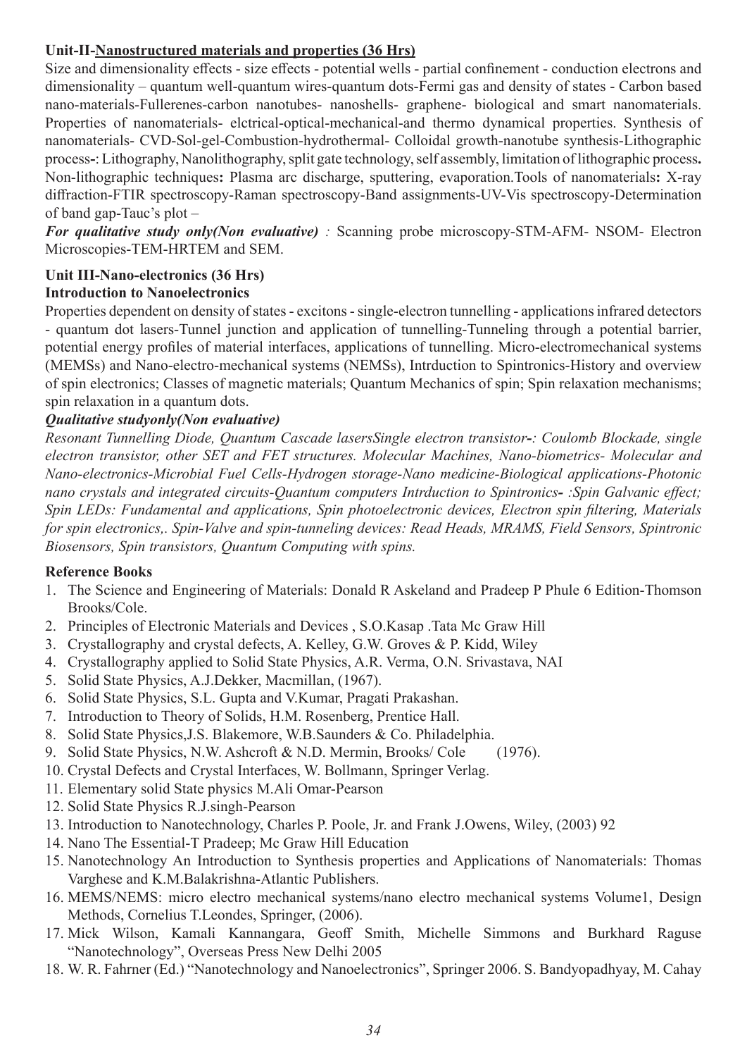**Unit-II-<u>Nanostructured materials and properties (36 Hrs)</u>**

Size and dimensionality effects - size effects - potential wells - partial confinement - conduction electrons and dimensionality – quantum well-quantum wires-quantum dots-Fermi gas and density of states - Carbon based nano-materials-Fullerenes-carbon nanotubes- nanoshells- graphene- biological and smart nanomaterials. Properties of nanomaterials- elctrical-optical-mechanical-and thermo dynamical properties. Synthesis of nanomaterials- CVD-Sol-gel-Combustion-hydrothermal- Colloidal growth-nanotube synthesis-Lithographic process-: Lithography, Nanolithography, split gate technology, self assembly, limitation of lithographic process**.** Non-lithographic techniques**:** Plasma arc discharge, sputtering, evaporation.Tools of nanomaterials**:** X-ray diffraction-FTIR spectroscopy-Raman spectroscopy-Band assignments-UV-Vis spectroscopy-Determination of band gap-Tauc's plot –

***For qualitative study only(Non evaluative)** :* Scanning probe microscopy-STM-AFM- NSOM- Electron Microscopies-TEM-HRTEM and SEM.

**Unit III-Nano-electronics (36 Hrs)**

**Introduction to Nanoelectronics**

Properties dependent on density of states - excitons - single-electron tunnelling - applications infrared detectors - quantum dot lasers-Tunnel junction and application of tunnelling-Tunneling through a potential barrier, potential energy profiles of material interfaces, applications of tunnelling. Micro-electromechanical systems (MEMSs) and Nano-electro-mechanical systems (NEMSs), Intrduction to Spintronics-History and overview of spin electronics; Classes of magnetic materials; Quantum Mechanics of spin; Spin relaxation mechanisms; spin relaxation in a quantum dots.

***Qualitative studyonly(Non evaluative)***

*Resonant Tunnelling Diode, Quantum Cascade lasersSingle electron transistor-: Coulomb Blockade, single electron transistor, other SET and FET structures. Molecular Machines, Nano-biometrics- Molecular and Nano-electronics-Microbial Fuel Cells-Hydrogen storage-Nano medicine-Biological applications-Photonic nano crystals and integrated circuits-Quantum computers Intrduction to Spintronics- :Spin Galvanic effect; Spin LEDs: Fundamental and applications, Spin photoelectronic devices, Electron spin filtering, Materials for spin electronics,. Spin-Valve and spin-tunneling devices: Read Heads, MRAMS, Field Sensors, Spintronic Biosensors, Spin transistors, Quantum Computing with spins.*

**Reference Books**

1. The Science and Engineering of Materials: Donald R Askeland and Pradeep P Phule 6 Edition-Thomson Brooks/Cole.
2. Principles of Electronic Materials and Devices , S.O.Kasap .Tata Mc Graw Hill
3. Crystallography and crystal defects, A. Kelley, G.W. Groves & P. Kidd, Wiley
4. Crystallography applied to Solid State Physics, A.R. Verma, O.N. Srivastava, NAI
5. Solid State Physics, A.J.Dekker, Macmillan, (1967).
6. Solid State Physics, S.L. Gupta and V.Kumar, Pragati Prakashan.
7. Introduction to Theory of Solids, H.M. Rosenberg, Prentice Hall.
8. Solid State Physics,J.S. Blakemore, W.B.Saunders & Co. Philadelphia.
9. Solid State Physics, N.W. Ashcroft & N.D. Mermin, Brooks/ Cole (1976).
10. Crystal Defects and Crystal Interfaces, W. Bollmann, Springer Verlag.
11. Elementary solid State physics M.Ali Omar-Pearson
12. Solid State Physics R.J.singh-Pearson
13. Introduction to Nanotechnology, Charles P. Poole, Jr. and Frank J.Owens, Wiley, (2003) 92
14. Nano The Essential-T Pradeep; Mc Graw Hill Education
15. Nanotechnology An Introduction to Synthesis properties and Applications of Nanomaterials: Thomas Varghese and K.M.Balakrishna-Atlantic Publishers.
16. MEMS/NEMS: micro electro mechanical systems/nano electro mechanical systems Volume1, Design Methods, Cornelius T.Leondes, Springer, (2006).
17. Mick Wilson, Kamali Kannangara, Geoff Smith, Michelle Simmons and Burkhard Raguse "Nanotechnology", Overseas Press New Delhi 2005
18. W. R. Fahrner (Ed.) "Nanotechnology and Nanoelectronics", Springer 2006. S. Bandyopadhyay, M. Cahay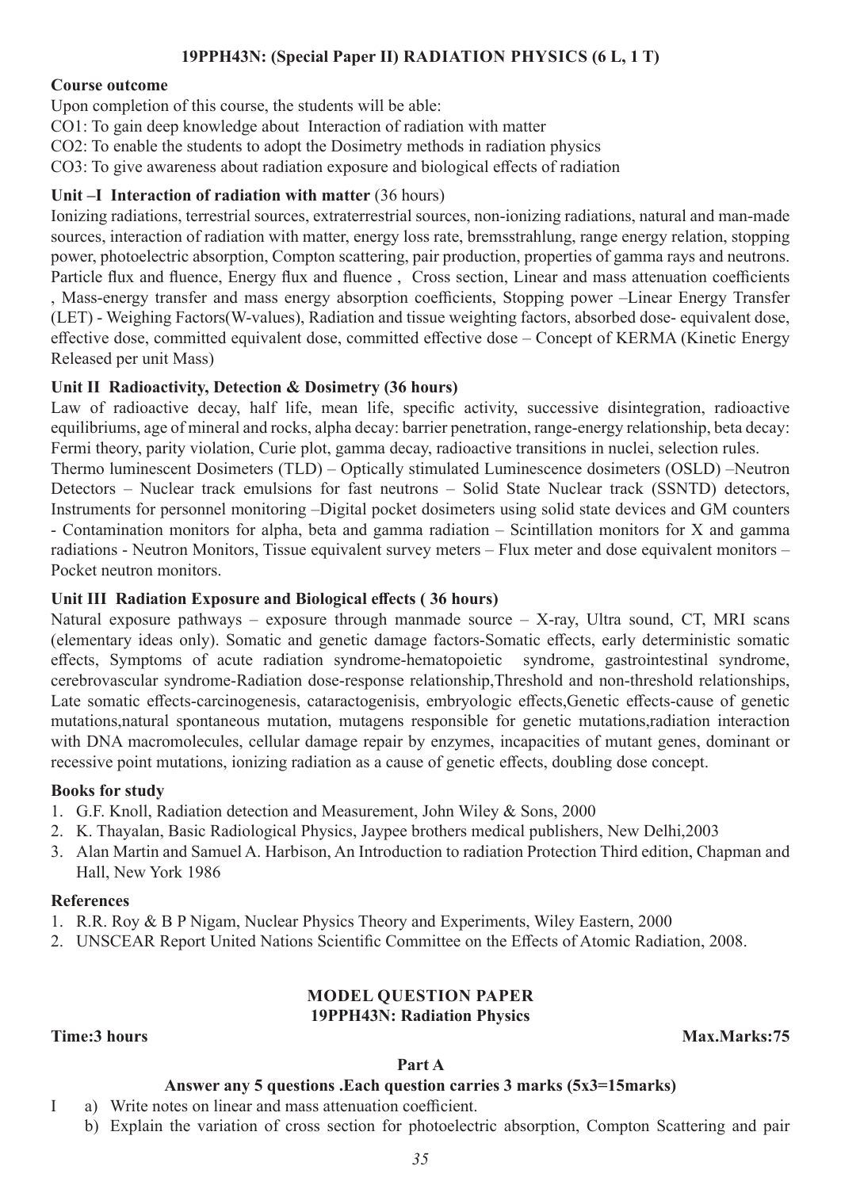### 19PPH43N: (Special Paper II) RADIATION PHYSICS (6 L, 1 T)

**Course outcome**

Upon completion of this course, the students will be able:

CO1: To gain deep knowledge about Interaction of radiation with matter

CO2: To enable the students to adopt the Dosimetry methods in radiation physics

CO3: To give awareness about radiation exposure and biological effects of radiation

**Unit –I Interaction of radiation with matter** (36 hours)

Ionizing radiations, terrestrial sources, extraterrestrial sources, non-ionizing radiations, natural and man-made sources, interaction of radiation with matter, energy loss rate, bremsstrahlung, range energy relation, stopping power, photoelectric absorption, Compton scattering, pair production, properties of gamma rays and neutrons. Particle flux and fluence, Energy flux and fluence , Cross section, Linear and mass attenuation coefficients , Mass-energy transfer and mass energy absorption coefficients, Stopping power –Linear Energy Transfer (LET) - Weighing Factors(W-values), Radiation and tissue weighting factors, absorbed dose- equivalent dose, effective dose, committed equivalent dose, committed effective dose – Concept of KERMA (Kinetic Energy Released per unit Mass)

**Unit II Radioactivity, Detection & Dosimetry (36 hours)**

Law of radioactive decay, half life, mean life, specific activity, successive disintegration, radioactive equilibriums, age of mineral and rocks, alpha decay: barrier penetration, range-energy relationship, beta decay: Fermi theory, parity violation, Curie plot, gamma decay, radioactive transitions in nuclei, selection rules.

Thermo luminescent Dosimeters (TLD) – Optically stimulated Luminescence dosimeters (OSLD) –Neutron Detectors – Nuclear track emulsions for fast neutrons – Solid State Nuclear track (SSNTD) detectors, Instruments for personnel monitoring –Digital pocket dosimeters using solid state devices and GM counters - Contamination monitors for alpha, beta and gamma radiation – Scintillation monitors for X and gamma radiations - Neutron Monitors, Tissue equivalent survey meters – Flux meter and dose equivalent monitors – Pocket neutron monitors.

**Unit III Radiation Exposure and Biological effects ( 36 hours)**

Natural exposure pathways – exposure through manmade source – X-ray, Ultra sound, CT, MRI scans (elementary ideas only). Somatic and genetic damage factors-Somatic effects, early deterministic somatic effects, Symptoms of acute radiation syndrome-hematopoietic syndrome, gastrointestinal syndrome, cerebrovascular syndrome-Radiation dose-response relationship,Threshold and non-threshold relationships, Late somatic effects-carcinogenesis, cataractogenisis, embryologic effects,Genetic effects-cause of genetic mutations,natural spontaneous mutation, mutagens responsible for genetic mutations,radiation interaction with DNA macromolecules, cellular damage repair by enzymes, incapacities of mutant genes, dominant or recessive point mutations, ionizing radiation as a cause of genetic effects, doubling dose concept.

**Books for study**

1. G.F. Knoll, Radiation detection and Measurement, John Wiley & Sons, 2000
2. K. Thayalan, Basic Radiological Physics, Jaypee brothers medical publishers, New Delhi,2003
3. Alan Martin and Samuel A. Harbison, An Introduction to radiation Protection Third edition, Chapman and Hall, New York 1986

**References**

1. R.R. Roy & B P Nigam, Nuclear Physics Theory and Experiments, Wiley Eastern, 2000
2. UNSCEAR Report United Nations Scientific Committee on the Effects of Atomic Radiation, 2008.

### MODEL QUESTION PAPER
### 19PPH43N: Radiation Physics

**Time:3 hours** **Max.Marks:75**

**Part A**

**Answer any 5 questions .Each question carries 3 marks (5x3=15marks)**

I a) Write notes on linear and mass attenuation coefficient.

b) Explain the variation of cross section for photoelectric absorption, Compton Scattering and pair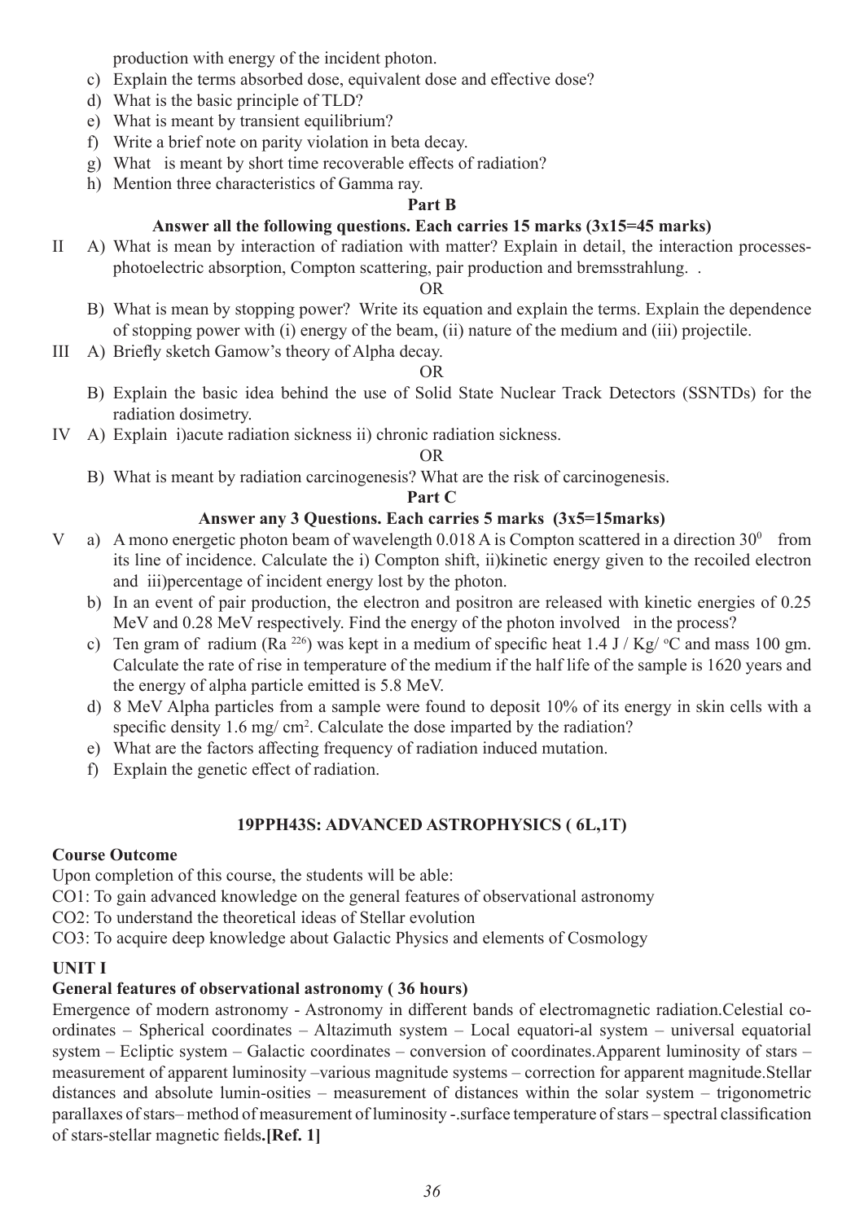production with energy of the incident photon.

c) Explain the terms absorbed dose, equivalent dose and effective dose?
d) What is the basic principle of TLD?
e) What is meant by transient equilibrium?
f) Write a brief note on parity violation in beta decay.
g) What is meant by short time recoverable effects of radiation?
h) Mention three characteristics of Gamma ray.

**Part B**

**Answer all the following questions. Each carries 15 marks (3x15=45 marks)**

II A) What is mean by interaction of radiation with matter? Explain in detail, the interaction processes- photoelectric absorption, Compton scattering, pair production and bremsstrahlung. .

OR

B) What is mean by stopping power? Write its equation and explain the terms. Explain the dependence of stopping power with (i) energy of the beam, (ii) nature of the medium and (iii) projectile.

III A) Briefly sketch Gamow's theory of Alpha decay.

OR

B) Explain the basic idea behind the use of Solid State Nuclear Track Detectors (SSNTDs) for the radiation dosimetry.

IV A) Explain i)acute radiation sickness ii) chronic radiation sickness.

OR

B) What is meant by radiation carcinogenesis? What are the risk of carcinogenesis.

**Part C**

**Answer any 3 Questions. Each carries 5 marks (3x5=15marks)**

V a) A mono energetic photon beam of wavelength 0.018 A is Compton scattered in a direction $30^0$ from its line of incidence. Calculate the i) Compton shift, ii)kinetic energy given to the recoiled electron and iii)percentage of incident energy lost by the photon.

b) In an event of pair production, the electron and positron are released with kinetic energies of 0.25 MeV and 0.28 MeV respectively. Find the energy of the photon involved in the process?

c) Ten gram of radium ($Ra^{226}$) was kept in a medium of specific heat 1.4 J / Kg/ $^oC$ and mass 100 gm. Calculate the rate of rise in temperature of the medium if the half life of the sample is 1620 years and the energy of alpha particle emitted is 5.8 MeV.

d) 8 MeV Alpha particles from a sample were found to deposit 10% of its energy in skin cells with a specific density 1.6 mg/ $cm^2$. Calculate the dose imparted by the radiation?

e) What are the factors affecting frequency of radiation induced mutation.

f) Explain the genetic effect of radiation.

## 19PPH43S: ADVANCED ASTROPHYSICS ( 6L,1T)

**Course Outcome**

Upon completion of this course, the students will be able:

CO1: To gain advanced knowledge on the general features of observational astronomy

CO2: To understand the theoretical ideas of Stellar evolution

CO3: To acquire deep knowledge about Galactic Physics and elements of Cosmology

**UNIT I**

**General features of observational astronomy ( 36 hours)**

Emergence of modern astronomy - Astronomy in different bands of electromagnetic radiation.Celestial co-ordinates – Spherical coordinates – Altazimuth system – Local equatori-al system – universal equatorial system – Ecliptic system – Galactic coordinates – conversion of coordinates.Apparent luminosity of stars – measurement of apparent luminosity –various magnitude systems – correction for apparent magnitude.Stellar distances and absolute lumin-osities – measurement of distances within the solar system – trigonometric parallaxes of stars– method of measurement of luminosity -.surface temperature of stars – spectral classification of stars-stellar magnetic fields**.[Ref. 1]**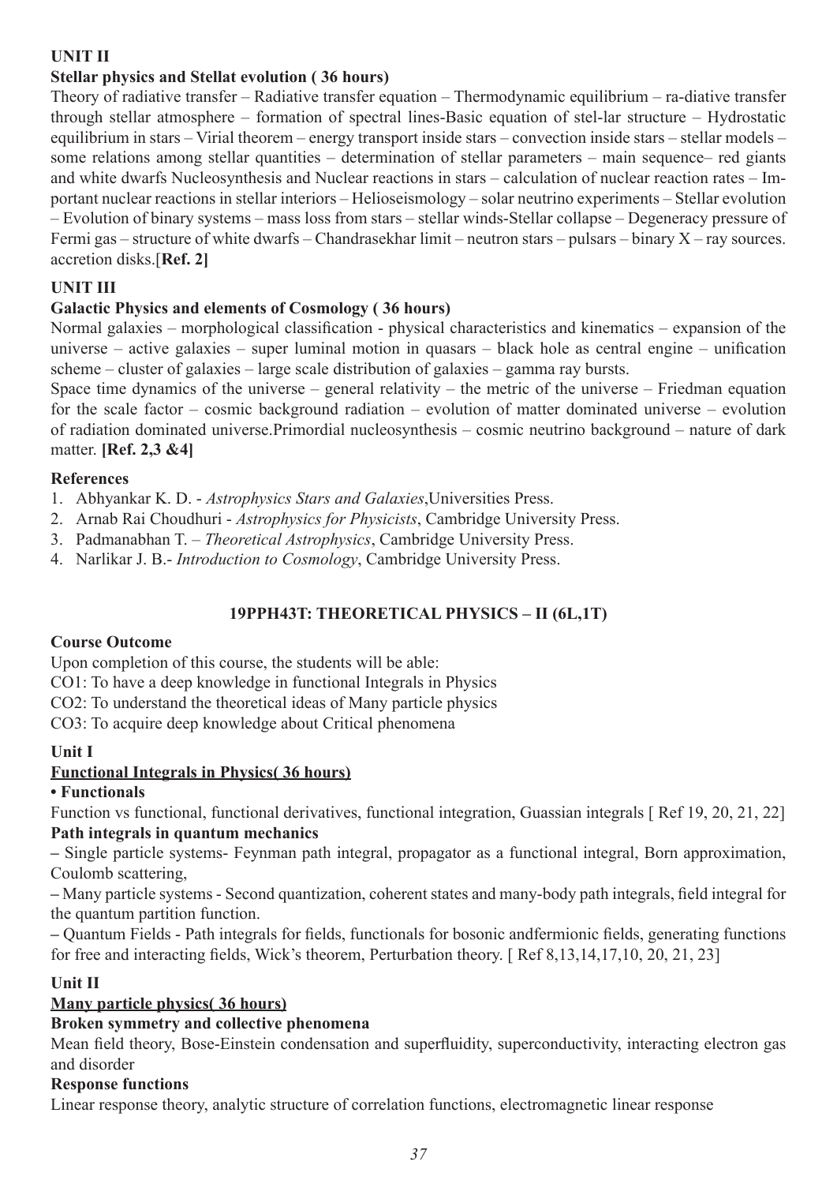**UNIT II**

**Stellar physics and Stellat evolution ( 36 hours)**

Theory of radiative transfer – Radiative transfer equation – Thermodynamic equilibrium – ra-diative transfer through stellar atmosphere – formation of spectral lines-Basic equation of stel-lar structure – Hydrostatic equilibrium in stars – Virial theorem – energy transport inside stars – convection inside stars – stellar models – some relations among stellar quantities – determination of stellar parameters – main sequence– red giants and white dwarfs Nucleosynthesis and Nuclear reactions in stars – calculation of nuclear reaction rates – Im-portant nuclear reactions in stellar interiors – Helioseismology – solar neutrino experiments – Stellar evolution – Evolution of binary systems – mass loss from stars – stellar winds-Stellar collapse – Degeneracy pressure of Fermi gas – structure of white dwarfs – Chandrasekhar limit – neutron stars – pulsars – binary X – ray sources. accretion disks.[**Ref. 2]**

**UNIT III**

**Galactic Physics and elements of Cosmology ( 36 hours)**

Normal galaxies – morphological classification - physical characteristics and kinematics – expansion of the universe – active galaxies – super luminal motion in quasars – black hole as central engine – unification scheme – cluster of galaxies – large scale distribution of galaxies – gamma ray bursts.

Space time dynamics of the universe – general relativity – the metric of the universe – Friedman equation for the scale factor – cosmic background radiation – evolution of matter dominated universe – evolution of radiation dominated universe.Primordial nucleosynthesis – cosmic neutrino background – nature of dark matter. **[Ref. 2,3 &4]**

**References**

1. Abhyankar K. D. - *Astrophysics Stars and Galaxies*,Universities Press.
2. Arnab Rai Choudhuri - *Astrophysics for Physicists*, Cambridge University Press.
3. Padmanabhan T. – *Theoretical Astrophysics*, Cambridge University Press.
4. Narlikar J. B.- *Introduction to Cosmology*, Cambridge University Press.

## 19PPH43T: THEORETICAL PHYSICS – II (6L,1T)

**Course Outcome**

Upon completion of this course, the students will be able:

CO1: To have a deep knowledge in functional Integrals in Physics

CO2: To understand the theoretical ideas of Many particle physics

CO3: To acquire deep knowledge about Critical phenomena

**Unit I**

**Functional Integrals in Physics( 36 hours)**

**• Functionals**

Function vs functional, functional derivatives, functional integration, Guassian integrals [ Ref 19, 20, 21, 22]

**Path integrals in quantum mechanics**

– Single particle systems- Feynman path integral, propagator as a functional integral, Born approximation, Coulomb scattering,

– Many particle systems - Second quantization, coherent states and many-body path integrals, field integral for the quantum partition function.

– Quantum Fields - Path integrals for fields, functionals for bosonic andfermionic fields, generating functions for free and interacting fields, Wick's theorem, Perturbation theory. [ Ref 8,13,14,17,10, 20, 21, 23]

**Unit II**

**Many particle physics( 36 hours)**

**Broken symmetry and collective phenomena**

Mean field theory, Bose-Einstein condensation and superfluidity, superconductivity, interacting electron gas and disorder

**Response functions**

Linear response theory, analytic structure of correlation functions, electromagnetic linear response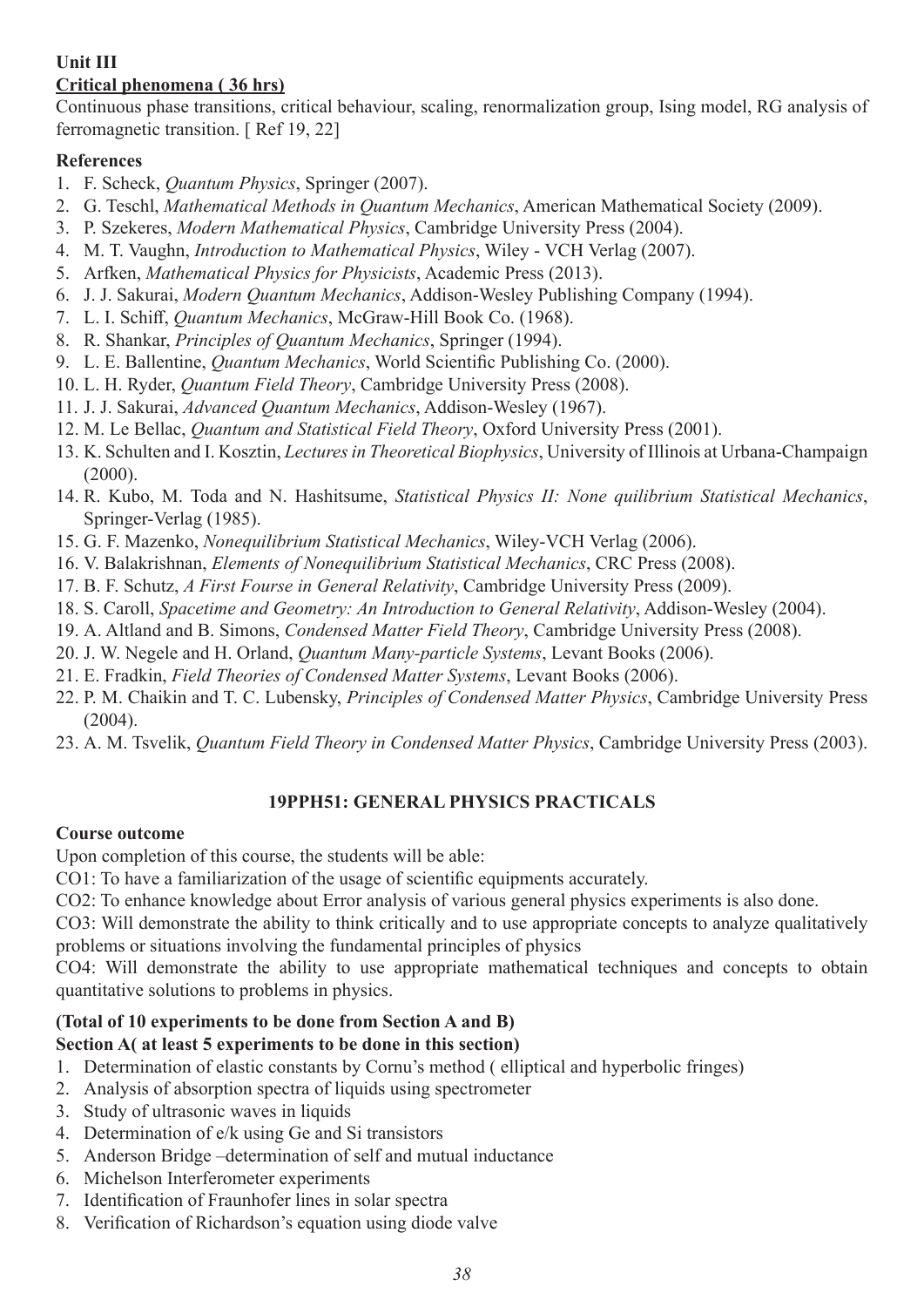**Unit III**

**Critical phenomena ( 36 hrs)**

Continuous phase transitions, critical behaviour, scaling, renormalization group, Ising model, RG analysis of ferromagnetic transition. [ Ref 19, 22]

**References**

1. F. Scheck, *Quantum Physics*, Springer (2007).
2. G. Teschl, *Mathematical Methods in Quantum Mechanics*, American Mathematical Society (2009).
3. P. Szekeres, *Modern Mathematical Physics*, Cambridge University Press (2004).
4. M. T. Vaughn, *Introduction to Mathematical Physics*, Wiley - VCH Verlag (2007).
5. Arfken, *Mathematical Physics for Physicists*, Academic Press (2013).
6. J. J. Sakurai, *Modern Quantum Mechanics*, Addison-Wesley Publishing Company (1994).
7. L. I. Schiff, *Quantum Mechanics*, McGraw-Hill Book Co. (1968).
8. R. Shankar, *Principles of Quantum Mechanics*, Springer (1994).
9. L. E. Ballentine, *Quantum Mechanics*, World Scientific Publishing Co. (2000).
10. L. H. Ryder, *Quantum Field Theory*, Cambridge University Press (2008).
11. J. J. Sakurai, *Advanced Quantum Mechanics*, Addison-Wesley (1967).
12. M. Le Bellac, *Quantum and Statistical Field Theory*, Oxford University Press (2001).
13. K. Schulten and I. Kosztin, *Lectures in Theoretical Biophysics*, University of Illinois at Urbana-Champaign (2000).
14. R. Kubo, M. Toda and N. Hashitsume, *Statistical Physics II: None quilibrium Statistical Mechanics*, Springer-Verlag (1985).
15. G. F. Mazenko, *Nonequilibrium Statistical Mechanics*, Wiley-VCH Verlag (2006).
16. V. Balakrishnan, *Elements of Nonequilibrium Statistical Mechanics*, CRC Press (2008).
17. B. F. Schutz, *A First Fourse in General Relativity*, Cambridge University Press (2009).
18. S. Caroll, *Spacetime and Geometry: An Introduction to General Relativity*, Addison-Wesley (2004).
19. A. Altland and B. Simons, *Condensed Matter Field Theory*, Cambridge University Press (2008).
20. J. W. Negele and H. Orland, *Quantum Many-particle Systems*, Levant Books (2006).
21. E. Fradkin, *Field Theories of Condensed Matter Systems*, Levant Books (2006).
22. P. M. Chaikin and T. C. Lubensky, *Principles of Condensed Matter Physics*, Cambridge University Press (2004).
23. A. M. Tsvelik, *Quantum Field Theory in Condensed Matter Physics*, Cambridge University Press (2003).

## 19PPH51: GENERAL PHYSICS PRACTICALS

**Course outcome**

Upon completion of this course, the students will be able:

CO1: To have a familiarization of the usage of scientific equipments accurately.

CO2: To enhance knowledge about Error analysis of various general physics experiments is also done.

CO3: Will demonstrate the ability to think critically and to use appropriate concepts to analyze qualitatively problems or situations involving the fundamental principles of physics

CO4: Will demonstrate the ability to use appropriate mathematical techniques and concepts to obtain quantitative solutions to problems in physics.

**(Total of 10 experiments to be done from Section A and B)**

**Section A( at least 5 experiments to be done in this section)**

1. Determination of elastic constants by Cornu's method ( elliptical and hyperbolic fringes)
2. Analysis of absorption spectra of liquids using spectrometer
3. Study of ultrasonic waves in liquids
4. Determination of e/k using Ge and Si transistors
5. Anderson Bridge –determination of self and mutual inductance
6. Michelson Interferometer experiments
7. Identification of Fraunhofer lines in solar spectra
8. Verification of Richardson's equation using diode valve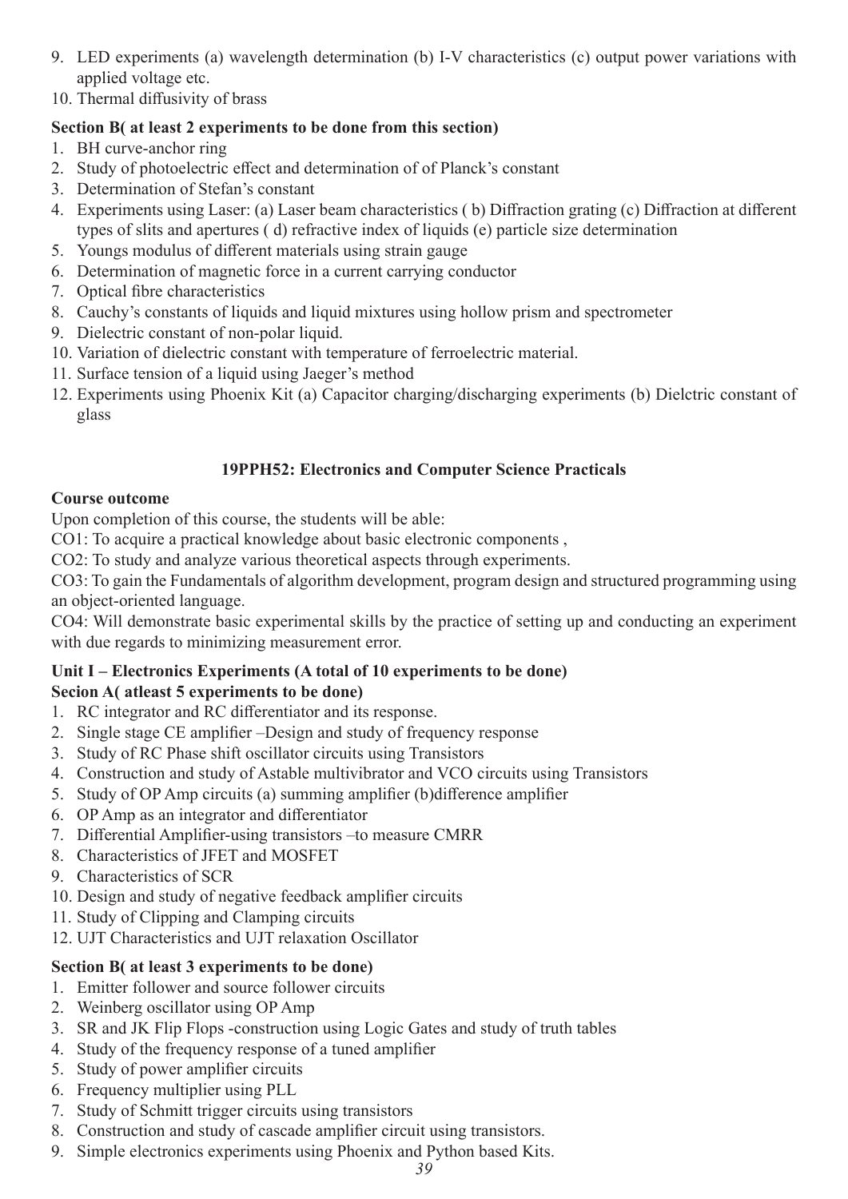9. LED experiments (a) wavelength determination (b) I-V characteristics (c) output power variations with applied voltage etc.
10. Thermal diffusivity of brass

**Section B( at least 2 experiments to be done from this section)**

1. BH curve-anchor ring
2. Study of photoelectric effect and determination of of Planck's constant
3. Determination of Stefan's constant
4. Experiments using Laser: (a) Laser beam characteristics ( b) Diffraction grating (c) Diffraction at different types of slits and apertures ( d) refractive index of liquids (e) particle size determination
5. Youngs modulus of different materials using strain gauge
6. Determination of magnetic force in a current carrying conductor
7. Optical fibre characteristics
8. Cauchy's constants of liquids and liquid mixtures using hollow prism and spectrometer
9. Dielectric constant of non-polar liquid.
10. Variation of dielectric constant with temperature of ferroelectric material.
11. Surface tension of a liquid using Jaeger's method
12. Experiments using Phoenix Kit (a) Capacitor charging/discharging experiments (b) Dielctric constant of glass

## 19PPH52: Electronics and Computer Science Practicals

**Course outcome**

Upon completion of this course, the students will be able:

CO1: To acquire a practical knowledge about basic electronic components ,

CO2: To study and analyze various theoretical aspects through experiments.

CO3: To gain the Fundamentals of algorithm development, program design and structured programming using an object-oriented language.

CO4: Will demonstrate basic experimental skills by the practice of setting up and conducting an experiment with due regards to minimizing measurement error.

**Unit I – Electronics Experiments (A total of 10 experiments to be done)**

**Secion A( atleast 5 experiments to be done)**

1. RC integrator and RC differentiator and its response.
2. Single stage CE amplifier –Design and study of frequency response
3. Study of RC Phase shift oscillator circuits using Transistors
4. Construction and study of Astable multivibrator and VCO circuits using Transistors
5. Study of OP Amp circuits (a) summing amplifier (b)difference amplifier
6. OP Amp as an integrator and differentiator
7. Differential Amplifier-using transistors –to measure CMRR
8. Characteristics of JFET and MOSFET
9. Characteristics of SCR
10. Design and study of negative feedback amplifier circuits
11. Study of Clipping and Clamping circuits
12. UJT Characteristics and UJT relaxation Oscillator

**Section B( at least 3 experiments to be done)**

1. Emitter follower and source follower circuits
2. Weinberg oscillator using OP Amp
3. SR and JK Flip Flops -construction using Logic Gates and study of truth tables
4. Study of the frequency response of a tuned amplifier
5. Study of power amplifier circuits
6. Frequency multiplier using PLL
7. Study of Schmitt trigger circuits using transistors
8. Construction and study of cascade amplifier circuit using transistors.
9. Simple electronics experiments using Phoenix and Python based Kits.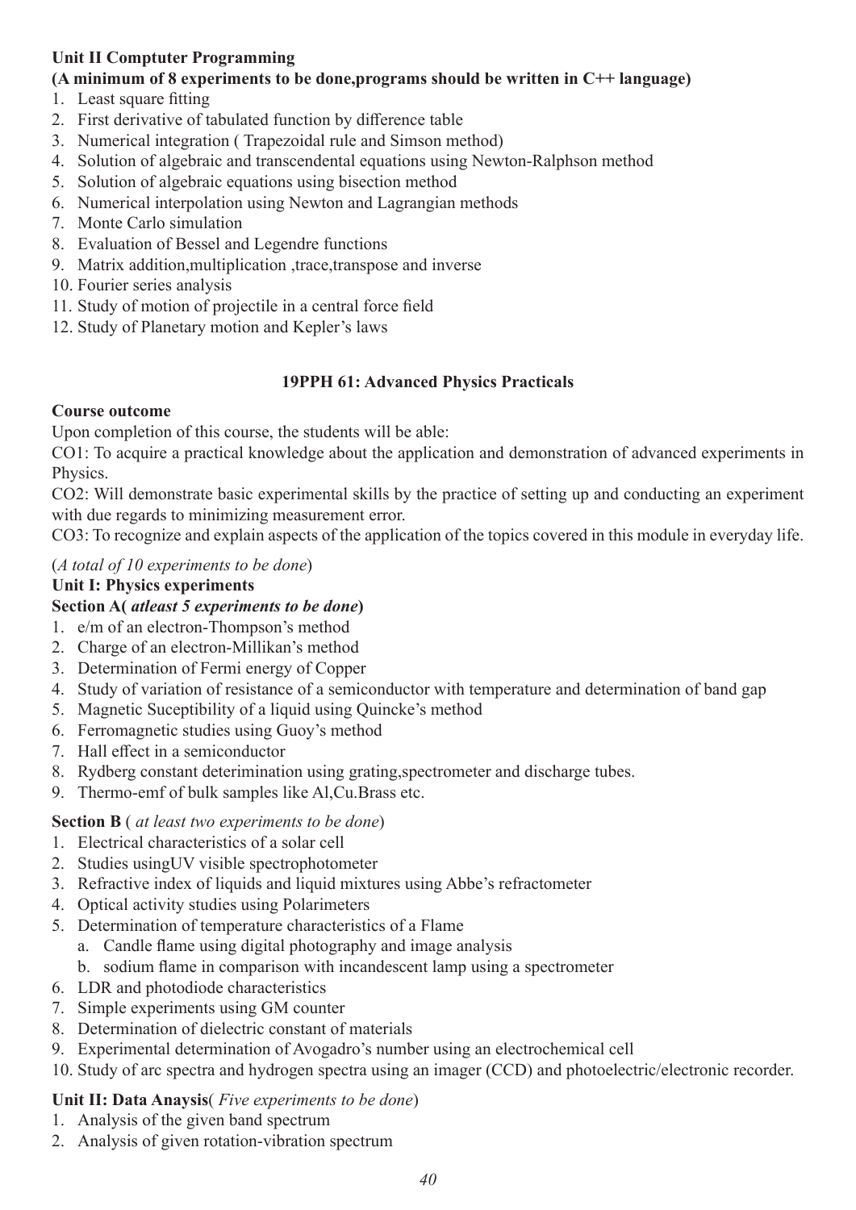**Unit II Comptuter Programming**

**(A minimum of 8 experiments to be done,programs should be written in C++ language)**

1. Least square fitting
2. First derivative of tabulated function by difference table
3. Numerical integration ( Trapezoidal rule and Simson method)
4. Solution of algebraic and transcendental equations using Newton-Ralphson method
5. Solution of algebraic equations using bisection method
6. Numerical interpolation using Newton and Lagrangian methods
7. Monte Carlo simulation
8. Evaluation of Bessel and Legendre functions
9. Matrix addition,multiplication ,trace,transpose and inverse
10. Fourier series analysis
11. Study of motion of projectile in a central force field
12. Study of Planetary motion and Kepler's laws

## 19PPH 61: Advanced Physics Practicals

**Course outcome**

Upon completion of this course, the students will be able:

CO1: To acquire a practical knowledge about the application and demonstration of advanced experiments in Physics.

CO2: Will demonstrate basic experimental skills by the practice of setting up and conducting an experiment with due regards to minimizing measurement error.

CO3: To recognize and explain aspects of the application of the topics covered in this module in everyday life.

(*A total of 10 experiments to be done*)

**Unit I: Physics experiments**

**Section A(** ***atleast 5 experiments to be done*****)**

1. e/m of an electron-Thompson's method
2. Charge of an electron-Millikan's method
3. Determination of Fermi energy of Copper
4. Study of variation of resistance of a semiconductor with temperature and determination of band gap
5. Magnetic Suceptibility of a liquid using Quincke's method
6. Ferromagnetic studies using Guoy's method
7. Hall effect in a semiconductor
8. Rydberg constant deterimination using grating,spectrometer and discharge tubes.
9. Thermo-emf of bulk samples like Al,Cu.Brass etc.

**Section B** ( *at least two experiments to be done*)

1. Electrical characteristics of a solar cell
2. Studies usingUV visible spectrophotometer
3. Refractive index of liquids and liquid mixtures using Abbe's refractometer
4. Optical activity studies using Polarimeters
5. Determination of temperature characteristics of a Flame
   a. Candle flame using digital photography and image analysis
   b. sodium flame in comparison with incandescent lamp using a spectrometer
6. LDR and photodiode characteristics
7. Simple experiments using GM counter
8. Determination of dielectric constant of materials
9. Experimental determination of Avogadro's number using an electrochemical cell
10. Study of arc spectra and hydrogen spectra using an imager (CCD) and photoelectric/electronic recorder.

**Unit II: Data Anaysis**( *Five experiments to be done*)

1. Analysis of the given band spectrum
2. Analysis of given rotation-vibration spectrum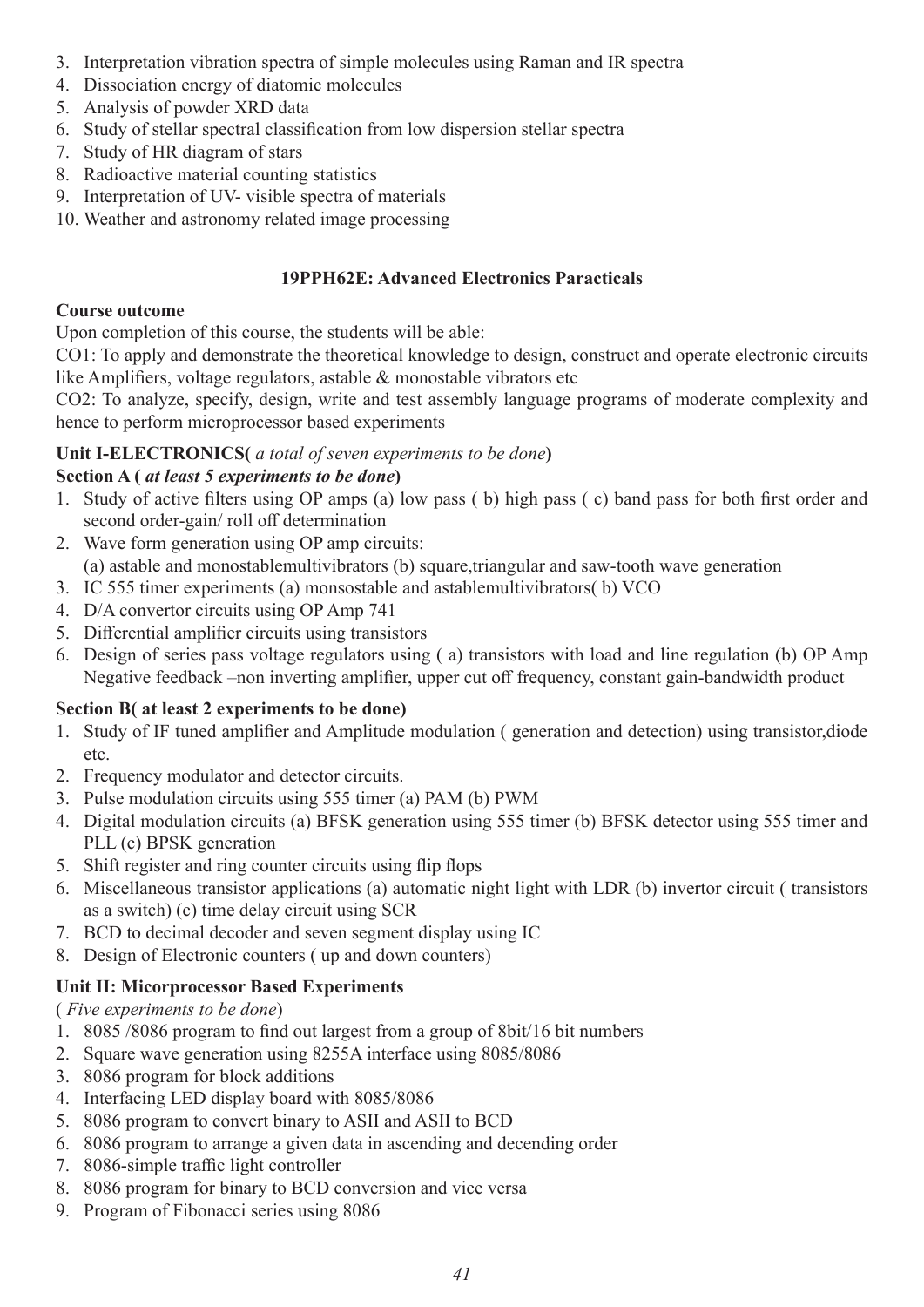3. Interpretation vibration spectra of simple molecules using Raman and IR spectra
4. Dissociation energy of diatomic molecules
5. Analysis of powder XRD data
6. Study of stellar spectral classification from low dispersion stellar spectra
7. Study of HR diagram of stars
8. Radioactive material counting statistics
9. Interpretation of UV- visible spectra of materials
10. Weather and astronomy related image processing

## 19PPH62E: Advanced Electronics Paracticals

**Course outcome**

Upon completion of this course, the students will be able:

CO1: To apply and demonstrate the theoretical knowledge to design, construct and operate electronic circuits like Amplifiers, voltage regulators, astable & monostable vibrators etc

CO2: To analyze, specify, design, write and test assembly language programs of moderate complexity and hence to perform microprocessor based experiments

**Unit I-ELECTRONICS(** *a total of seven experiments to be done***)**

**Section A (** ***at least 5 experiments to be done*****)**

1. Study of active filters using OP amps (a) low pass ( b) high pass ( c) band pass for both first order and second order-gain/ roll off determination
2. Wave form generation using OP amp circuits:
   (a) astable and monostablemultivibrators (b) square,triangular and saw-tooth wave generation
3. IC 555 timer experiments (a) monsostable and astablemultivibrators( b) VCO
4. D/A convertor circuits using OP Amp 741
5. Differential amplifier circuits using transistors
6. Design of series pass voltage regulators using ( a) transistors with load and line regulation (b) OP Amp Negative feedback –non inverting amplifier, upper cut off frequency, constant gain-bandwidth product

**Section B( at least 2 experiments to be done)**

1. Study of IF tuned amplifier and Amplitude modulation ( generation and detection) using transistor,diode etc.
2. Frequency modulator and detector circuits.
3. Pulse modulation circuits using 555 timer (a) PAM (b) PWM
4. Digital modulation circuits (a) BFSK generation using 555 timer (b) BFSK detector using 555 timer and PLL (c) BPSK generation
5. Shift register and ring counter circuits using flip flops
6. Miscellaneous transistor applications (a) automatic night light with LDR (b) invertor circuit ( transistors as a switch) (c) time delay circuit using SCR
7. BCD to decimal decoder and seven segment display using IC
8. Design of Electronic counters ( up and down counters)

**Unit II: Micorprocessor Based Experiments**

( *Five experiments to be done*)

1. 8085 /8086 program to find out largest from a group of 8bit/16 bit numbers
2. Square wave generation using 8255A interface using 8085/8086
3. 8086 program for block additions
4. Interfacing LED display board with 8085/8086
5. 8086 program to convert binary to ASII and ASII to BCD
6. 8086 program to arrange a given data in ascending and decending order
7. 8086-simple traffic light controller
8. 8086 program for binary to BCD conversion and vice versa
9. Program of Fibonacci series using 8086